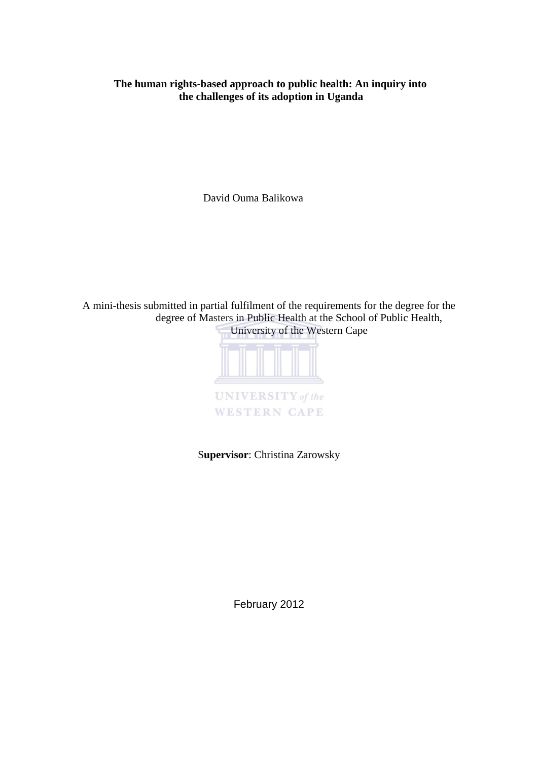**The human rights-based approach to public health: An inquiry into the challenges of its adoption in Uganda**

David Ouma Balikowa

A mini-thesis submitted in partial fulfilment of the requirements for the degree for the degree of Masters in Public Health at the School of Public Health, University of the Western Cape

S**upervisor**: Christina Zarowsky

February 2012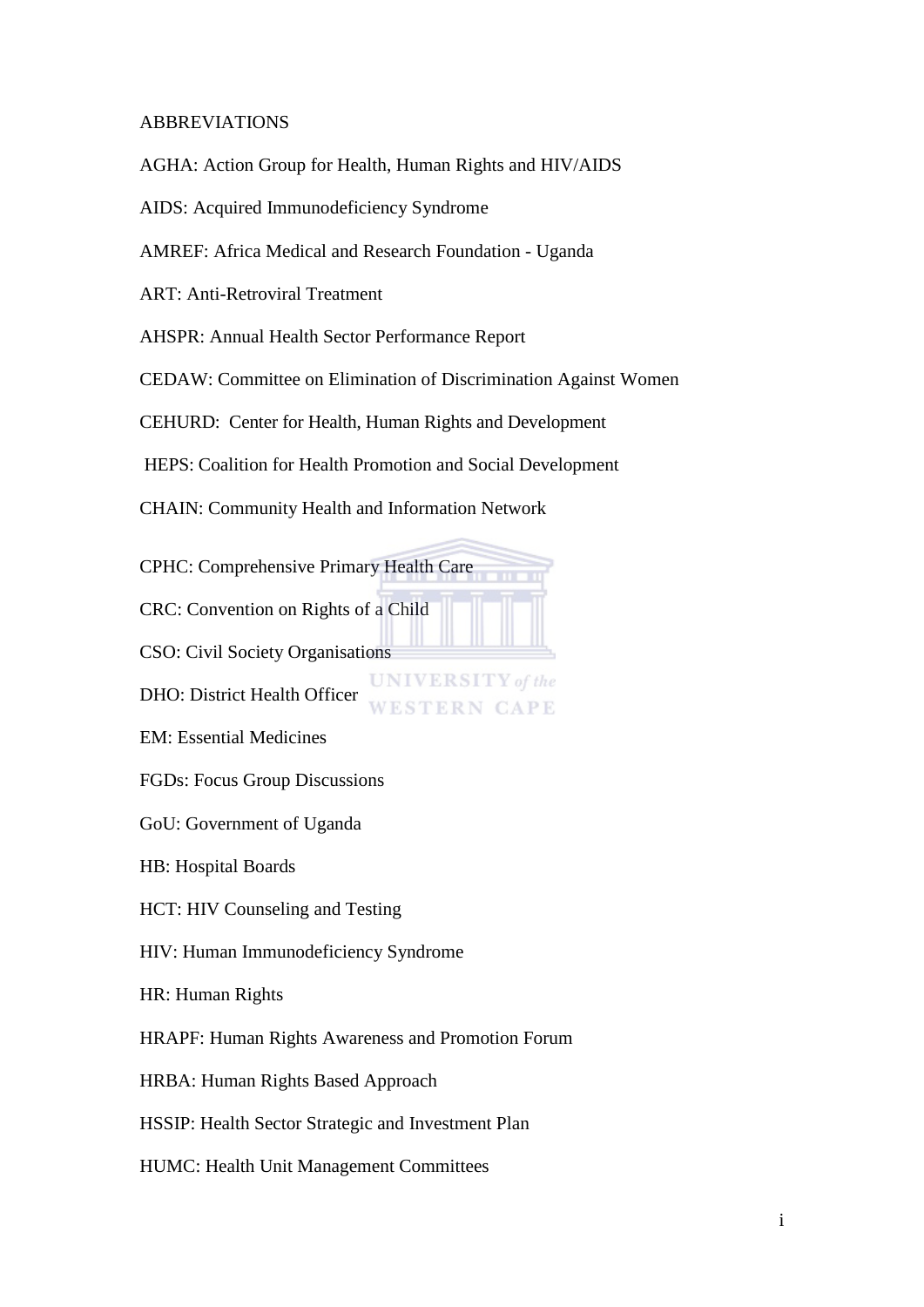ABBREVIATIONS

AGHA: Action Group for Health, Human Rights and HIV/AIDS

AIDS: Acquired Immunodeficiency Syndrome

AMREF: Africa Medical and Research Foundation - Uganda

ART: Anti-Retroviral Treatment

AHSPR: Annual Health Sector Performance Report

CEDAW: Committee on Elimination of Discrimination Against Women

CEHURD: Center for Health, Human Rights and Development

HEPS: Coalition for Health Promotion and Social Development

CHAIN: Community Health and Information Network

CPHC: Comprehensive Primary Health Care

CRC: Convention on Rights of a Child

CSO: Civil Society Organisations

DHO: District Health Officer

EM: Essential Medicines

FGDs: Focus Group Discussions

GoU: Government of Uganda

HB: Hospital Boards

HCT: HIV Counseling and Testing

HIV: Human Immunodeficiency Syndrome

HR: Human Rights

HRAPF: Human Rights Awareness and Promotion Forum

HRBA: Human Rights Based Approach

HSSIP: Health Sector Strategic and Investment Plan

HUMC: Health Unit Management Committees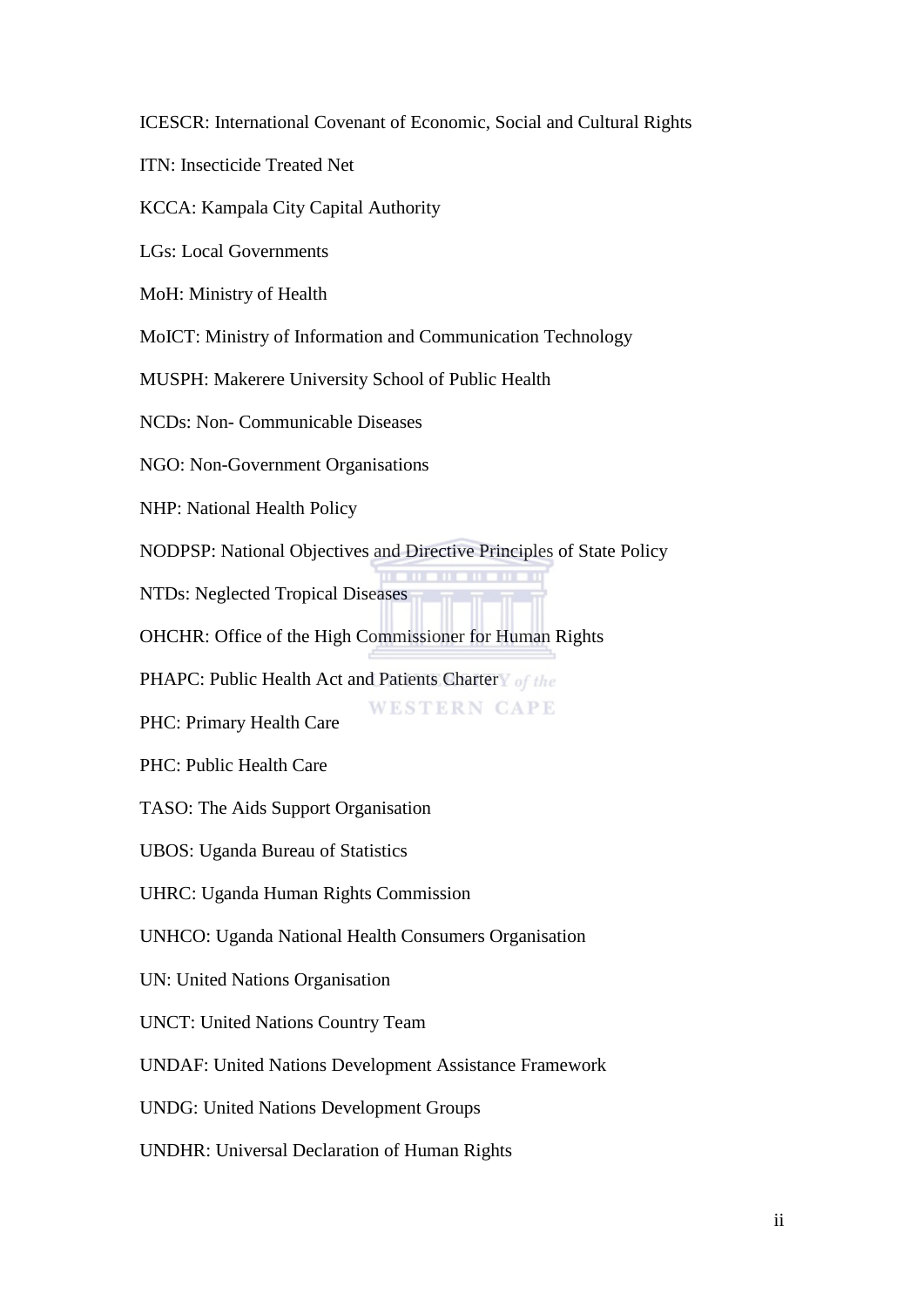ICESCR: International Covenant of Economic, Social and Cultural Rights

ITN: Insecticide Treated Net

KCCA: Kampala City Capital Authority

LGs: Local Governments

MoH: Ministry of Health

MoICT: Ministry of Information and Communication Technology

MUSPH: Makerere University School of Public Health

NCDs: Non- Communicable Diseases

NGO: Non-Government Organisations

NHP: National Health Policy

NODPSP: National Objectives and Directive Principles of State Policy

NTDs: Neglected Tropical Diseases

OHCHR: Office of the High Commissioner for Human Rights

PHAPC: Public Health Act and Patients Charter

PHC: Primary Health Care

PHC: Public Health Care

TASO: The Aids Support Organisation

UBOS: Uganda Bureau of Statistics

UHRC: Uganda Human Rights Commission

UNHCO: Uganda National Health Consumers Organisation

UN: United Nations Organisation

UNCT: United Nations Country Team

UNDAF: United Nations Development Assistance Framework

UNDG: United Nations Development Groups

UNDHR: Universal Declaration of Human Rights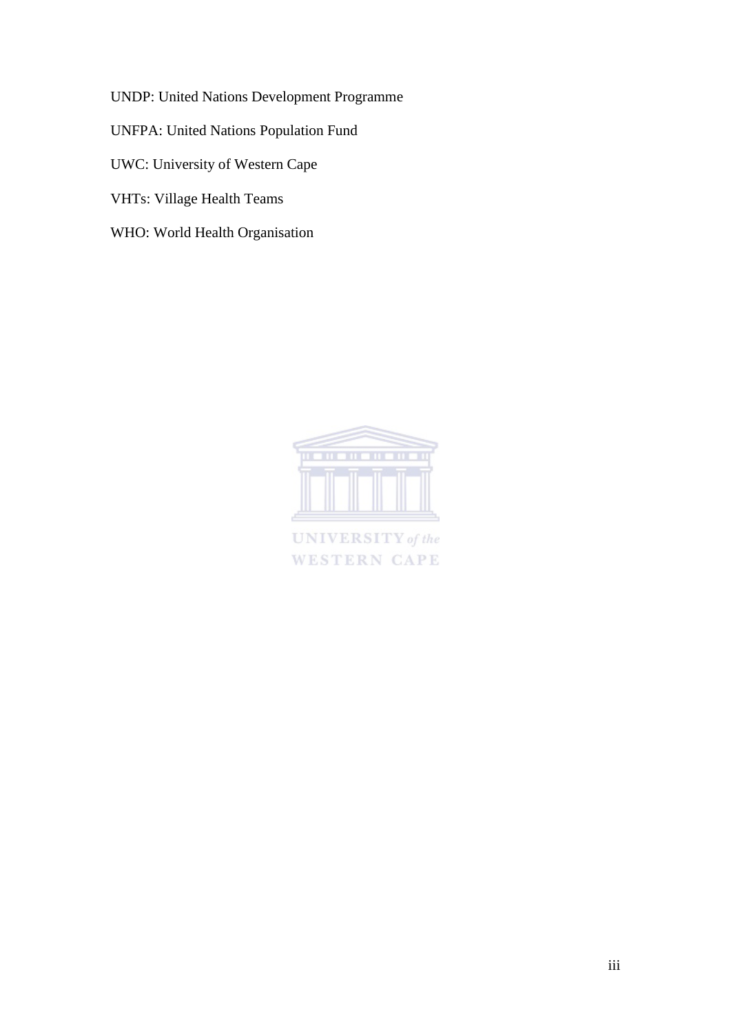UNDP: United Nations Development Programme

UNFPA: United Nations Population Fund

UWC: University of Western Cape

VHTs: Village Health Teams

WHO: World Health Organisation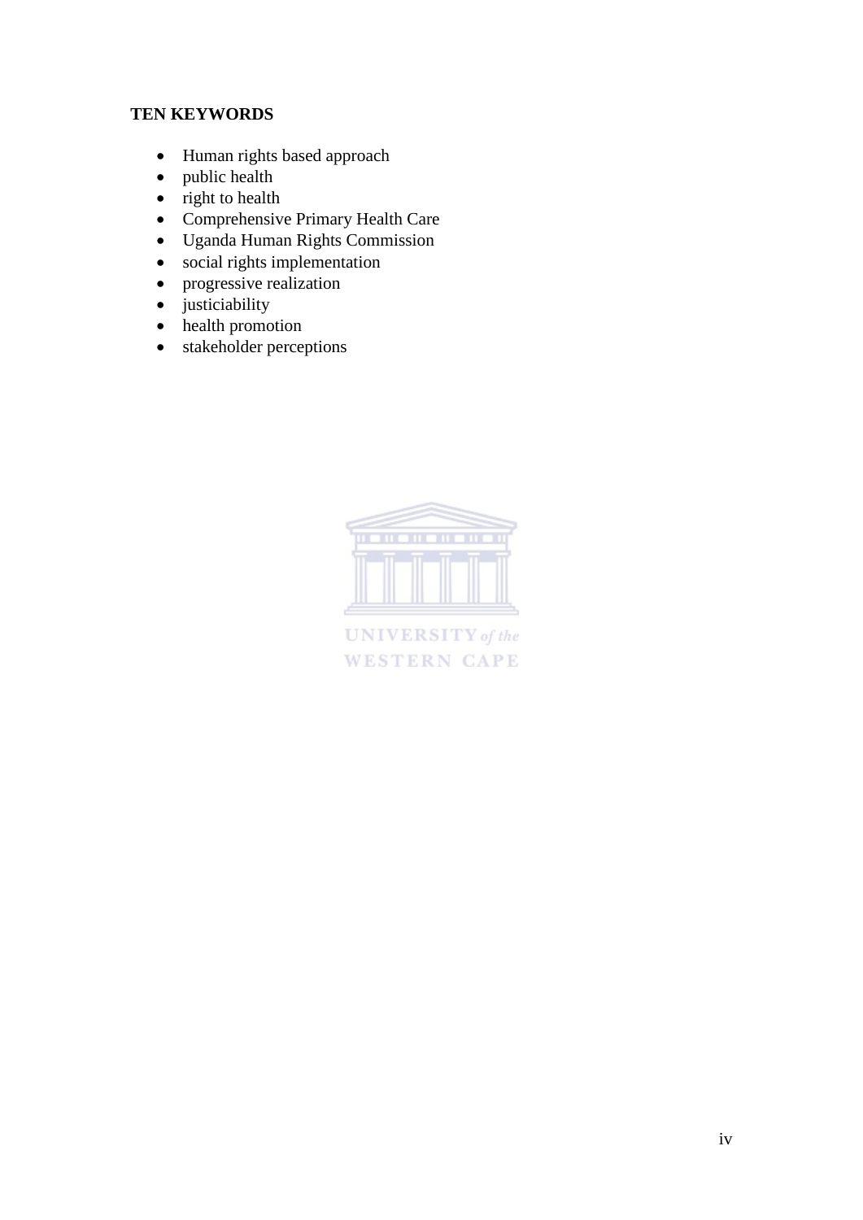## TEN KEYWORDS

- Human rights based approach
- public health
- right to health
- Comprehensive Primary Health Care
- Uganda Human Rights Commission
- social rights implementation
- progressive realization
- justiciability
- health promotion
- stakeholder perceptions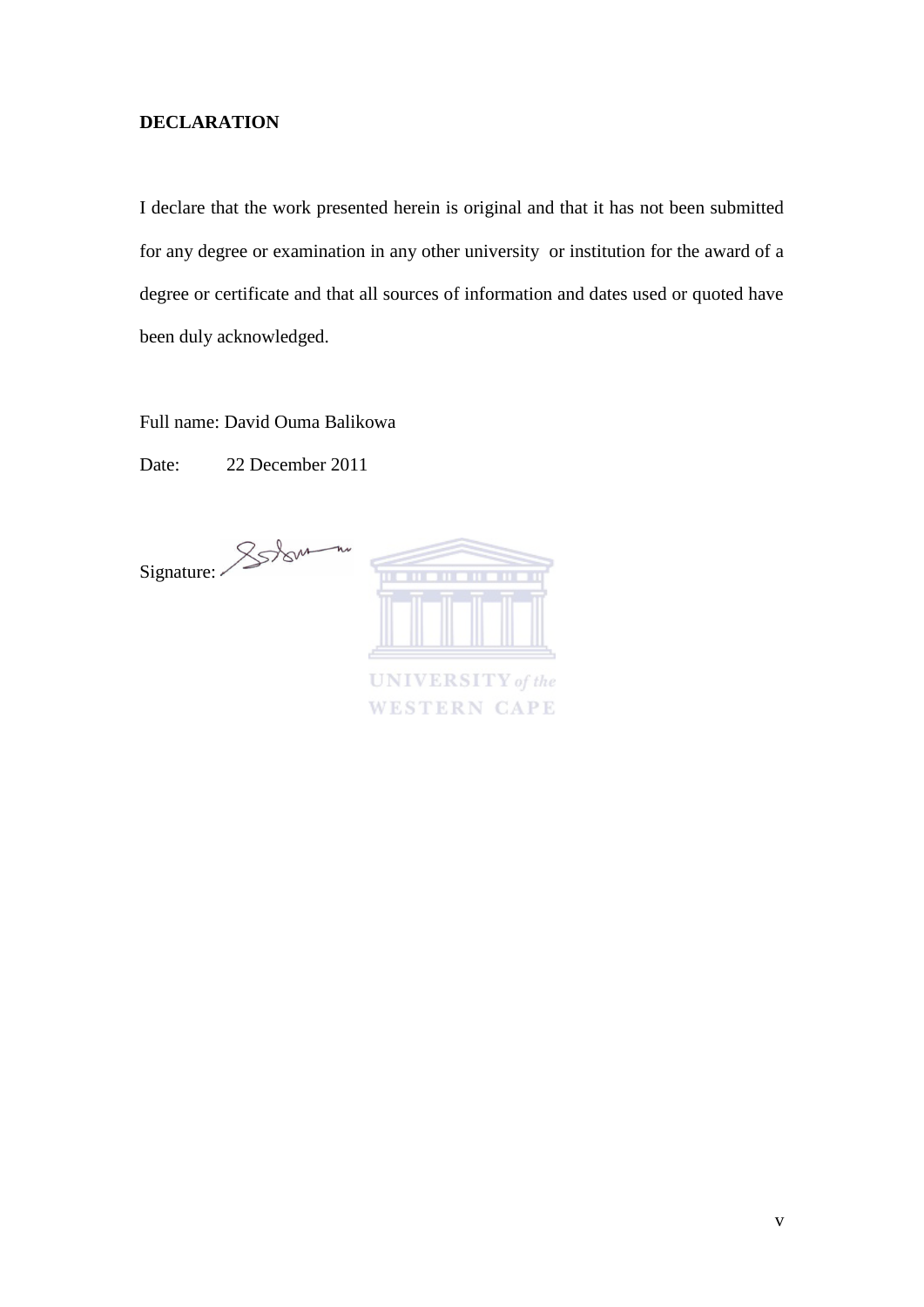## DECLARATION

I declare that the work presented herein is original and that it has not been submitted for any degree or examination in any other university or institution for the award of a degree or certificate and that all sources of information and dates used or quoted have been duly acknowledged.

Full name: David Ouma Balikowa

Date: 22 December 2011

Signature: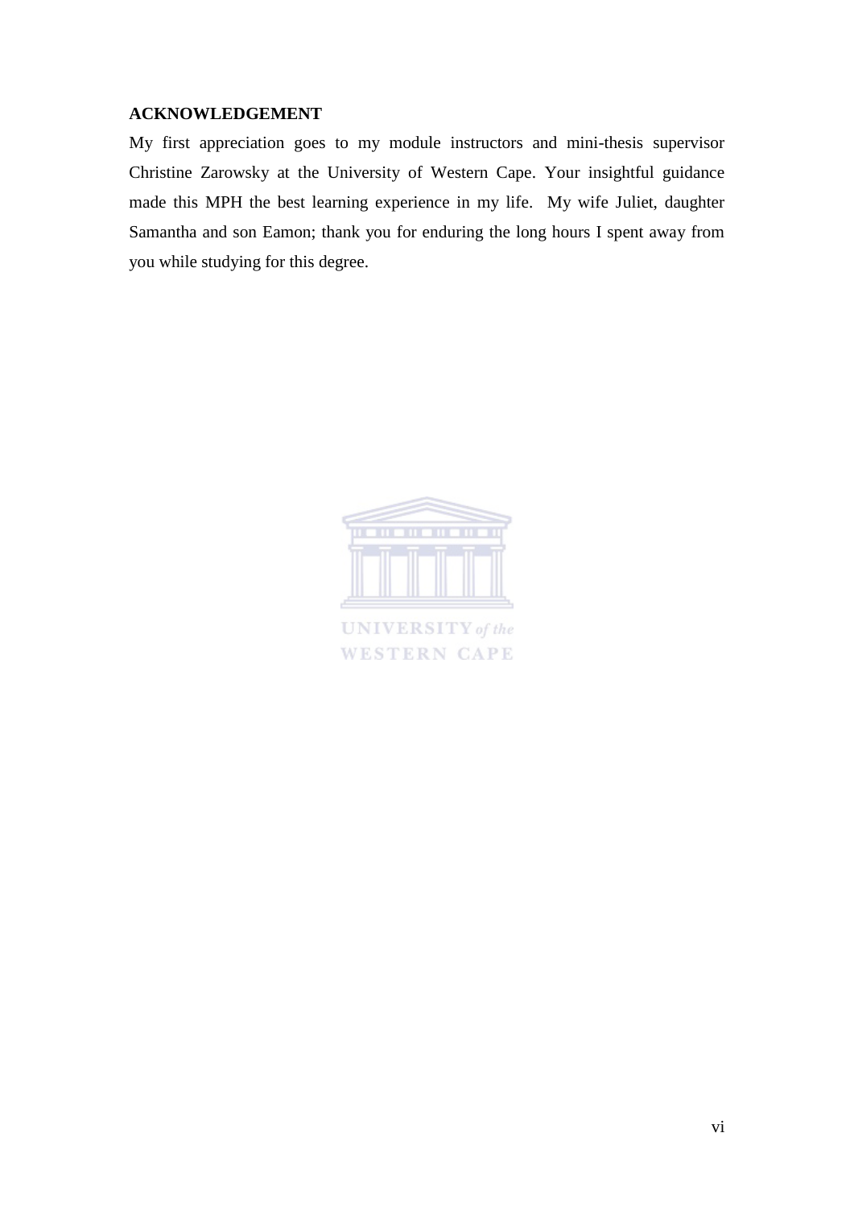## ACKNOWLEDGEMENT

My first appreciation goes to my module instructors and mini-thesis supervisor Christine Zarowsky at the University of Western Cape. Your insightful guidance made this MPH the best learning experience in my life. My wife Juliet, daughter Samantha and son Eamon; thank you for enduring the long hours I spent away from you while studying for this degree.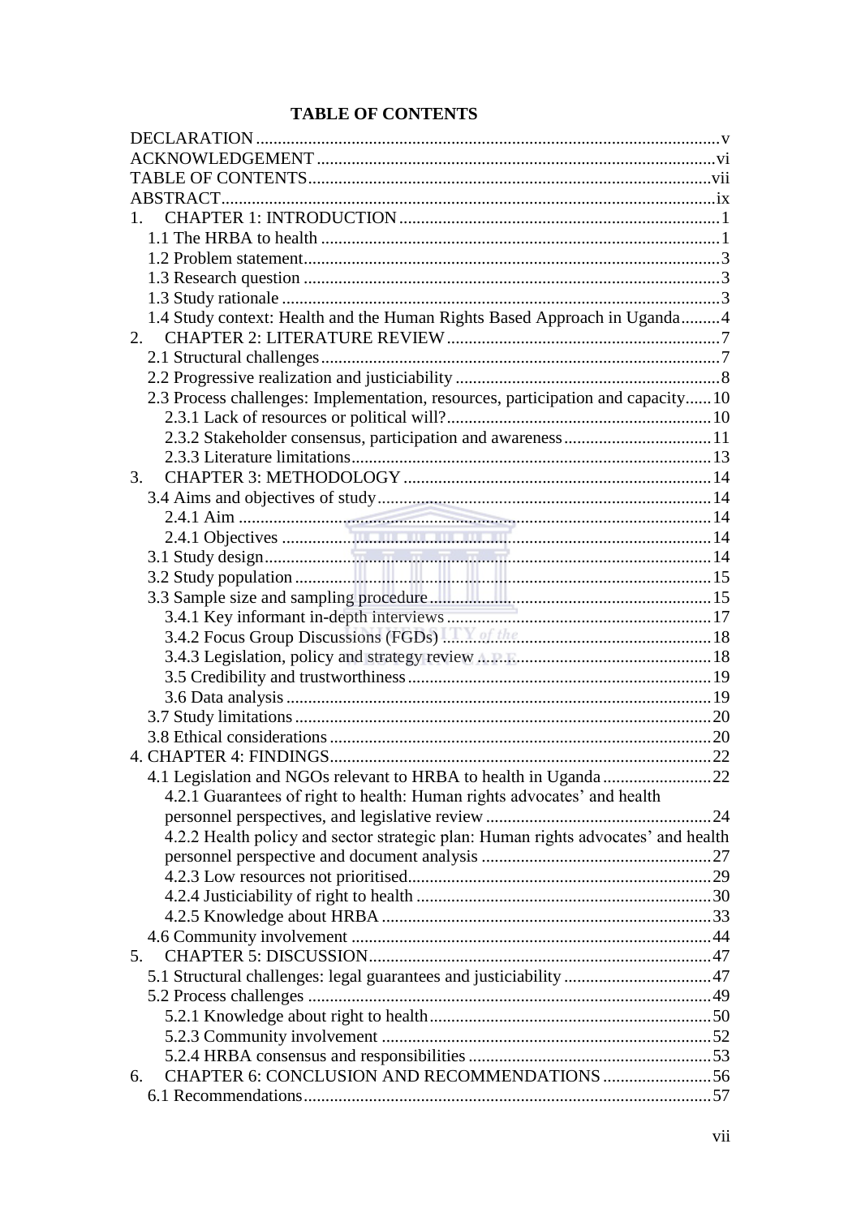**TABLE OF CONTENTS**

DECLARATION ..... v
ACKNOWLEDGEMENT ..... vi
TABLE OF CONTENTS ..... vii
ABSTRACT ..... ix
1. CHAPTER 1: INTRODUCTION ..... 1
   1.1 The HRBA to health ..... 1
   1.2 Problem statement ..... 3
   1.3 Research question ..... 3
   1.3 Study rationale ..... 3
   1.4 Study context: Health and the Human Rights Based Approach in Uganda ..... 4
2. CHAPTER 2: LITERATURE REVIEW ..... 7
   2.1 Structural challenges ..... 7
   2.2 Progressive realization and justiciability ..... 8
   2.3 Process challenges: Implementation, resources, participation and capacity ..... 10
      2.3.1 Lack of resources or political will? ..... 10
      2.3.2 Stakeholder consensus, participation and awareness ..... 11
      2.3.3 Literature limitations ..... 13
3. CHAPTER 3: METHODOLOGY ..... 14
   3.4 Aims and objectives of study ..... 14
      2.4.1 Aim ..... 14
      2.4.1 Objectives ..... 14
   3.1 Study design ..... 14
   3.2 Study population ..... 15
   3.3 Sample size and sampling procedure ..... 15
      3.4.1 Key informant in-depth interviews ..... 17
      3.4.2 Focus Group Discussions (FGDs) ..... 18
      3.4.3 Legislation, policy and strategy review ..... 18
      3.5 Credibility and trustworthiness ..... 19
      3.6 Data analysis ..... 19
   3.7 Study limitations ..... 20
   3.8 Ethical considerations ..... 20
4. CHAPTER 4: FINDINGS ..... 22
   4.1 Legislation and NGOs relevant to HRBA to health in Uganda ..... 22
      4.2.1 Guarantees of right to health: Human rights advocates' and health personnel perspectives, and legislative review ..... 24
      4.2.2 Health policy and sector strategic plan: Human rights advocates' and health personnel perspective and document analysis ..... 27
      4.2.3 Low resources not prioritised ..... 29
      4.2.4 Justiciability of right to health ..... 30
      4.2.5 Knowledge about HRBA ..... 33
   4.6 Community involvement ..... 44
5. CHAPTER 5: DISCUSSION ..... 47
   5.1 Structural challenges: legal guarantees and justiciability ..... 47
   5.2 Process challenges ..... 49
      5.2.1 Knowledge about right to health ..... 50
      5.2.3 Community involvement ..... 52
      5.2.4 HRBA consensus and responsibilities ..... 53
6. CHAPTER 6: CONCLUSION AND RECOMMENDATIONS ..... 56
   6.1 Recommendations ..... 57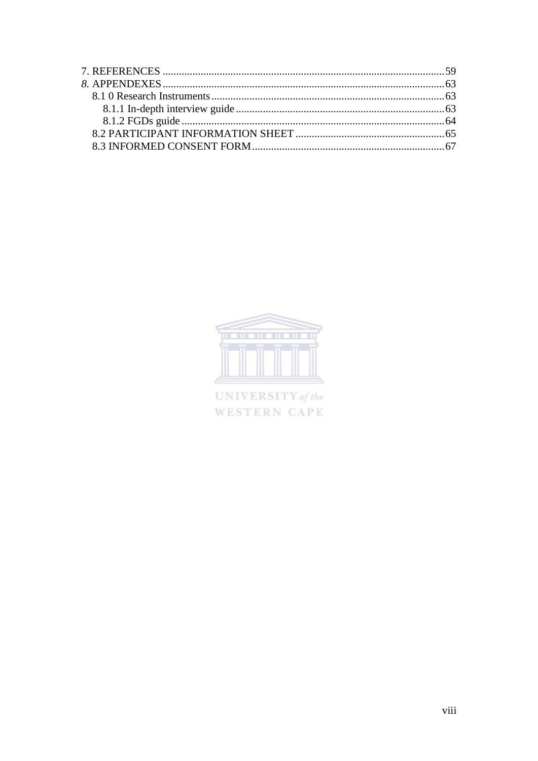7. REFERENCES ........................................................................................................ 59

*8.* APPENDEXES ....................................................................................................... 63

 8.1 0 Research Instruments ...................................................................................... 63

  8.1.1 In-depth interview guide ............................................................................. 63

  8.1.2 FGDs guide .................................................................................................. 64

 8.2 PARTICIPANT INFORMATION SHEET ....................................................... 65

 8.3 INFORMED CONSENT FORM ....................................................................... 67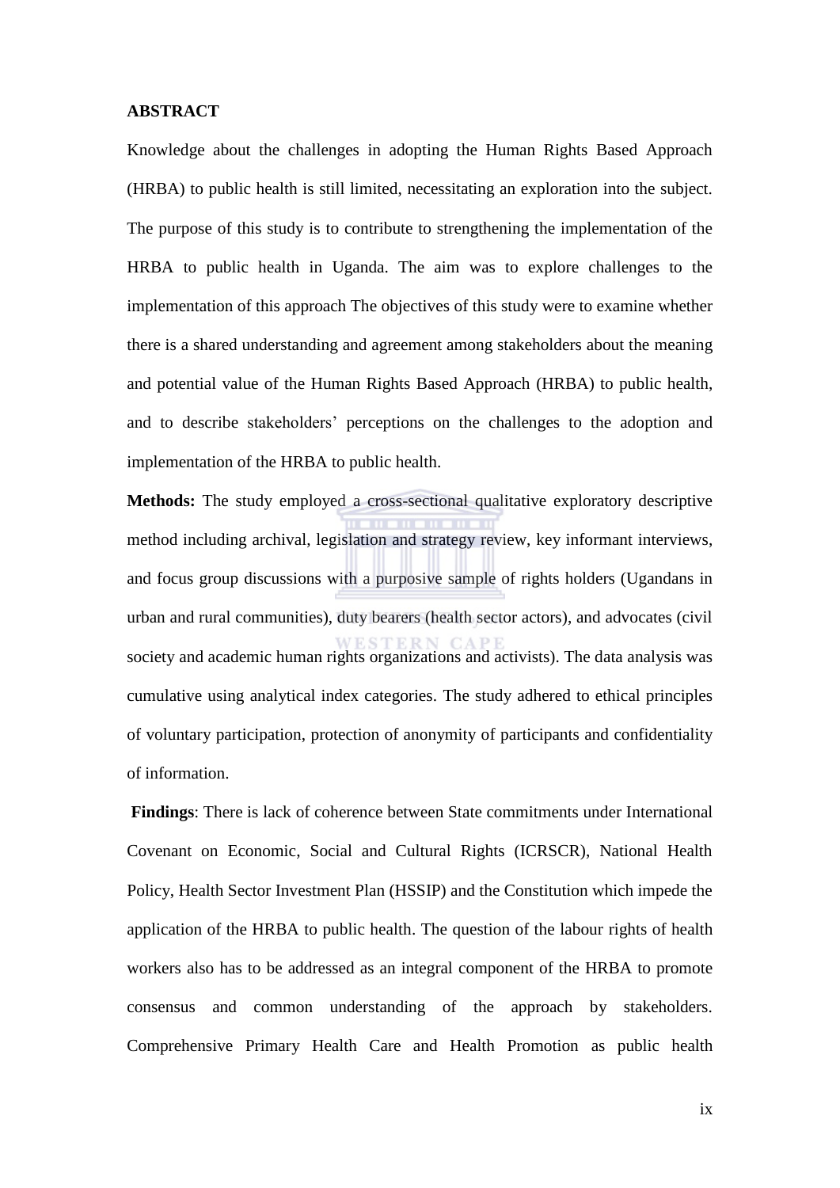**ABSTRACT**

Knowledge about the challenges in adopting the Human Rights Based Approach (HRBA) to public health is still limited, necessitating an exploration into the subject. The purpose of this study is to contribute to strengthening the implementation of the HRBA to public health in Uganda. The aim was to explore challenges to the implementation of this approach The objectives of this study were to examine whether there is a shared understanding and agreement among stakeholders about the meaning and potential value of the Human Rights Based Approach (HRBA) to public health, and to describe stakeholders' perceptions on the challenges to the adoption and implementation of the HRBA to public health.

**Methods:** The study employed a cross-sectional qualitative exploratory descriptive method including archival, legislation and strategy review, key informant interviews, and focus group discussions with a purposive sample of rights holders (Ugandans in urban and rural communities), duty bearers (health sector actors), and advocates (civil society and academic human rights organizations and activists). The data analysis was cumulative using analytical index categories. The study adhered to ethical principles of voluntary participation, protection of anonymity of participants and confidentiality of information.

**Findings**: There is lack of coherence between State commitments under International Covenant on Economic, Social and Cultural Rights (ICRSCR), National Health Policy, Health Sector Investment Plan (HSSIP) and the Constitution which impede the application of the HRBA to public health. The question of the labour rights of health workers also has to be addressed as an integral component of the HRBA to promote consensus and common understanding of the approach by stakeholders. Comprehensive Primary Health Care and Health Promotion as public health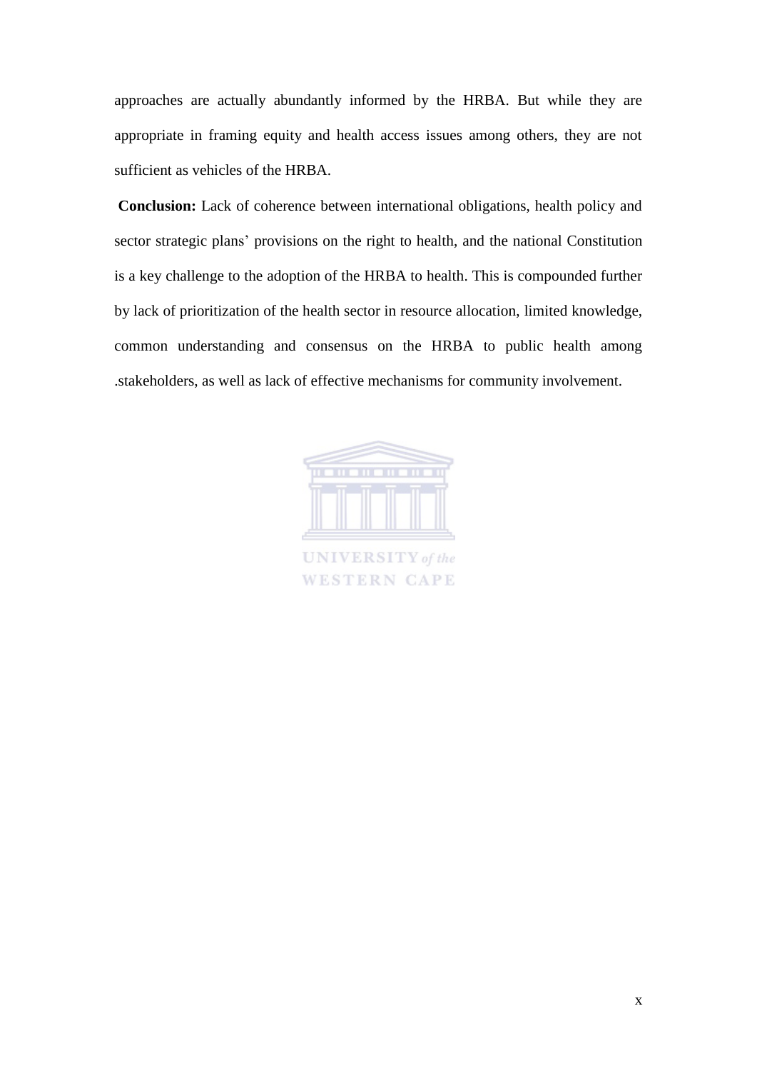approaches are actually abundantly informed by the HRBA. But while they are appropriate in framing equity and health access issues among others, they are not sufficient as vehicles of the HRBA.

**Conclusion:** Lack of coherence between international obligations, health policy and sector strategic plans' provisions on the right to health, and the national Constitution is a key challenge to the adoption of the HRBA to health. This is compounded further by lack of prioritization of the health sector in resource allocation, limited knowledge, common understanding and consensus on the HRBA to public health among .stakeholders, as well as lack of effective mechanisms for community involvement.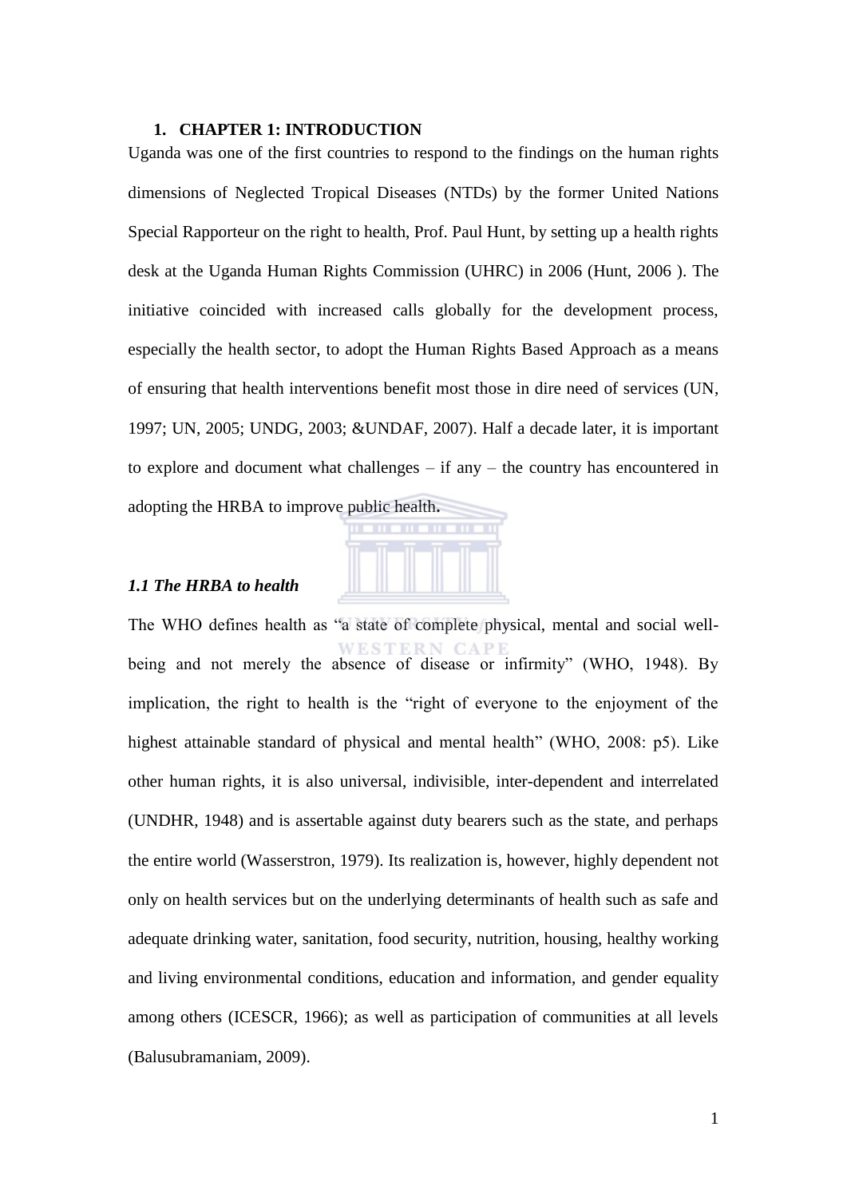# 1. CHAPTER 1: INTRODUCTION

Uganda was one of the first countries to respond to the findings on the human rights dimensions of Neglected Tropical Diseases (NTDs) by the former United Nations Special Rapporteur on the right to health, Prof. Paul Hunt, by setting up a health rights desk at the Uganda Human Rights Commission (UHRC) in 2006 (Hunt, 2006 ). The initiative coincided with increased calls globally for the development process, especially the health sector, to adopt the Human Rights Based Approach as a means of ensuring that health interventions benefit most those in dire need of services (UN, 1997; UN, 2005; UNDG, 2003; &UNDAF, 2007). Half a decade later, it is important to explore and document what challenges – if any – the country has encountered in adopting the HRBA to improve public health.

## *1.1 The HRBA to health*

The WHO defines health as "a state of complete physical, mental and social well-being and not merely the absence of disease or infirmity" (WHO, 1948). By implication, the right to health is the "right of everyone to the enjoyment of the highest attainable standard of physical and mental health" (WHO, 2008: p5). Like other human rights, it is also universal, indivisible, inter-dependent and interrelated (UNDHR, 1948) and is assertable against duty bearers such as the state, and perhaps the entire world (Wasserstron, 1979). Its realization is, however, highly dependent not only on health services but on the underlying determinants of health such as safe and adequate drinking water, sanitation, food security, nutrition, housing, healthy working and living environmental conditions, education and information, and gender equality among others (ICESCR, 1966); as well as participation of communities at all levels (Balusubramaniam, 2009).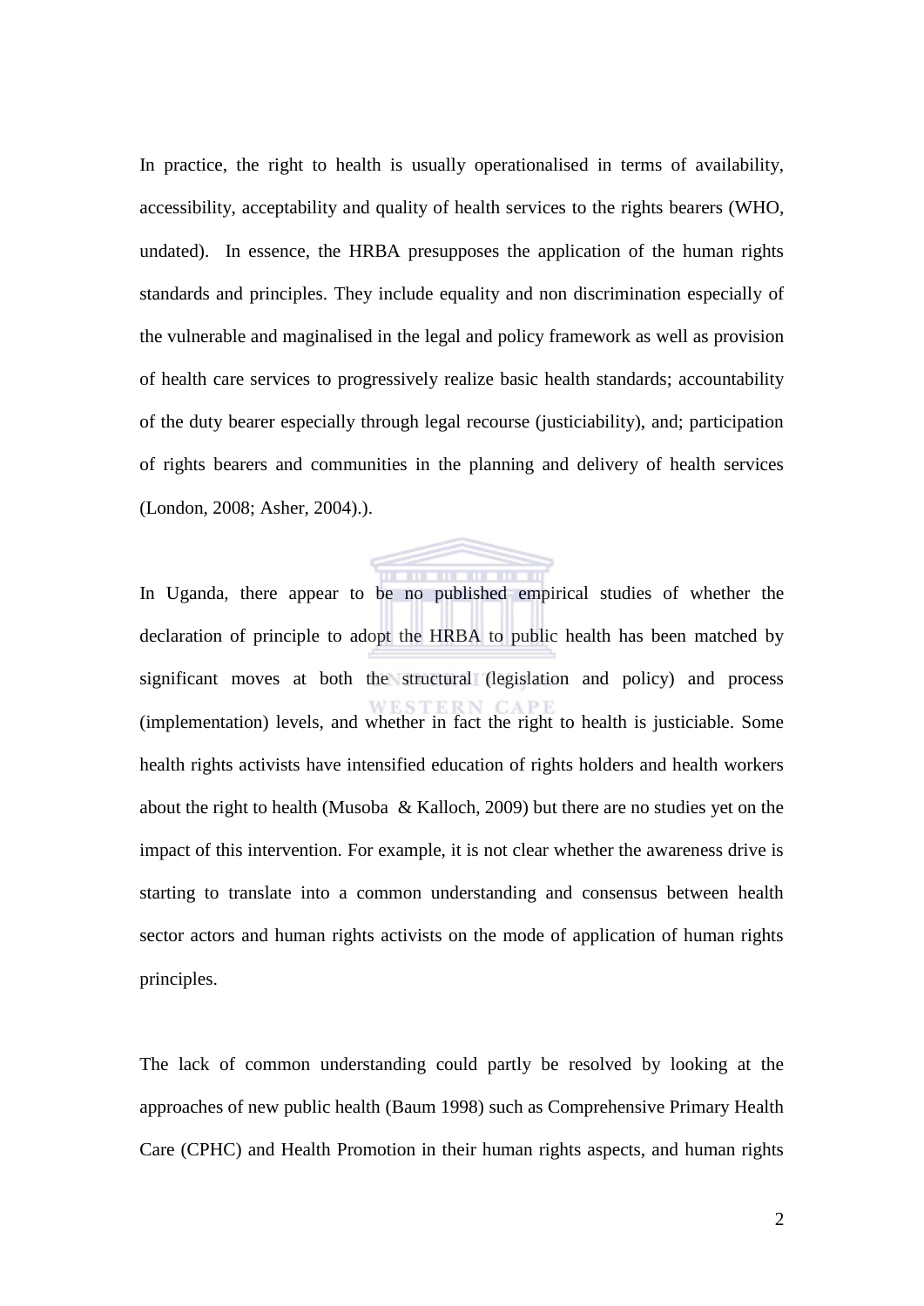In practice, the right to health is usually operationalised in terms of availability, accessibility, acceptability and quality of health services to the rights bearers (WHO, undated). In essence, the HRBA presupposes the application of the human rights standards and principles. They include equality and non discrimination especially of the vulnerable and maginalised in the legal and policy framework as well as provision of health care services to progressively realize basic health standards; accountability of the duty bearer especially through legal recourse (justiciability), and; participation of rights bearers and communities in the planning and delivery of health services (London, 2008; Asher, 2004).).

In Uganda, there appear to be no published empirical studies of whether the declaration of principle to adopt the HRBA to public health has been matched by significant moves at both the structural (legislation and policy) and process (implementation) levels, and whether in fact the right to health is justiciable. Some health rights activists have intensified education of rights holders and health workers about the right to health (Musoba & Kalloch, 2009) but there are no studies yet on the impact of this intervention. For example, it is not clear whether the awareness drive is starting to translate into a common understanding and consensus between health sector actors and human rights activists on the mode of application of human rights principles.

The lack of common understanding could partly be resolved by looking at the approaches of new public health (Baum 1998) such as Comprehensive Primary Health Care (CPHC) and Health Promotion in their human rights aspects, and human rights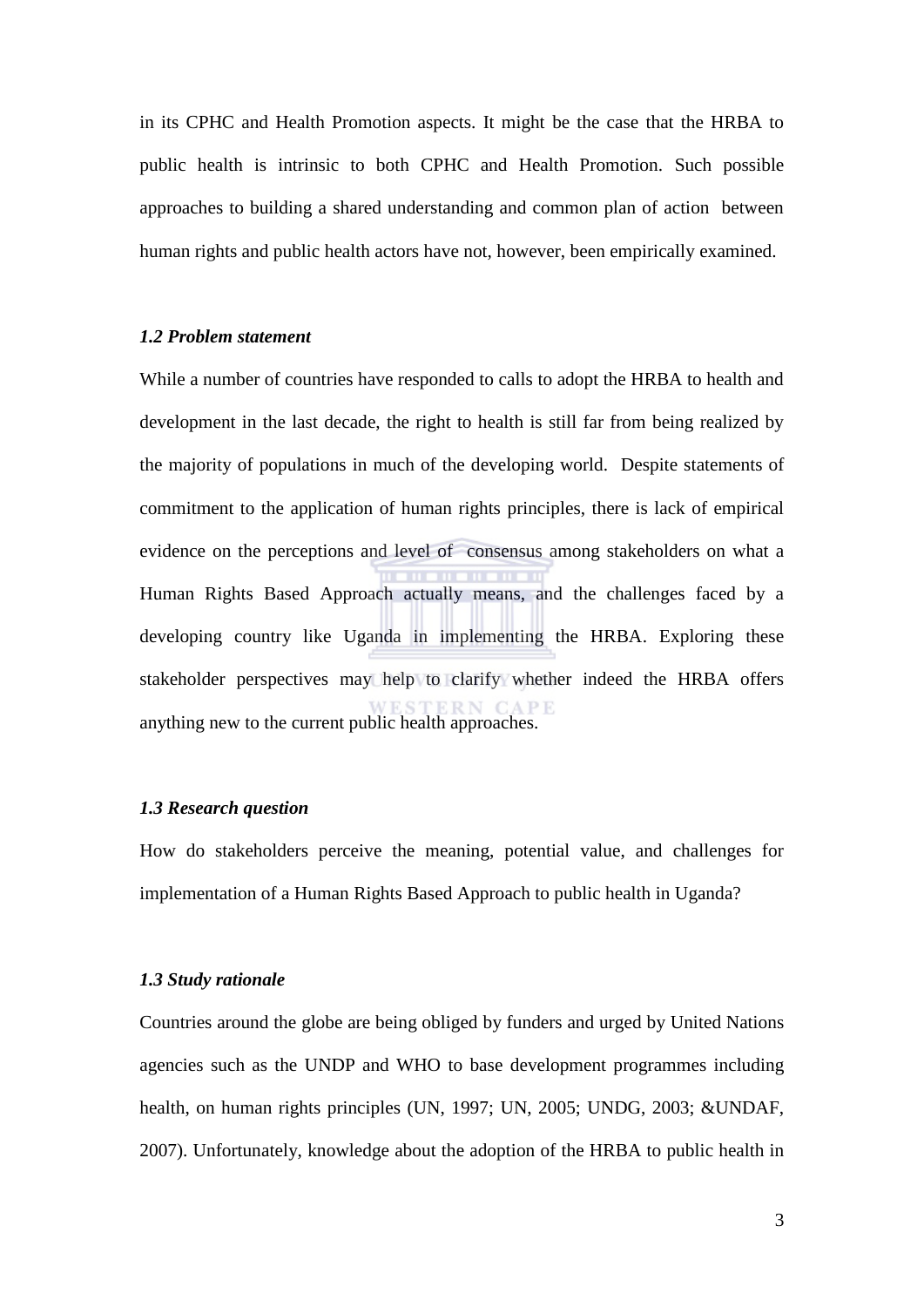in its CPHC and Health Promotion aspects. It might be the case that the HRBA to public health is intrinsic to both CPHC and Health Promotion. Such possible approaches to building a shared understanding and common plan of action between human rights and public health actors have not, however, been empirically examined.

### *1.2 Problem statement*

While a number of countries have responded to calls to adopt the HRBA to health and development in the last decade, the right to health is still far from being realized by the majority of populations in much of the developing world. Despite statements of commitment to the application of human rights principles, there is lack of empirical evidence on the perceptions and level of consensus among stakeholders on what a Human Rights Based Approach actually means, and the challenges faced by a developing country like Uganda in implementing the HRBA. Exploring these stakeholder perspectives may help to clarify whether indeed the HRBA offers anything new to the current public health approaches.

### *1.3 Research question*

How do stakeholders perceive the meaning, potential value, and challenges for implementation of a Human Rights Based Approach to public health in Uganda?

### *1.3 Study rationale*

Countries around the globe are being obliged by funders and urged by United Nations agencies such as the UNDP and WHO to base development programmes including health, on human rights principles (UN, 1997; UN, 2005; UNDG, 2003; &UNDAF, 2007). Unfortunately, knowledge about the adoption of the HRBA to public health in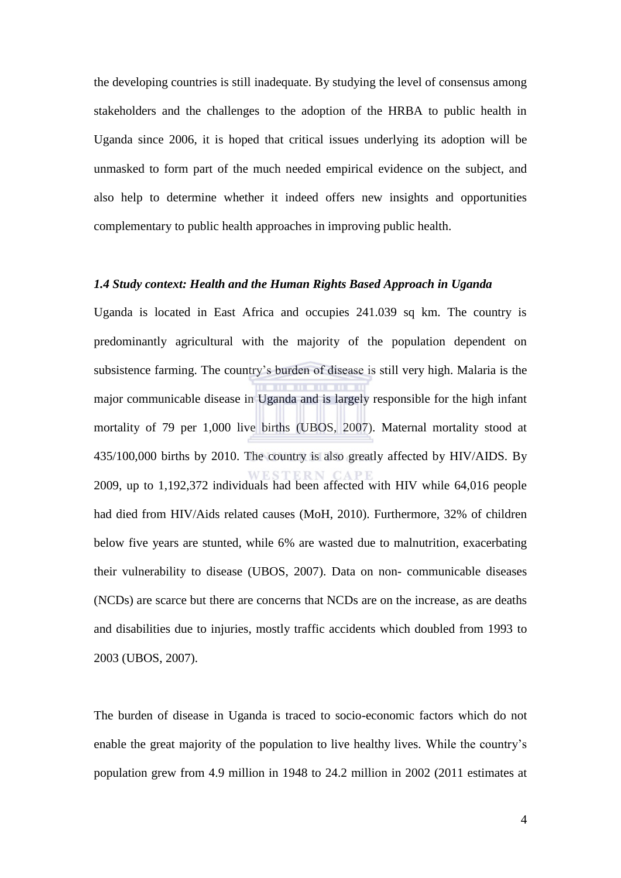the developing countries is still inadequate. By studying the level of consensus among stakeholders and the challenges to the adoption of the HRBA to public health in Uganda since 2006, it is hoped that critical issues underlying its adoption will be unmasked to form part of the much needed empirical evidence on the subject, and also help to determine whether it indeed offers new insights and opportunities complementary to public health approaches in improving public health.

### *1.4 Study context: Health and the Human Rights Based Approach in Uganda*

Uganda is located in East Africa and occupies 241.039 sq km. The country is predominantly agricultural with the majority of the population dependent on subsistence farming. The country's burden of disease is still very high. Malaria is the major communicable disease in Uganda and is largely responsible for the high infant mortality of 79 per 1,000 live births (UBOS, 2007). Maternal mortality stood at 435/100,000 births by 2010. The country is also greatly affected by HIV/AIDS. By 2009, up to 1,192,372 individuals had been affected with HIV while 64,016 people had died from HIV/Aids related causes (MoH, 2010). Furthermore, 32% of children below five years are stunted, while 6% are wasted due to malnutrition, exacerbating their vulnerability to disease (UBOS, 2007). Data on non- communicable diseases (NCDs) are scarce but there are concerns that NCDs are on the increase, as are deaths and disabilities due to injuries, mostly traffic accidents which doubled from 1993 to 2003 (UBOS, 2007).

The burden of disease in Uganda is traced to socio-economic factors which do not enable the great majority of the population to live healthy lives. While the country's population grew from 4.9 million in 1948 to 24.2 million in 2002 (2011 estimates at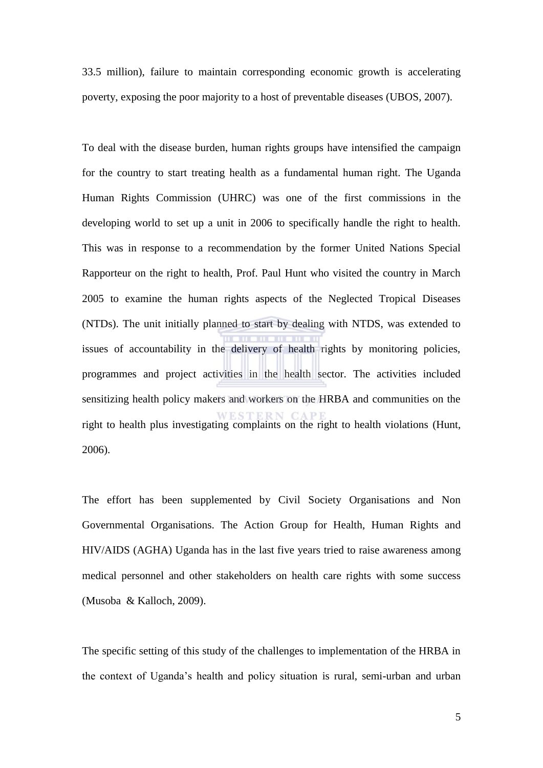33.5 million), failure to maintain corresponding economic growth is accelerating poverty, exposing the poor majority to a host of preventable diseases (UBOS, 2007).

To deal with the disease burden, human rights groups have intensified the campaign for the country to start treating health as a fundamental human right. The Uganda Human Rights Commission (UHRC) was one of the first commissions in the developing world to set up a unit in 2006 to specifically handle the right to health. This was in response to a recommendation by the former United Nations Special Rapporteur on the right to health, Prof. Paul Hunt who visited the country in March 2005 to examine the human rights aspects of the Neglected Tropical Diseases (NTDs). The unit initially planned to start by dealing with NTDS, was extended to issues of accountability in the delivery of health rights by monitoring policies, programmes and project activities in the health sector. The activities included sensitizing health policy makers and workers on the HRBA and communities on the right to health plus investigating complaints on the right to health violations (Hunt, 2006).

The effort has been supplemented by Civil Society Organisations and Non Governmental Organisations. The Action Group for Health, Human Rights and HIV/AIDS (AGHA) Uganda has in the last five years tried to raise awareness among medical personnel and other stakeholders on health care rights with some success (Musoba & Kalloch, 2009).

The specific setting of this study of the challenges to implementation of the HRBA in the context of Uganda's health and policy situation is rural, semi-urban and urban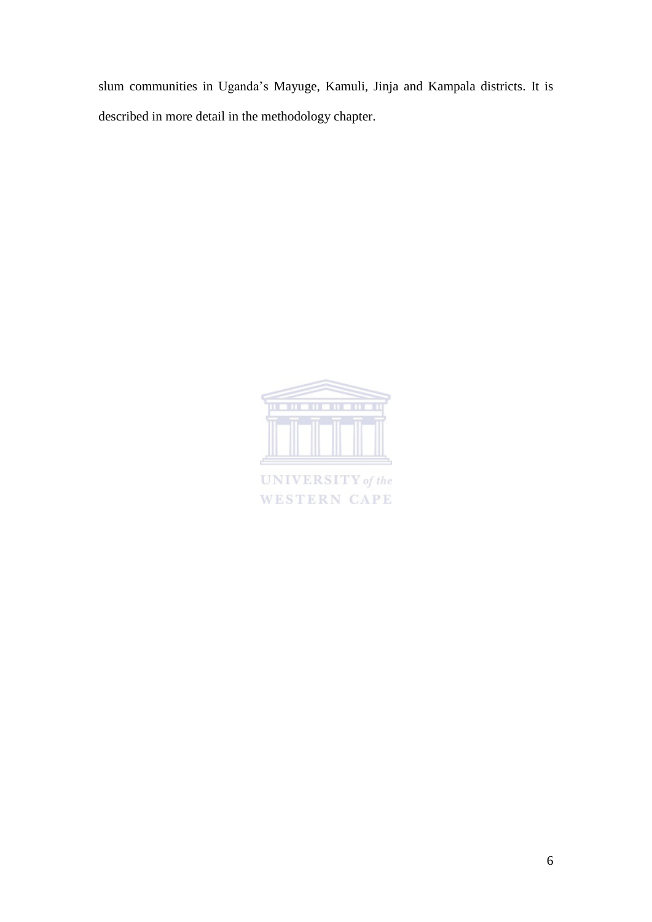slum communities in Uganda's Mayuge, Kamuli, Jinja and Kampala districts. It is described in more detail in the methodology chapter.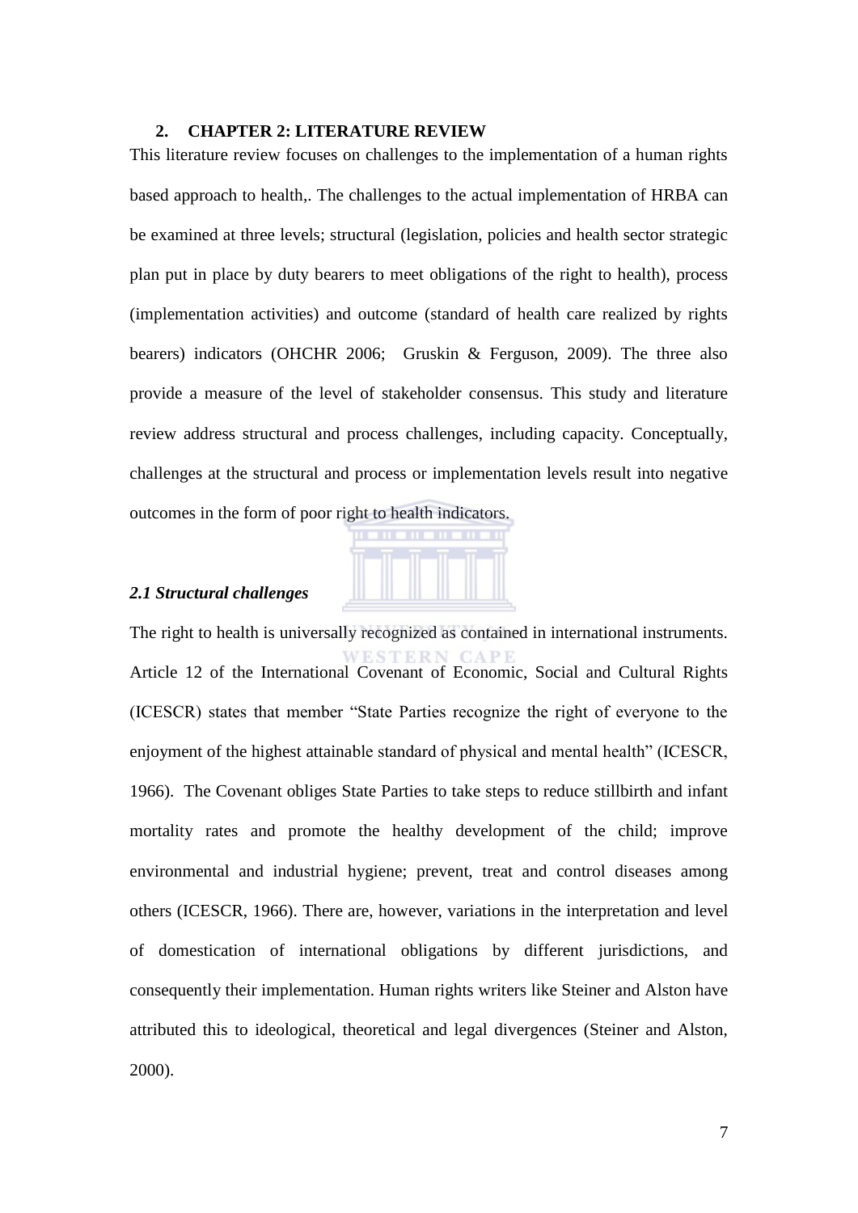## 2. CHAPTER 2: LITERATURE REVIEW

This literature review focuses on challenges to the implementation of a human rights based approach to health,. The challenges to the actual implementation of HRBA can be examined at three levels; structural (legislation, policies and health sector strategic plan put in place by duty bearers to meet obligations of the right to health), process (implementation activities) and outcome (standard of health care realized by rights bearers) indicators (OHCHR 2006; Gruskin & Ferguson, 2009). The three also provide a measure of the level of stakeholder consensus. This study and literature review address structural and process challenges, including capacity. Conceptually, challenges at the structural and process or implementation levels result into negative outcomes in the form of poor right to health indicators.

### *2.1 Structural challenges*

The right to health is universally recognized as contained in international instruments. Article 12 of the International Covenant of Economic, Social and Cultural Rights (ICESCR) states that member "State Parties recognize the right of everyone to the enjoyment of the highest attainable standard of physical and mental health" (ICESCR, 1966). The Covenant obliges State Parties to take steps to reduce stillbirth and infant mortality rates and promote the healthy development of the child; improve environmental and industrial hygiene; prevent, treat and control diseases among others (ICESCR, 1966). There are, however, variations in the interpretation and level of domestication of international obligations by different jurisdictions, and consequently their implementation. Human rights writers like Steiner and Alston have attributed this to ideological, theoretical and legal divergences (Steiner and Alston, 2000).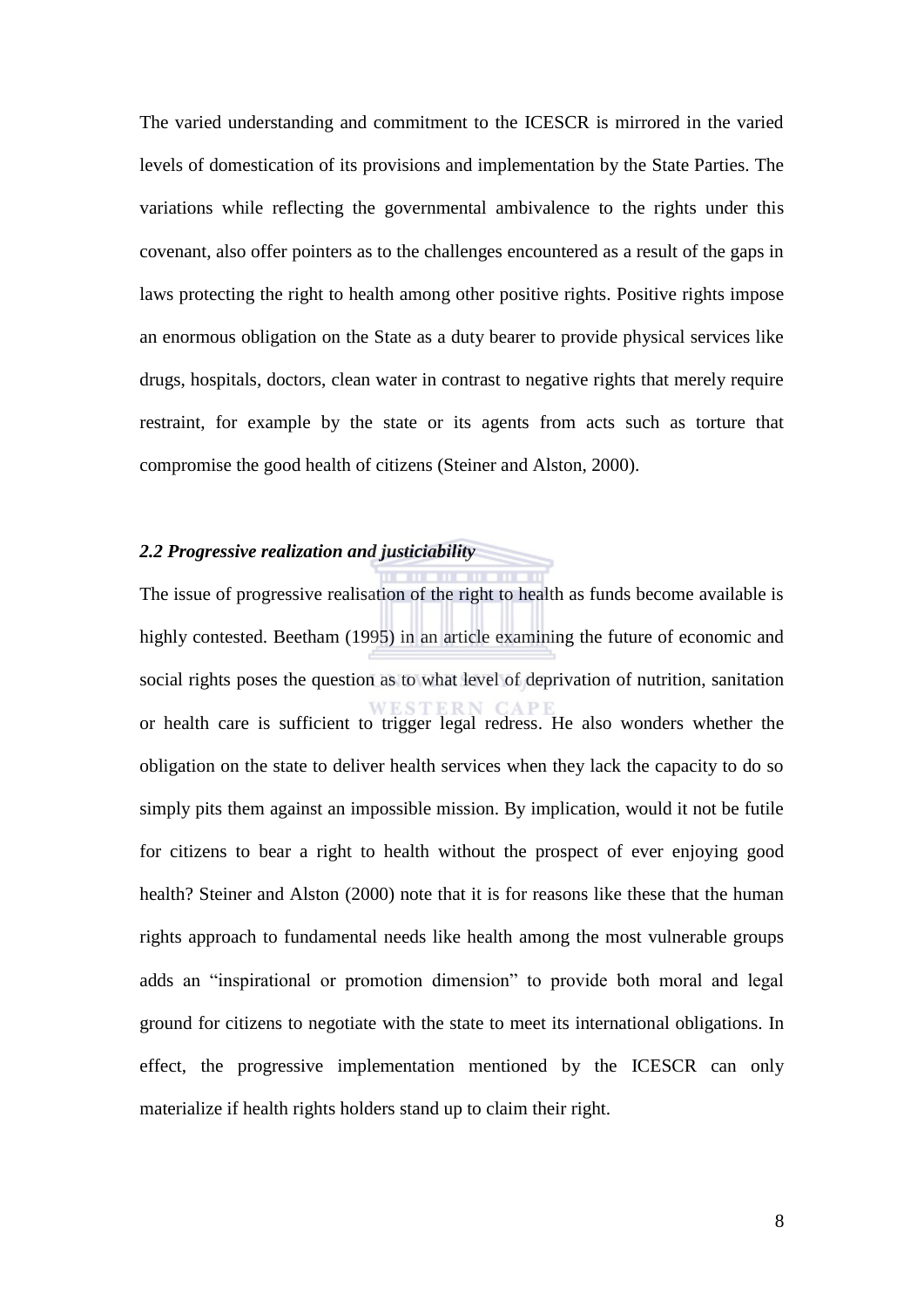The varied understanding and commitment to the ICESCR is mirrored in the varied levels of domestication of its provisions and implementation by the State Parties. The variations while reflecting the governmental ambivalence to the rights under this covenant, also offer pointers as to the challenges encountered as a result of the gaps in laws protecting the right to health among other positive rights. Positive rights impose an enormous obligation on the State as a duty bearer to provide physical services like drugs, hospitals, doctors, clean water in contrast to negative rights that merely require restraint, for example by the state or its agents from acts such as torture that compromise the good health of citizens (Steiner and Alston, 2000).

### *2.2 Progressive realization and justiciability*

The issue of progressive realisation of the right to health as funds become available is highly contested. Beetham (1995) in an article examining the future of economic and social rights poses the question as to what level of deprivation of nutrition, sanitation or health care is sufficient to trigger legal redress. He also wonders whether the obligation on the state to deliver health services when they lack the capacity to do so simply pits them against an impossible mission. By implication, would it not be futile for citizens to bear a right to health without the prospect of ever enjoying good health? Steiner and Alston (2000) note that it is for reasons like these that the human rights approach to fundamental needs like health among the most vulnerable groups adds an "inspirational or promotion dimension" to provide both moral and legal ground for citizens to negotiate with the state to meet its international obligations. In effect, the progressive implementation mentioned by the ICESCR can only materialize if health rights holders stand up to claim their right.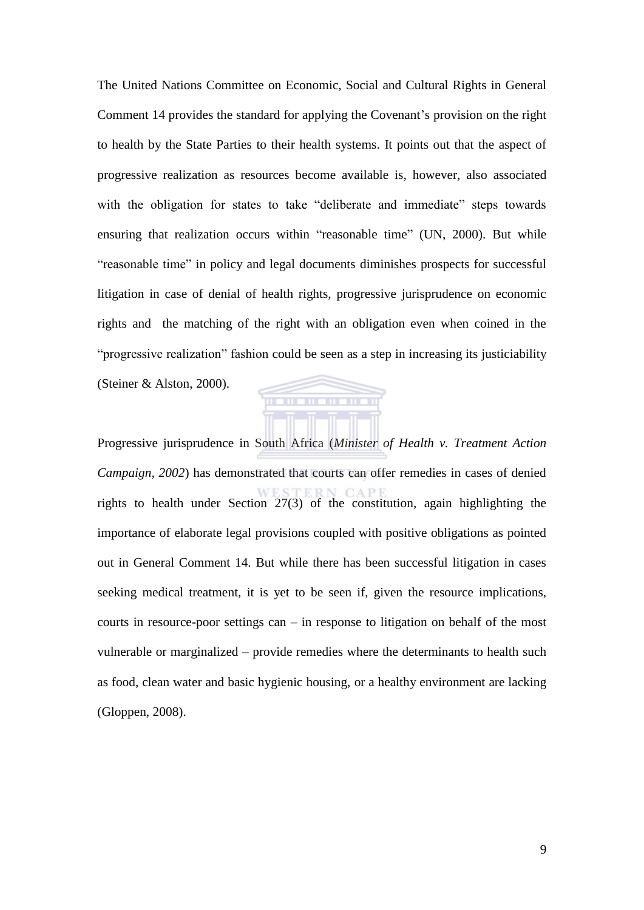The United Nations Committee on Economic, Social and Cultural Rights in General Comment 14 provides the standard for applying the Covenant's provision on the right to health by the State Parties to their health systems. It points out that the aspect of progressive realization as resources become available is, however, also associated with the obligation for states to take "deliberate and immediate" steps towards ensuring that realization occurs within "reasonable time" (UN, 2000). But while "reasonable time" in policy and legal documents diminishes prospects for successful litigation in case of denial of health rights, progressive jurisprudence on economic rights and the matching of the right with an obligation even when coined in the "progressive realization" fashion could be seen as a step in increasing its justiciability (Steiner & Alston, 2000).

Progressive jurisprudence in South Africa (*Minister of Health v. Treatment Action Campaign, 2002*) has demonstrated that courts can offer remedies in cases of denied rights to health under Section 27(3) of the constitution, again highlighting the importance of elaborate legal provisions coupled with positive obligations as pointed out in General Comment 14. But while there has been successful litigation in cases seeking medical treatment, it is yet to be seen if, given the resource implications, courts in resource-poor settings can – in response to litigation on behalf of the most vulnerable or marginalized – provide remedies where the determinants to health such as food, clean water and basic hygienic housing, or a healthy environment are lacking (Gloppen, 2008).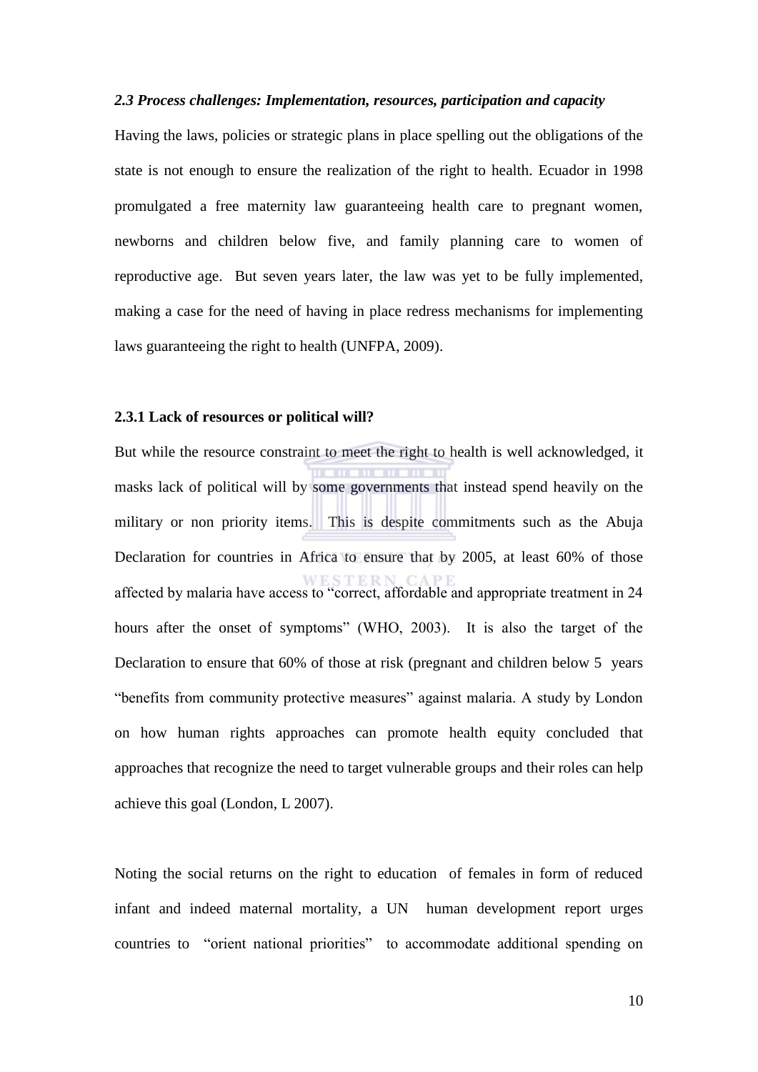### *2.3 Process challenges: Implementation, resources, participation and capacity*

Having the laws, policies or strategic plans in place spelling out the obligations of the state is not enough to ensure the realization of the right to health. Ecuador in 1998 promulgated a free maternity law guaranteeing health care to pregnant women, newborns and children below five, and family planning care to women of reproductive age. But seven years later, the law was yet to be fully implemented, making a case for the need of having in place redress mechanisms for implementing laws guaranteeing the right to health (UNFPA, 2009).

#### 2.3.1 Lack of resources or political will?

But while the resource constraint to meet the right to health is well acknowledged, it masks lack of political will by some governments that instead spend heavily on the military or non priority items. This is despite commitments such as the Abuja Declaration for countries in Africa to ensure that by 2005, at least 60% of those affected by malaria have access to "correct, affordable and appropriate treatment in 24 hours after the onset of symptoms" (WHO, 2003). It is also the target of the Declaration to ensure that 60% of those at risk (pregnant and children below 5 years "benefits from community protective measures" against malaria. A study by London on how human rights approaches can promote health equity concluded that approaches that recognize the need to target vulnerable groups and their roles can help achieve this goal (London, L 2007).

Noting the social returns on the right to education of females in form of reduced infant and indeed maternal mortality, a UN human development report urges countries to "orient national priorities" to accommodate additional spending on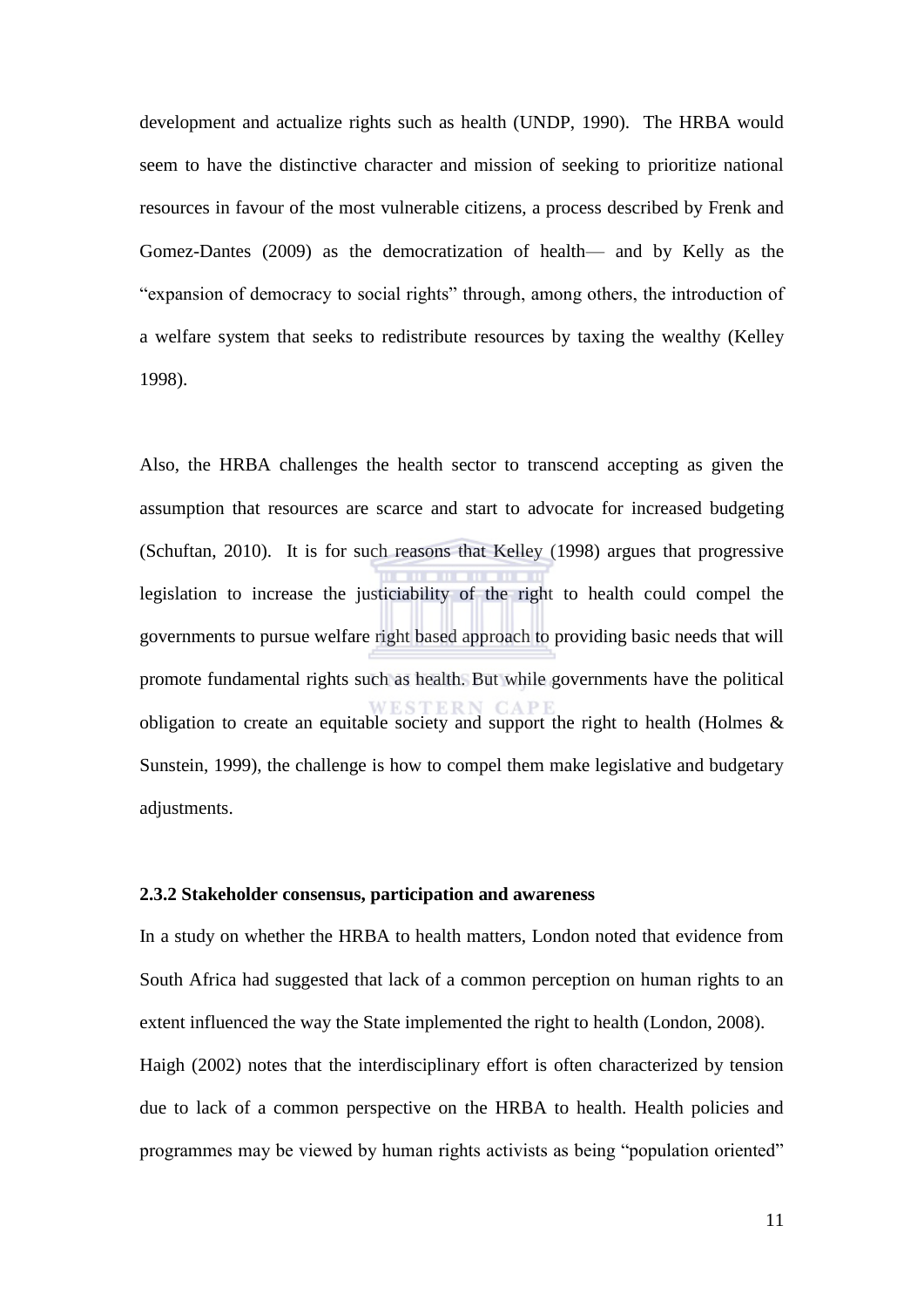development and actualize rights such as health (UNDP, 1990). The HRBA would seem to have the distinctive character and mission of seeking to prioritize national resources in favour of the most vulnerable citizens, a process described by Frenk and Gomez-Dantes (2009) as the democratization of health— and by Kelly as the "expansion of democracy to social rights" through, among others, the introduction of a welfare system that seeks to redistribute resources by taxing the wealthy (Kelley 1998).

Also, the HRBA challenges the health sector to transcend accepting as given the assumption that resources are scarce and start to advocate for increased budgeting (Schuftan, 2010). It is for such reasons that Kelley (1998) argues that progressive legislation to increase the justiciability of the right to health could compel the governments to pursue welfare right based approach to providing basic needs that will promote fundamental rights such as health. But while governments have the political obligation to create an equitable society and support the right to health (Holmes & Sunstein, 1999), the challenge is how to compel them make legislative and budgetary adjustments.

### 2.3.2 Stakeholder consensus, participation and awareness

In a study on whether the HRBA to health matters, London noted that evidence from South Africa had suggested that lack of a common perception on human rights to an extent influenced the way the State implemented the right to health (London, 2008).

Haigh (2002) notes that the interdisciplinary effort is often characterized by tension due to lack of a common perspective on the HRBA to health. Health policies and programmes may be viewed by human rights activists as being "population oriented"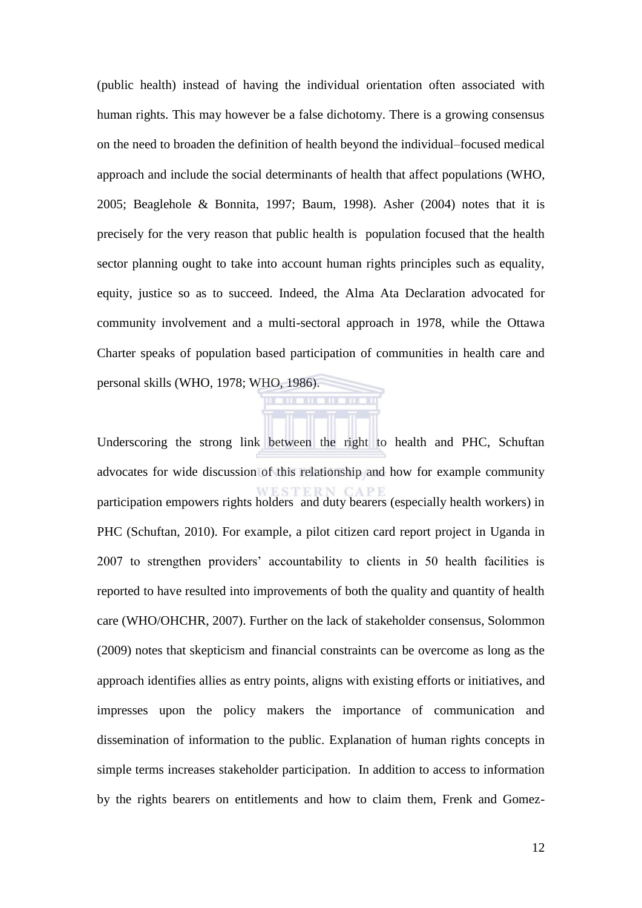(public health) instead of having the individual orientation often associated with human rights. This may however be a false dichotomy. There is a growing consensus on the need to broaden the definition of health beyond the individual–focused medical approach and include the social determinants of health that affect populations (WHO, 2005; Beaglehole & Bonnita, 1997; Baum, 1998). Asher (2004) notes that it is precisely for the very reason that public health is population focused that the health sector planning ought to take into account human rights principles such as equality, equity, justice so as to succeed. Indeed, the Alma Ata Declaration advocated for community involvement and a multi-sectoral approach in 1978, while the Ottawa Charter speaks of population based participation of communities in health care and personal skills (WHO, 1978; WHO, 1986).

Underscoring the strong link between the right to health and PHC, Schuftan advocates for wide discussion of this relationship and how for example community participation empowers rights holders and duty bearers (especially health workers) in PHC (Schuftan, 2010). For example, a pilot citizen card report project in Uganda in 2007 to strengthen providers' accountability to clients in 50 health facilities is reported to have resulted into improvements of both the quality and quantity of health care (WHO/OHCHR, 2007). Further on the lack of stakeholder consensus, Solommon (2009) notes that skepticism and financial constraints can be overcome as long as the approach identifies allies as entry points, aligns with existing efforts or initiatives, and impresses upon the policy makers the importance of communication and dissemination of information to the public. Explanation of human rights concepts in simple terms increases stakeholder participation. In addition to access to information by the rights bearers on entitlements and how to claim them, Frenk and Gomez-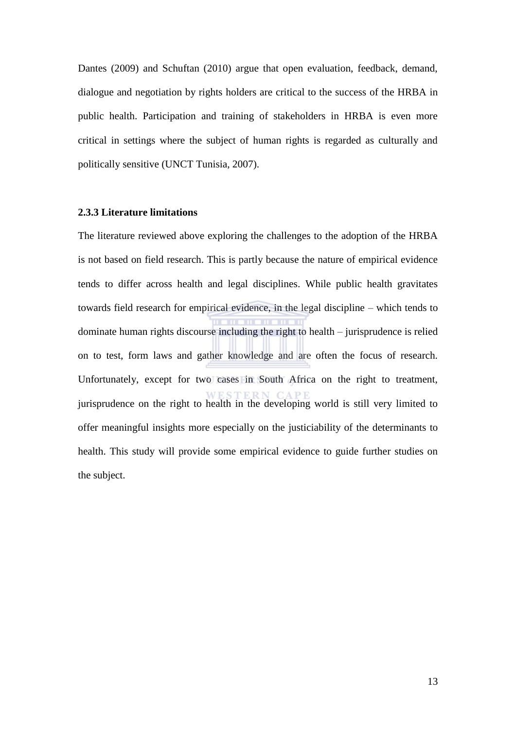Dantes (2009) and Schuftan (2010) argue that open evaluation, feedback, demand, dialogue and negotiation by rights holders are critical to the success of the HRBA in public health. Participation and training of stakeholders in HRBA is even more critical in settings where the subject of human rights is regarded as culturally and politically sensitive (UNCT Tunisia, 2007).

### 2.3.3 Literature limitations

The literature reviewed above exploring the challenges to the adoption of the HRBA is not based on field research. This is partly because the nature of empirical evidence tends to differ across health and legal disciplines. While public health gravitates towards field research for empirical evidence, in the legal discipline – which tends to dominate human rights discourse including the right to health – jurisprudence is relied on to test, form laws and gather knowledge and are often the focus of research. Unfortunately, except for two cases in South Africa on the right to treatment, jurisprudence on the right to health in the developing world is still very limited to offer meaningful insights more especially on the justiciability of the determinants to health. This study will provide some empirical evidence to guide further studies on the subject.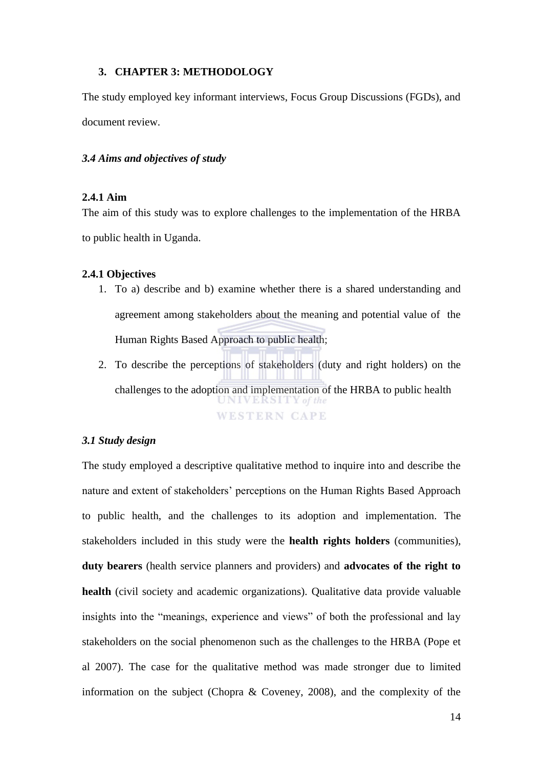## 3. CHAPTER 3: METHODOLOGY

The study employed key informant interviews, Focus Group Discussions (FGDs), and document review.

### *3.4 Aims and objectives of study*

#### 2.4.1 Aim

The aim of this study was to explore challenges to the implementation of the HRBA to public health in Uganda.

#### 2.4.1 Objectives

1. To a) describe and b) examine whether there is a shared understanding and agreement among stakeholders about the meaning and potential value of the Human Rights Based Approach to public health;
2. To describe the perceptions of stakeholders (duty and right holders) on the challenges to the adoption and implementation of the HRBA to public health

### *3.1 Study design*

The study employed a descriptive qualitative method to inquire into and describe the nature and extent of stakeholders' perceptions on the Human Rights Based Approach to public health, and the challenges to its adoption and implementation. The stakeholders included in this study were the **health rights holders** (communities), **duty bearers** (health service planners and providers) and **advocates of the right to health** (civil society and academic organizations). Qualitative data provide valuable insights into the "meanings, experience and views" of both the professional and lay stakeholders on the social phenomenon such as the challenges to the HRBA (Pope et al 2007). The case for the qualitative method was made stronger due to limited information on the subject (Chopra & Coveney, 2008), and the complexity of the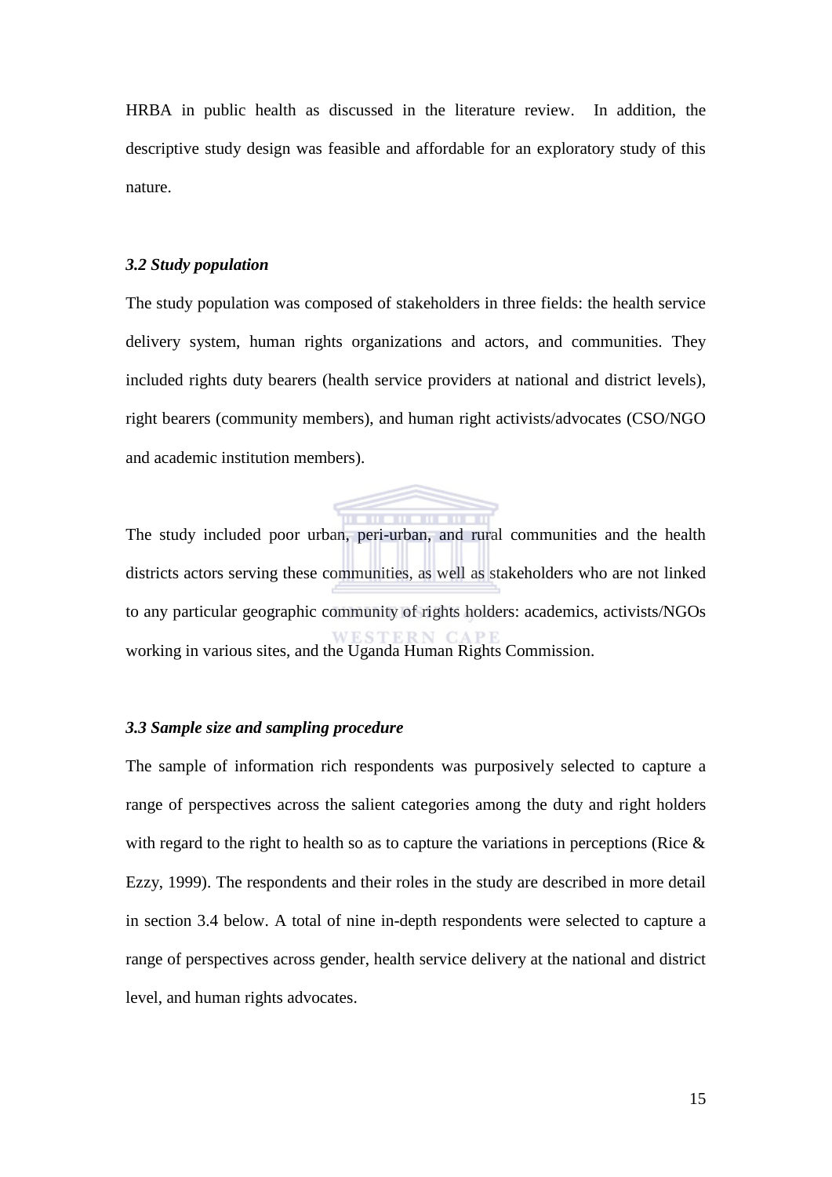HRBA in public health as discussed in the literature review. In addition, the descriptive study design was feasible and affordable for an exploratory study of this nature.

### *3.2 Study population*

The study population was composed of stakeholders in three fields: the health service delivery system, human rights organizations and actors, and communities. They included rights duty bearers (health service providers at national and district levels), right bearers (community members), and human right activists/advocates (CSO/NGO and academic institution members).

The study included poor urban, peri-urban, and rural communities and the health districts actors serving these communities, as well as stakeholders who are not linked to any particular geographic community of rights holders: academics, activists/NGOs working in various sites, and the Uganda Human Rights Commission.

### *3.3 Sample size and sampling procedure*

The sample of information rich respondents was purposively selected to capture a range of perspectives across the salient categories among the duty and right holders with regard to the right to health so as to capture the variations in perceptions (Rice & Ezzy, 1999). The respondents and their roles in the study are described in more detail in section 3.4 below. A total of nine in-depth respondents were selected to capture a range of perspectives across gender, health service delivery at the national and district level, and human rights advocates.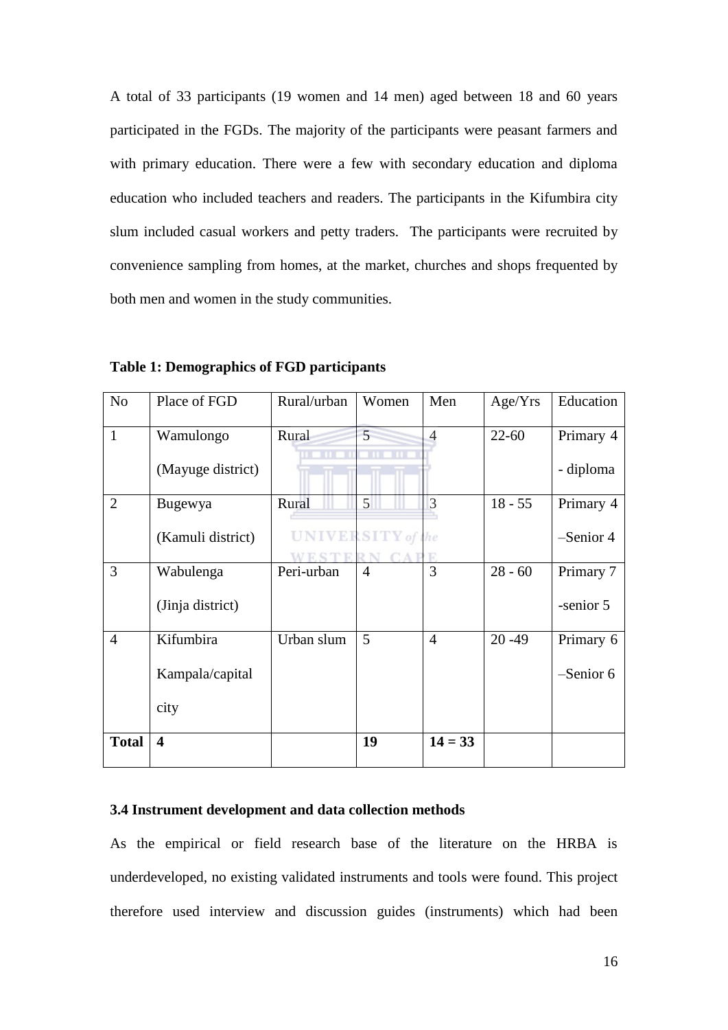A total of 33 participants (19 women and 14 men) aged between 18 and 60 years participated in the FGDs. The majority of the participants were peasant farmers and with primary education. There were a few with secondary education and diploma education who included teachers and readers. The participants in the Kifumbira city slum included casual workers and petty traders. The participants were recruited by convenience sampling from homes, at the market, churches and shops frequented by both men and women in the study communities.

**Table 1: Demographics of FGD participants**

| No | Place of FGD | Rural/urban | Women | Men | Age/Yrs | Education |
|---|---|---|---|---|---|---|
| 1 | Wamulongo (Mayuge district) | Rural | 5 | 4 | 22-60 | Primary 4 - diploma |
| 2 | Bugewya (Kamuli district) | Rural | 5 | 3 | 18 - 55 | Primary 4 –Senior 4 |
| 3 | Wabulenga (Jinja district) | Peri-urban | 4 | 3 | 28 - 60 | Primary 7 -senior 5 |
| 4 | Kifumbira Kampala/capital city | Urban slum | 5 | 4 | 20 -49 | Primary 6 –Senior 6 |
| **Total** | **4** | | **19** | **14 = 33** | | |

### 3.4 Instrument development and data collection methods

As the empirical or field research base of the literature on the HRBA is underdeveloped, no existing validated instruments and tools were found. This project therefore used interview and discussion guides (instruments) which had been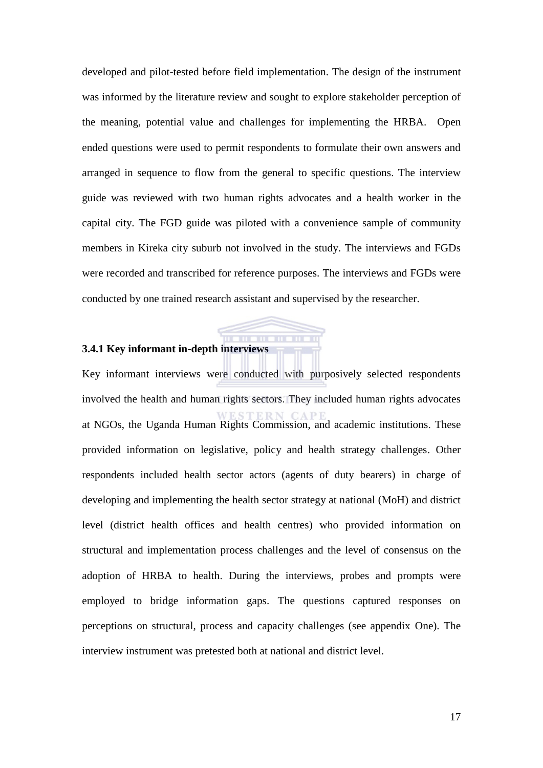developed and pilot-tested before field implementation. The design of the instrument was informed by the literature review and sought to explore stakeholder perception of the meaning, potential value and challenges for implementing the HRBA. Open ended questions were used to permit respondents to formulate their own answers and arranged in sequence to flow from the general to specific questions. The interview guide was reviewed with two human rights advocates and a health worker in the capital city. The FGD guide was piloted with a convenience sample of community members in Kireka city suburb not involved in the study. The interviews and FGDs were recorded and transcribed for reference purposes. The interviews and FGDs were conducted by one trained research assistant and supervised by the researcher.

### 3.4.1 Key informant in-depth interviews

Key informant interviews were conducted with purposively selected respondents involved the health and human rights sectors. They included human rights advocates at NGOs, the Uganda Human Rights Commission, and academic institutions. These provided information on legislative, policy and health strategy challenges. Other respondents included health sector actors (agents of duty bearers) in charge of developing and implementing the health sector strategy at national (MoH) and district level (district health offices and health centres) who provided information on structural and implementation process challenges and the level of consensus on the adoption of HRBA to health. During the interviews, probes and prompts were employed to bridge information gaps. The questions captured responses on perceptions on structural, process and capacity challenges (see appendix One). The interview instrument was pretested both at national and district level.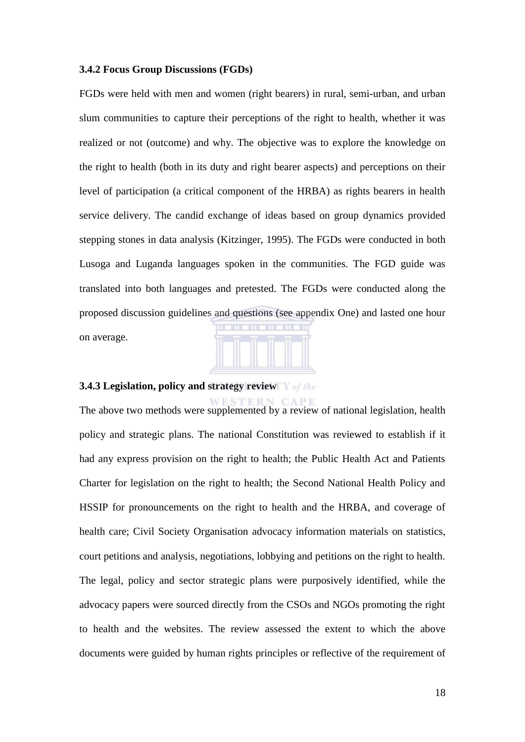**3.4.2 Focus Group Discussions (FGDs)**

FGDs were held with men and women (right bearers) in rural, semi-urban, and urban slum communities to capture their perceptions of the right to health, whether it was realized or not (outcome) and why. The objective was to explore the knowledge on the right to health (both in its duty and right bearer aspects) and perceptions on their level of participation (a critical component of the HRBA) as rights bearers in health service delivery. The candid exchange of ideas based on group dynamics provided stepping stones in data analysis (Kitzinger, 1995). The FGDs were conducted in both Lusoga and Luganda languages spoken in the communities. The FGD guide was translated into both languages and pretested. The FGDs were conducted along the proposed discussion guidelines and questions (see appendix One) and lasted one hour on average.

**3.4.3 Legislation, policy and strategy review**

The above two methods were supplemented by a review of national legislation, health policy and strategic plans. The national Constitution was reviewed to establish if it had any express provision on the right to health; the Public Health Act and Patients Charter for legislation on the right to health; the Second National Health Policy and HSSIP for pronouncements on the right to health and the HRBA, and coverage of health care; Civil Society Organisation advocacy information materials on statistics, court petitions and analysis, negotiations, lobbying and petitions on the right to health. The legal, policy and sector strategic plans were purposively identified, while the advocacy papers were sourced directly from the CSOs and NGOs promoting the right to health and the websites. The review assessed the extent to which the above documents were guided by human rights principles or reflective of the requirement of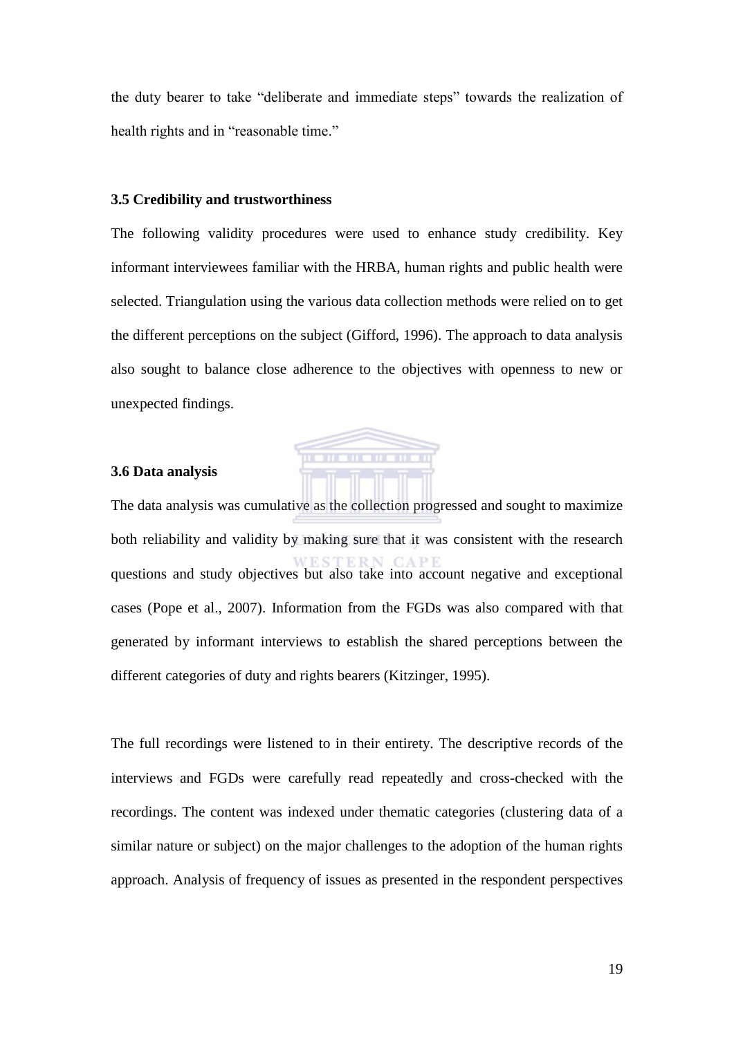the duty bearer to take "deliberate and immediate steps" towards the realization of health rights and in "reasonable time."

### 3.5 Credibility and trustworthiness

The following validity procedures were used to enhance study credibility. Key informant interviewees familiar with the HRBA, human rights and public health were selected. Triangulation using the various data collection methods were relied on to get the different perceptions on the subject (Gifford, 1996). The approach to data analysis also sought to balance close adherence to the objectives with openness to new or unexpected findings.

### 3.6 Data analysis

The data analysis was cumulative as the collection progressed and sought to maximize both reliability and validity by making sure that it was consistent with the research questions and study objectives but also take into account negative and exceptional cases (Pope et al., 2007). Information from the FGDs was also compared with that generated by informant interviews to establish the shared perceptions between the different categories of duty and rights bearers (Kitzinger, 1995).

The full recordings were listened to in their entirety. The descriptive records of the interviews and FGDs were carefully read repeatedly and cross-checked with the recordings. The content was indexed under thematic categories (clustering data of a similar nature or subject) on the major challenges to the adoption of the human rights approach. Analysis of frequency of issues as presented in the respondent perspectives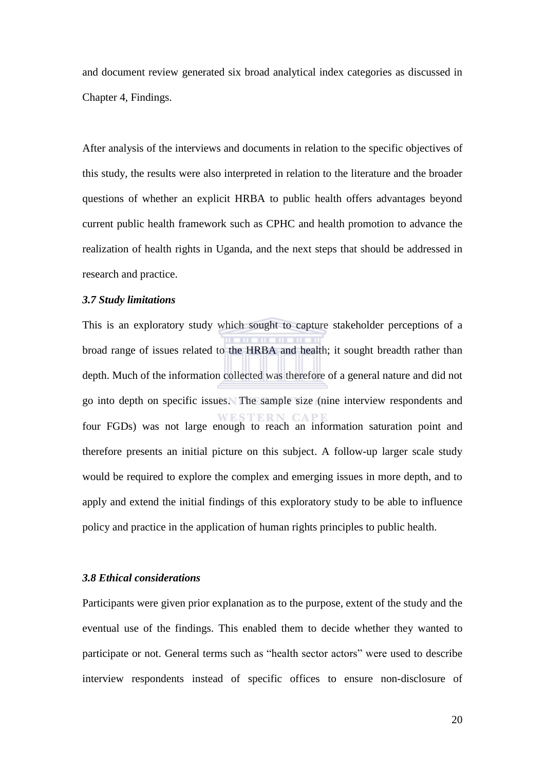and document review generated six broad analytical index categories as discussed in Chapter 4, Findings.

After analysis of the interviews and documents in relation to the specific objectives of this study, the results were also interpreted in relation to the literature and the broader questions of whether an explicit HRBA to public health offers advantages beyond current public health framework such as CPHC and health promotion to advance the realization of health rights in Uganda, and the next steps that should be addressed in research and practice.

### *3.7 Study limitations*

This is an exploratory study which sought to capture stakeholder perceptions of a broad range of issues related to the HRBA and health; it sought breadth rather than depth. Much of the information collected was therefore of a general nature and did not go into depth on specific issues. The sample size (nine interview respondents and four FGDs) was not large enough to reach an information saturation point and therefore presents an initial picture on this subject. A follow-up larger scale study would be required to explore the complex and emerging issues in more depth, and to apply and extend the initial findings of this exploratory study to be able to influence policy and practice in the application of human rights principles to public health.

### *3.8 Ethical considerations*

Participants were given prior explanation as to the purpose, extent of the study and the eventual use of the findings. This enabled them to decide whether they wanted to participate or not. General terms such as "health sector actors" were used to describe interview respondents instead of specific offices to ensure non-disclosure of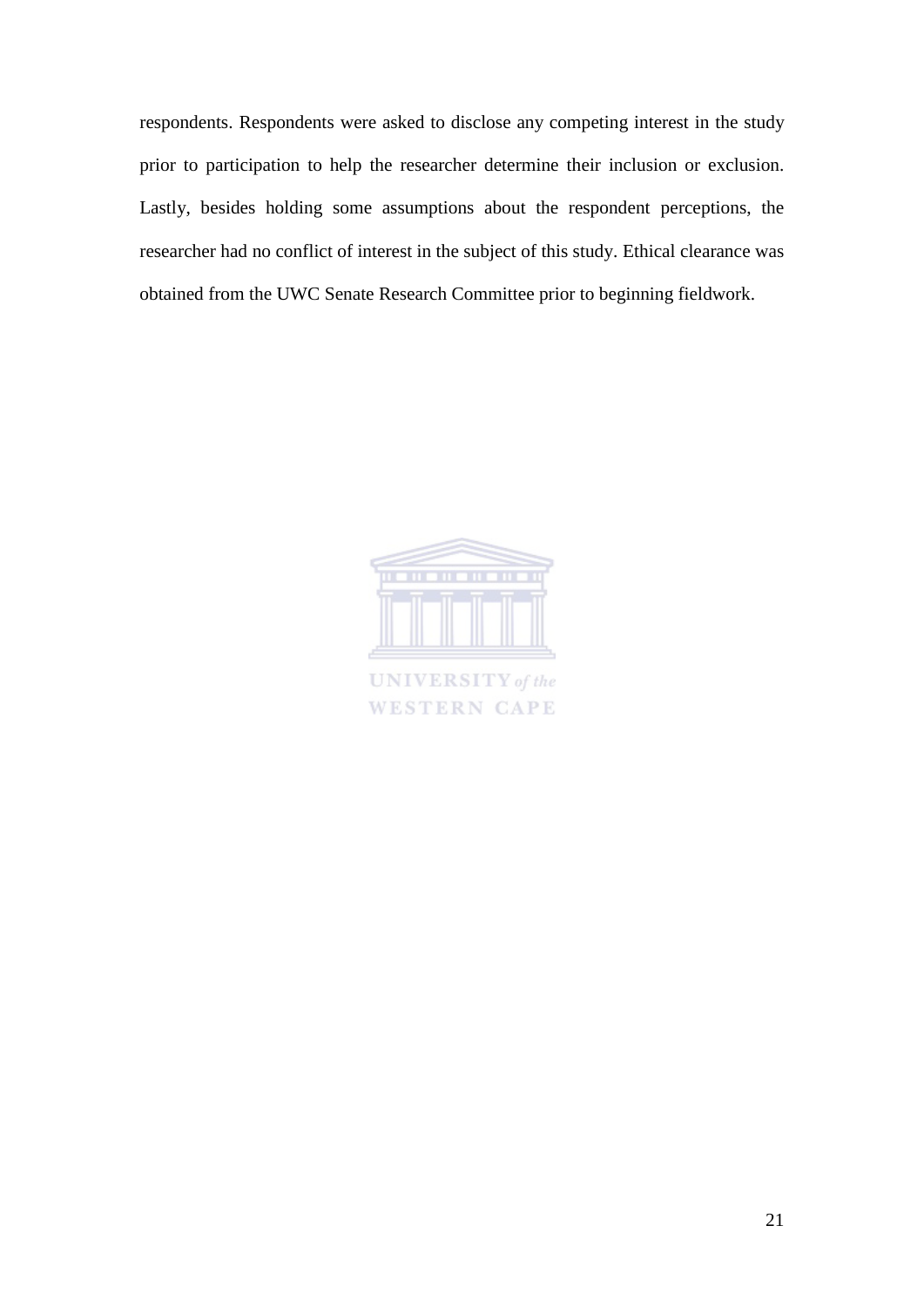respondents. Respondents were asked to disclose any competing interest in the study prior to participation to help the researcher determine their inclusion or exclusion. Lastly, besides holding some assumptions about the respondent perceptions, the researcher had no conflict of interest in the subject of this study. Ethical clearance was obtained from the UWC Senate Research Committee prior to beginning fieldwork.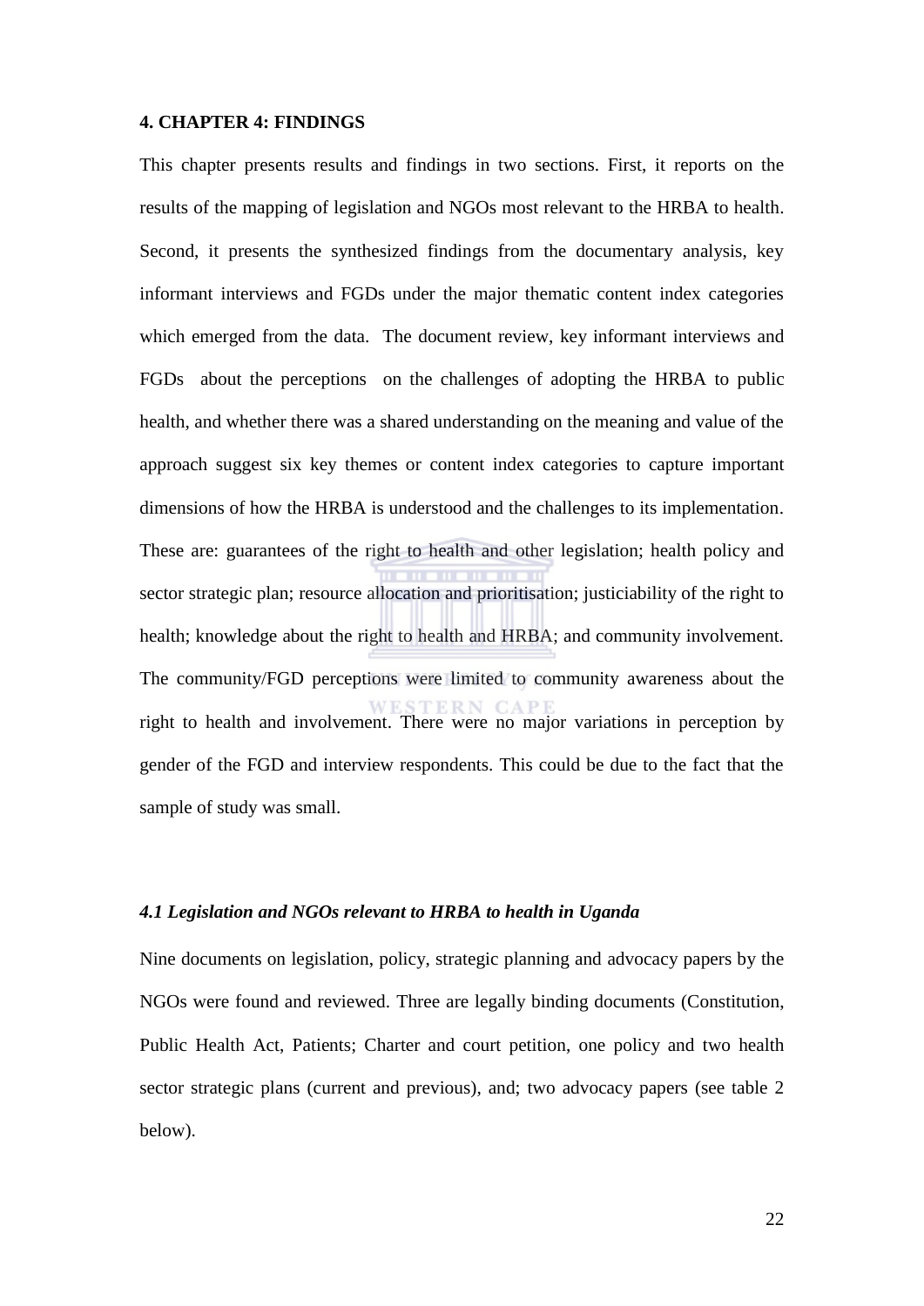## 4. CHAPTER 4: FINDINGS

This chapter presents results and findings in two sections. First, it reports on the results of the mapping of legislation and NGOs most relevant to the HRBA to health. Second, it presents the synthesized findings from the documentary analysis, key informant interviews and FGDs under the major thematic content index categories which emerged from the data. The document review, key informant interviews and FGDs about the perceptions on the challenges of adopting the HRBA to public health, and whether there was a shared understanding on the meaning and value of the approach suggest six key themes or content index categories to capture important dimensions of how the HRBA is understood and the challenges to its implementation. These are: guarantees of the right to health and other legislation; health policy and sector strategic plan; resource allocation and prioritisation; justiciability of the right to health; knowledge about the right to health and HRBA; and community involvement. The community/FGD perceptions were limited to community awareness about the right to health and involvement. There were no major variations in perception by gender of the FGD and interview respondents. This could be due to the fact that the sample of study was small.

### *4.1 Legislation and NGOs relevant to HRBA to health in Uganda*

Nine documents on legislation, policy, strategic planning and advocacy papers by the NGOs were found and reviewed. Three are legally binding documents (Constitution, Public Health Act, Patients; Charter and court petition, one policy and two health sector strategic plans (current and previous), and; two advocacy papers (see table 2 below).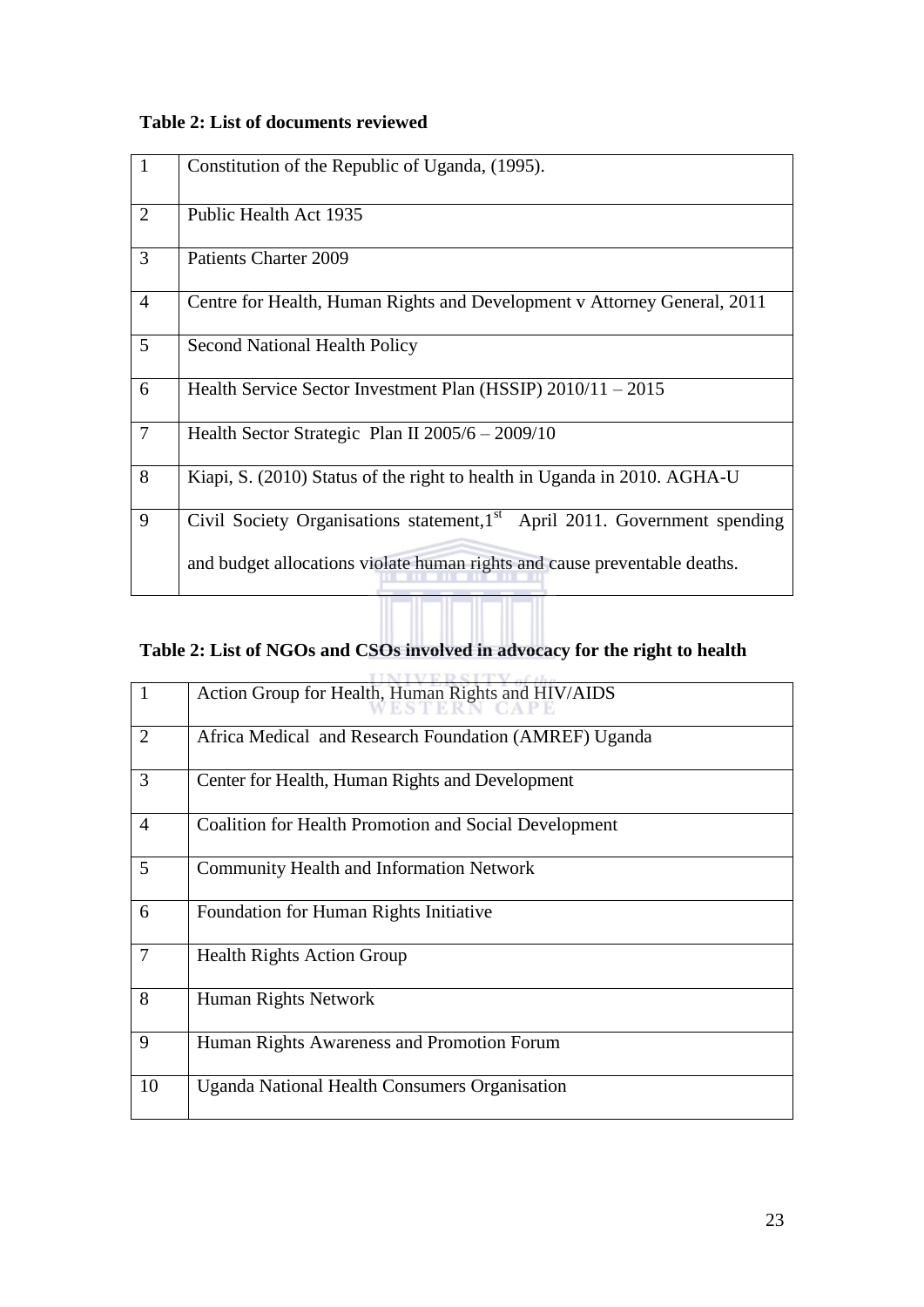**Table 2: List of documents reviewed**

| | |
|---|---|
| 1 | Constitution of the Republic of Uganda, (1995). |
| 2 | Public Health Act 1935 |
| 3 | Patients Charter 2009 |
| 4 | Centre for Health, Human Rights and Development v Attorney General, 2011 |
| 5 | Second National Health Policy |
| 6 | Health Service Sector Investment Plan (HSSIP) 2010/11 – 2015 |
| 7 | Health Sector Strategic Plan II 2005/6 – 2009/10 |
| 8 | Kiapi, S. (2010) Status of the right to health in Uganda in 2010. AGHA-U |
| 9 | Civil Society Organisations statement, 1st April 2011. Government spending and budget allocations violate human rights and cause preventable deaths. |

**Table 2: List of NGOs and CSOs involved in advocacy for the right to health**

| | |
|---|---|
| 1 | Action Group for Health, Human Rights and HIV/AIDS |
| 2 | Africa Medical and Research Foundation (AMREF) Uganda |
| 3 | Center for Health, Human Rights and Development |
| 4 | Coalition for Health Promotion and Social Development |
| 5 | Community Health and Information Network |
| 6 | Foundation for Human Rights Initiative |
| 7 | Health Rights Action Group |
| 8 | Human Rights Network |
| 9 | Human Rights Awareness and Promotion Forum |
| 10 | Uganda National Health Consumers Organisation |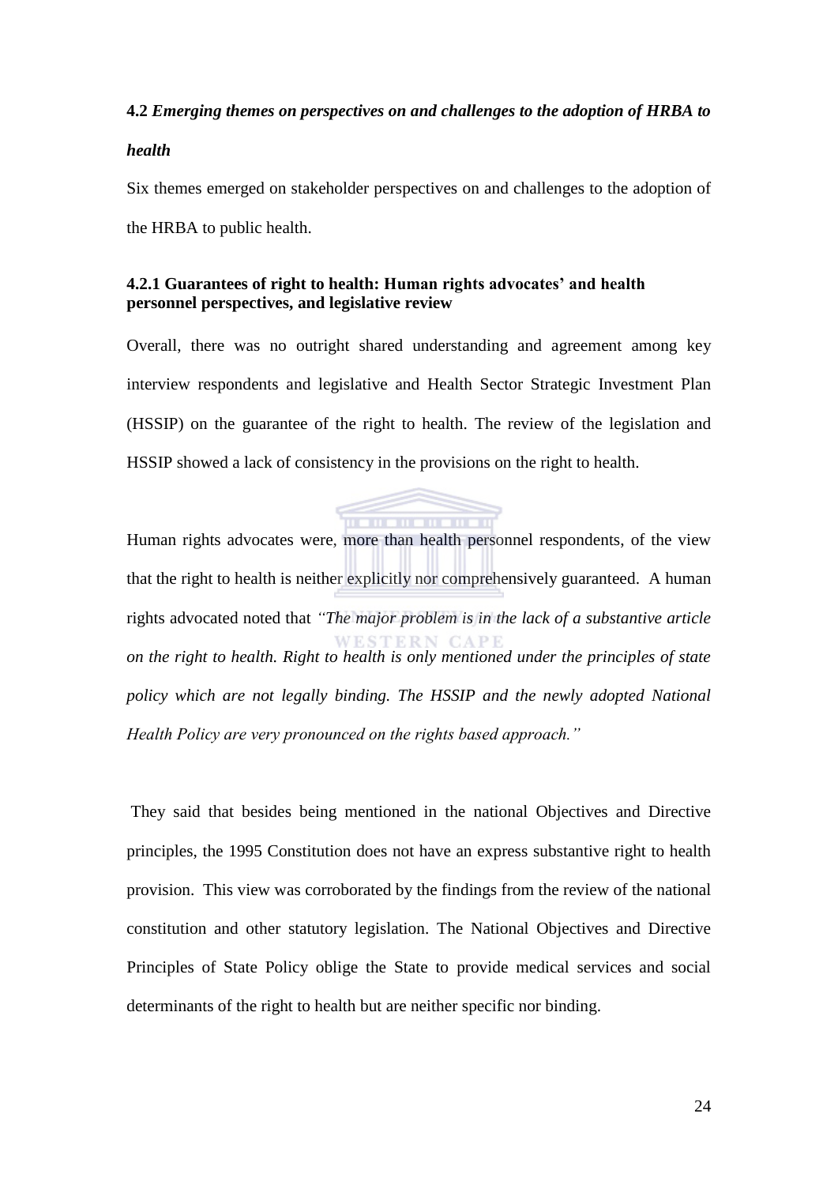### 4.2 *Emerging themes on perspectives on and challenges to the adoption of HRBA to health*

Six themes emerged on stakeholder perspectives on and challenges to the adoption of the HRBA to public health.

#### 4.2.1 Guarantees of right to health: Human rights advocates' and health personnel perspectives, and legislative review

Overall, there was no outright shared understanding and agreement among key interview respondents and legislative and Health Sector Strategic Investment Plan (HSSIP) on the guarantee of the right to health. The review of the legislation and HSSIP showed a lack of consistency in the provisions on the right to health.

Human rights advocates were, more than health personnel respondents, of the view that the right to health is neither explicitly nor comprehensively guaranteed. A human rights advocated noted that *"The major problem is in the lack of a substantive article on the right to health. Right to health is only mentioned under the principles of state policy which are not legally binding. The HSSIP and the newly adopted National Health Policy are very pronounced on the rights based approach."*

They said that besides being mentioned in the national Objectives and Directive principles, the 1995 Constitution does not have an express substantive right to health provision. This view was corroborated by the findings from the review of the national constitution and other statutory legislation. The National Objectives and Directive Principles of State Policy oblige the State to provide medical services and social determinants of the right to health but are neither specific nor binding.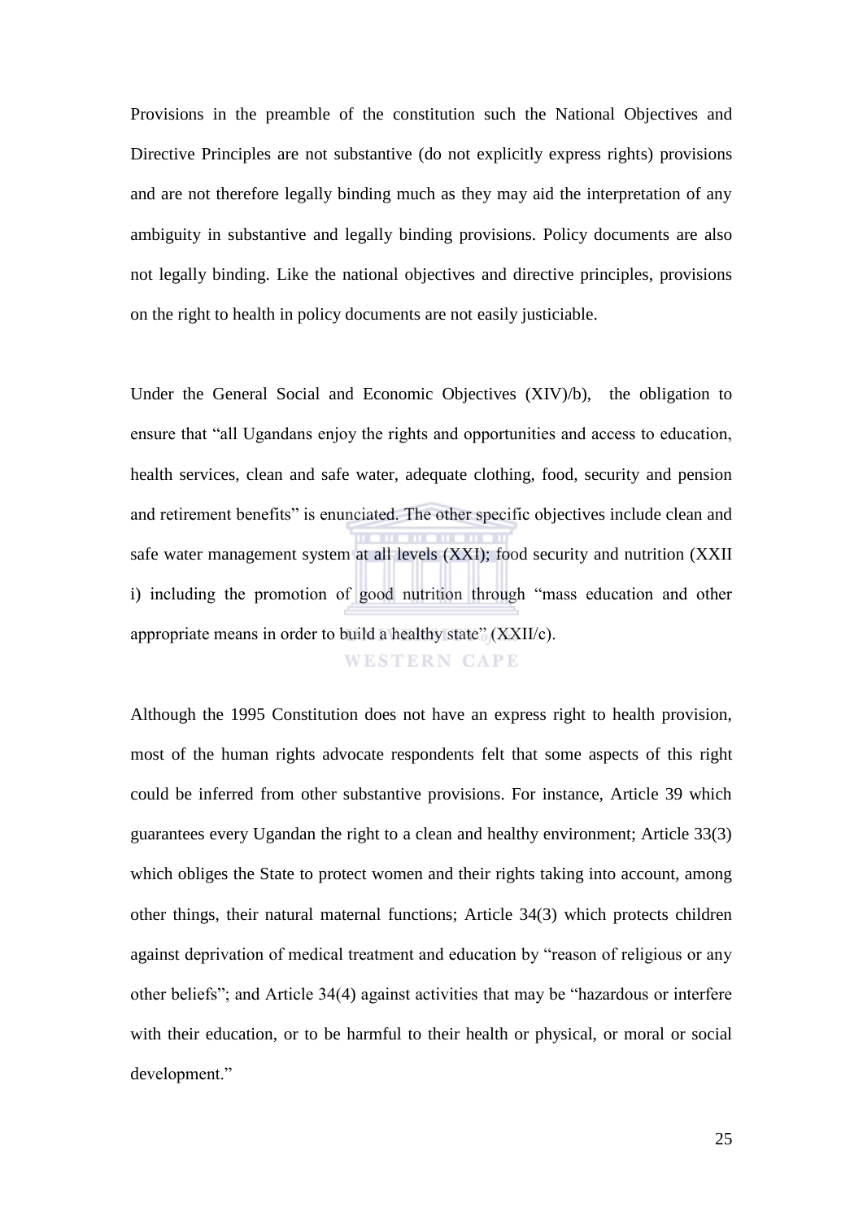Provisions in the preamble of the constitution such the National Objectives and Directive Principles are not substantive (do not explicitly express rights) provisions and are not therefore legally binding much as they may aid the interpretation of any ambiguity in substantive and legally binding provisions. Policy documents are also not legally binding. Like the national objectives and directive principles, provisions on the right to health in policy documents are not easily justiciable.

Under the General Social and Economic Objectives (XIV)/b), the obligation to ensure that "all Ugandans enjoy the rights and opportunities and access to education, health services, clean and safe water, adequate clothing, food, security and pension and retirement benefits" is enunciated. The other specific objectives include clean and safe water management system at all levels (XXI); food security and nutrition (XXII i) including the promotion of good nutrition through "mass education and other appropriate means in order to build a healthy state" (XXII/c).

Although the 1995 Constitution does not have an express right to health provision, most of the human rights advocate respondents felt that some aspects of this right could be inferred from other substantive provisions. For instance, Article 39 which guarantees every Ugandan the right to a clean and healthy environment; Article 33(3) which obliges the State to protect women and their rights taking into account, among other things, their natural maternal functions; Article 34(3) which protects children against deprivation of medical treatment and education by "reason of religious or any other beliefs"; and Article 34(4) against activities that may be "hazardous or interfere with their education, or to be harmful to their health or physical, or moral or social development."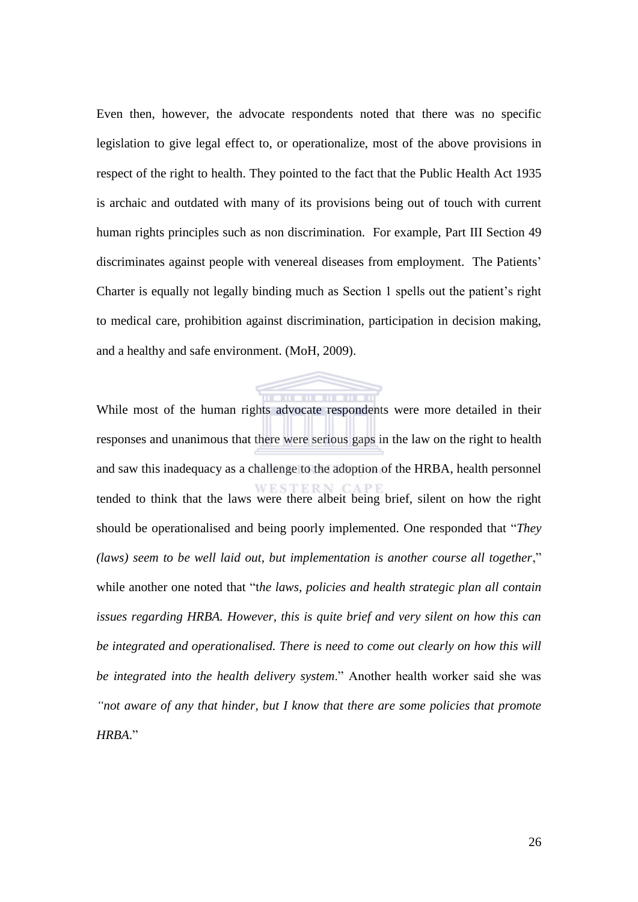Even then, however, the advocate respondents noted that there was no specific legislation to give legal effect to, or operationalize, most of the above provisions in respect of the right to health. They pointed to the fact that the Public Health Act 1935 is archaic and outdated with many of its provisions being out of touch with current human rights principles such as non discrimination. For example, Part III Section 49 discriminates against people with venereal diseases from employment. The Patients' Charter is equally not legally binding much as Section 1 spells out the patient's right to medical care, prohibition against discrimination, participation in decision making, and a healthy and safe environment. (MoH, 2009).

While most of the human rights advocate respondents were more detailed in their responses and unanimous that there were serious gaps in the law on the right to health and saw this inadequacy as a challenge to the adoption of the HRBA, health personnel tended to think that the laws were there albeit being brief, silent on how the right should be operationalised and being poorly implemented. One responded that "*They (laws) seem to be well laid out, but implementation is another course all together*," while another one noted that "t*he laws, policies and health strategic plan all contain issues regarding HRBA. However, this is quite brief and very silent on how this can be integrated and operationalised. There is need to come out clearly on how this will be integrated into the health delivery system*." Another health worker said she was *"not aware of any that hinder, but I know that there are some policies that promote HRBA*."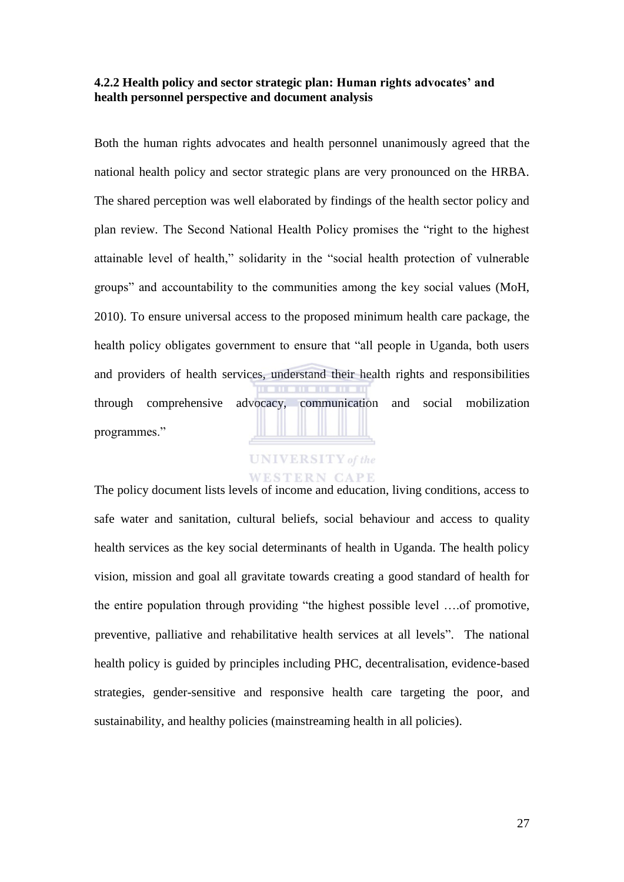### 4.2.2 Health policy and sector strategic plan: Human rights advocates' and health personnel perspective and document analysis

Both the human rights advocates and health personnel unanimously agreed that the national health policy and sector strategic plans are very pronounced on the HRBA. The shared perception was well elaborated by findings of the health sector policy and plan review. The Second National Health Policy promises the "right to the highest attainable level of health," solidarity in the "social health protection of vulnerable groups" and accountability to the communities among the key social values (MoH, 2010). To ensure universal access to the proposed minimum health care package, the health policy obligates government to ensure that "all people in Uganda, both users and providers of health services, understand their health rights and responsibilities through comprehensive advocacy, communication and social mobilization programmes."

The policy document lists levels of income and education, living conditions, access to safe water and sanitation, cultural beliefs, social behaviour and access to quality health services as the key social determinants of health in Uganda. The health policy vision, mission and goal all gravitate towards creating a good standard of health for the entire population through providing "the highest possible level ….of promotive, preventive, palliative and rehabilitative health services at all levels". The national health policy is guided by principles including PHC, decentralisation, evidence-based strategies, gender-sensitive and responsive health care targeting the poor, and sustainability, and healthy policies (mainstreaming health in all policies).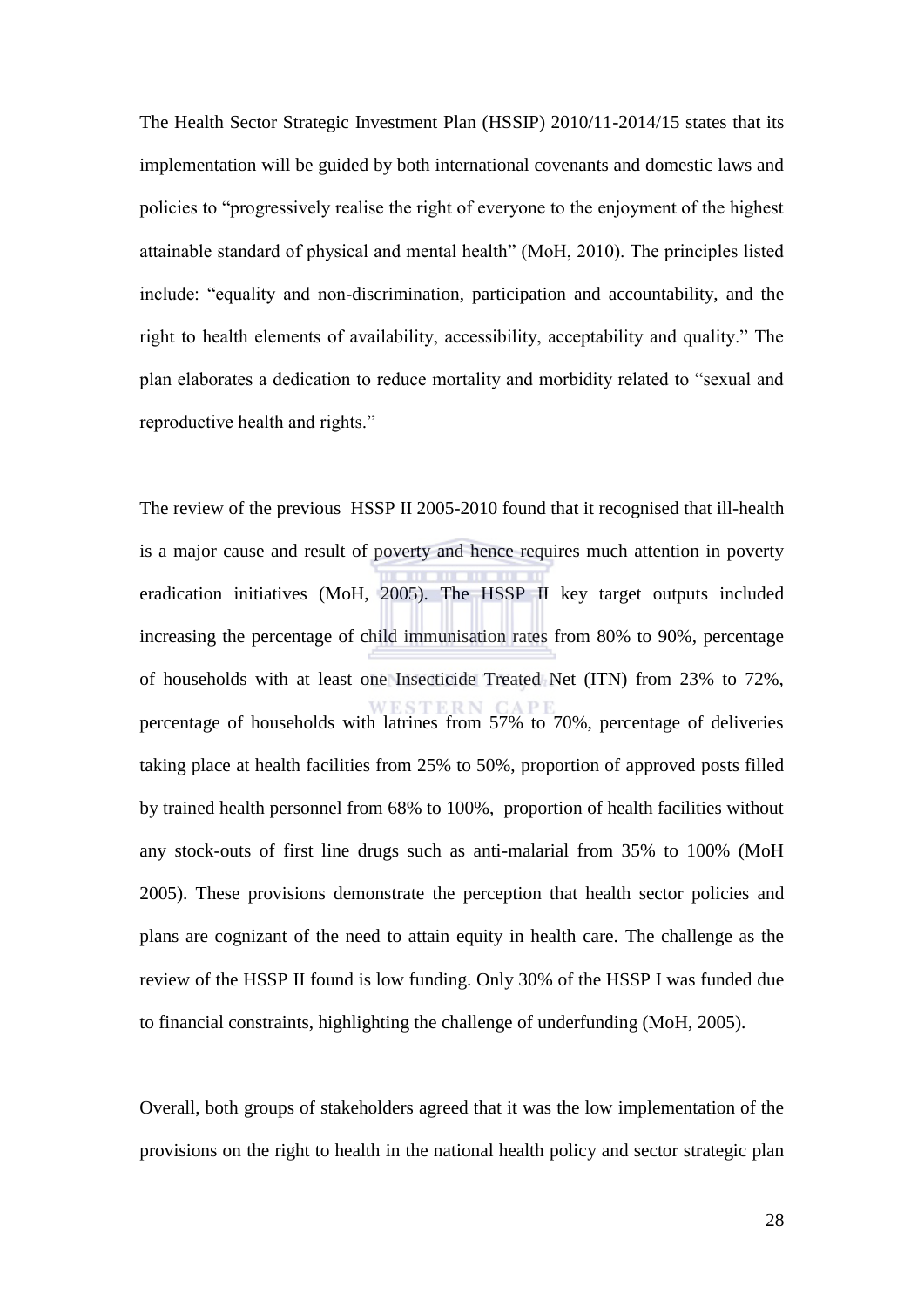The Health Sector Strategic Investment Plan (HSSIP) 2010/11-2014/15 states that its implementation will be guided by both international covenants and domestic laws and policies to "progressively realise the right of everyone to the enjoyment of the highest attainable standard of physical and mental health" (MoH, 2010). The principles listed include: "equality and non-discrimination, participation and accountability, and the right to health elements of availability, accessibility, acceptability and quality." The plan elaborates a dedication to reduce mortality and morbidity related to "sexual and reproductive health and rights."

The review of the previous HSSP II 2005-2010 found that it recognised that ill-health is a major cause and result of poverty and hence requires much attention in poverty eradication initiatives (MoH, 2005). The HSSP II key target outputs included increasing the percentage of child immunisation rates from 80% to 90%, percentage of households with at least one Insecticide Treated Net (ITN) from 23% to 72%, percentage of households with latrines from 57% to 70%, percentage of deliveries taking place at health facilities from 25% to 50%, proportion of approved posts filled by trained health personnel from 68% to 100%, proportion of health facilities without any stock-outs of first line drugs such as anti-malarial from 35% to 100% (MoH 2005). These provisions demonstrate the perception that health sector policies and plans are cognizant of the need to attain equity in health care. The challenge as the review of the HSSP II found is low funding. Only 30% of the HSSP I was funded due to financial constraints, highlighting the challenge of underfunding (MoH, 2005).

Overall, both groups of stakeholders agreed that it was the low implementation of the provisions on the right to health in the national health policy and sector strategic plan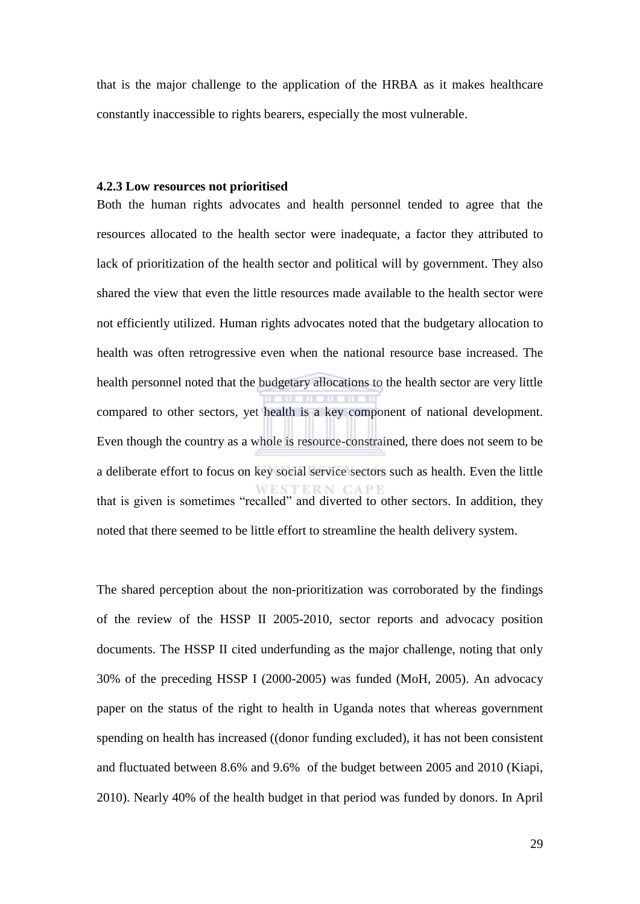that is the major challenge to the application of the HRBA as it makes healthcare constantly inaccessible to rights bearers, especially the most vulnerable.

### 4.2.3 Low resources not prioritised

Both the human rights advocates and health personnel tended to agree that the resources allocated to the health sector were inadequate, a factor they attributed to lack of prioritization of the health sector and political will by government. They also shared the view that even the little resources made available to the health sector were not efficiently utilized. Human rights advocates noted that the budgetary allocation to health was often retrogressive even when the national resource base increased. The health personnel noted that the budgetary allocations to the health sector are very little compared to other sectors, yet health is a key component of national development. Even though the country as a whole is resource-constrained, there does not seem to be a deliberate effort to focus on key social service sectors such as health. Even the little that is given is sometimes "recalled" and diverted to other sectors. In addition, they noted that there seemed to be little effort to streamline the health delivery system.

The shared perception about the non-prioritization was corroborated by the findings of the review of the HSSP II 2005-2010, sector reports and advocacy position documents. The HSSP II cited underfunding as the major challenge, noting that only 30% of the preceding HSSP I (2000-2005) was funded (MoH, 2005). An advocacy paper on the status of the right to health in Uganda notes that whereas government spending on health has increased ((donor funding excluded), it has not been consistent and fluctuated between 8.6% and 9.6% of the budget between 2005 and 2010 (Kiapi, 2010). Nearly 40% of the health budget in that period was funded by donors. In April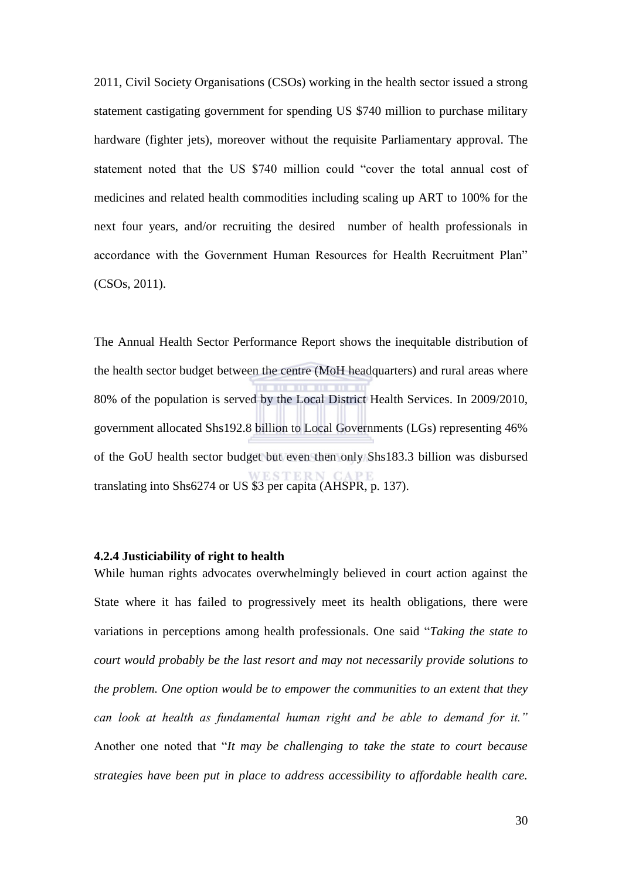2011, Civil Society Organisations (CSOs) working in the health sector issued a strong statement castigating government for spending US $740 million to purchase military hardware (fighter jets), moreover without the requisite Parliamentary approval. The statement noted that the US $740 million could "cover the total annual cost of medicines and related health commodities including scaling up ART to 100% for the next four years, and/or recruiting the desired number of health professionals in accordance with the Government Human Resources for Health Recruitment Plan" (CSOs, 2011).

The Annual Health Sector Performance Report shows the inequitable distribution of the health sector budget between the centre (MoH headquarters) and rural areas where 80% of the population is served by the Local District Health Services. In 2009/2010, government allocated Shs192.8 billion to Local Governments (LGs) representing 46% of the GoU health sector budget but even then only Shs183.3 billion was disbursed translating into Shs6274 or US $3 per capita (AHSPR, p. 137).

#### 4.2.4 Justiciability of right to health

While human rights advocates overwhelmingly believed in court action against the State where it has failed to progressively meet its health obligations, there were variations in perceptions among health professionals. One said "*Taking the state to court would probably be the last resort and may not necessarily provide solutions to the problem. One option would be to empower the communities to an extent that they can look at health as fundamental human right and be able to demand for it.*" Another one noted that "*It may be challenging to take the state to court because strategies have been put in place to address accessibility to affordable health care.*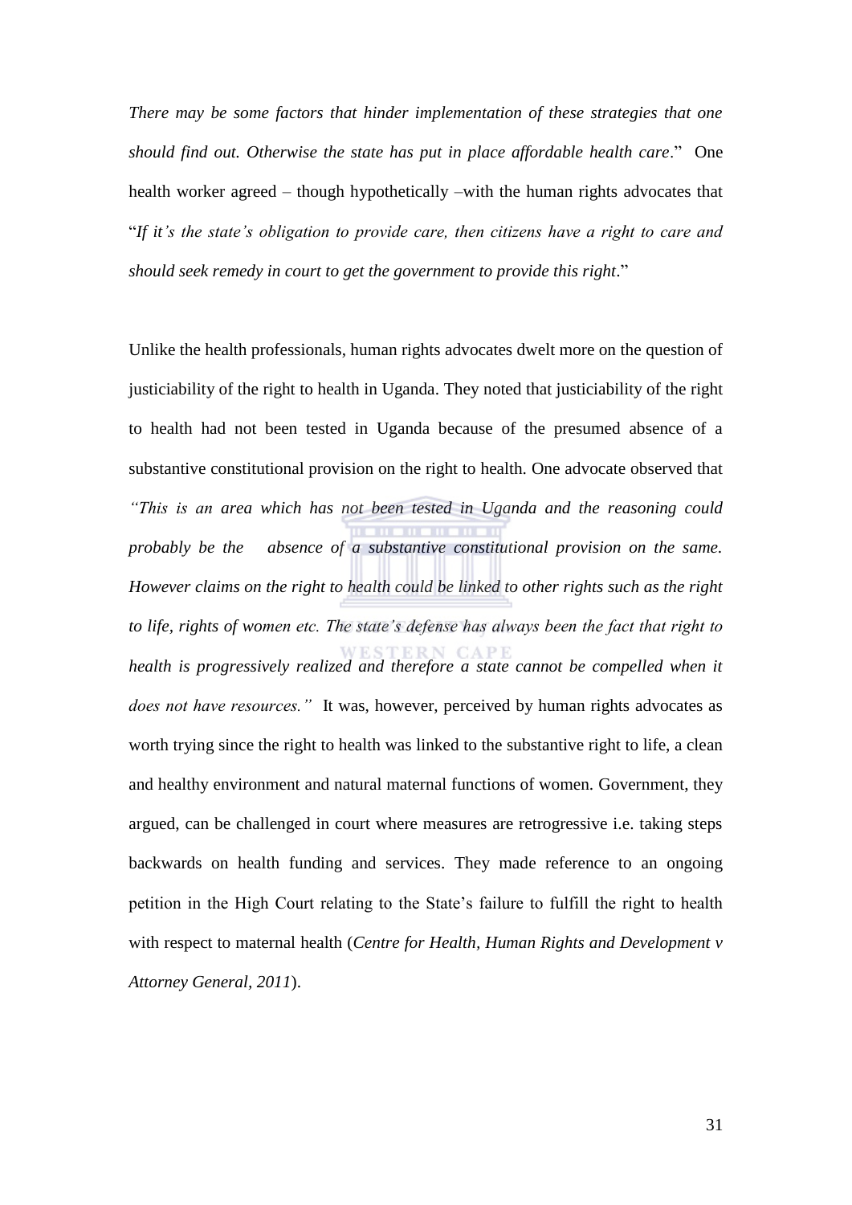*There may be some factors that hinder implementation of these strategies that one should find out. Otherwise the state has put in place affordable health care*." One health worker agreed – though hypothetically –with the human rights advocates that "*If it's the state's obligation to provide care, then citizens have a right to care and should seek remedy in court to get the government to provide this right*."

Unlike the health professionals, human rights advocates dwelt more on the question of justiciability of the right to health in Uganda. They noted that justiciability of the right to health had not been tested in Uganda because of the presumed absence of a substantive constitutional provision on the right to health. One advocate observed that *"This is an area which has not been tested in Uganda and the reasoning could probably be the absence of a substantive constitutional provision on the same. However claims on the right to health could be linked to other rights such as the right to life, rights of women etc. The state's defense has always been the fact that right to health is progressively realized and therefore a state cannot be compelled when it does not have resources."* It was, however, perceived by human rights advocates as worth trying since the right to health was linked to the substantive right to life, a clean and healthy environment and natural maternal functions of women. Government, they argued, can be challenged in court where measures are retrogressive i.e. taking steps backwards on health funding and services. They made reference to an ongoing petition in the High Court relating to the State's failure to fulfill the right to health with respect to maternal health (*Centre for Health, Human Rights and Development v Attorney General, 2011*).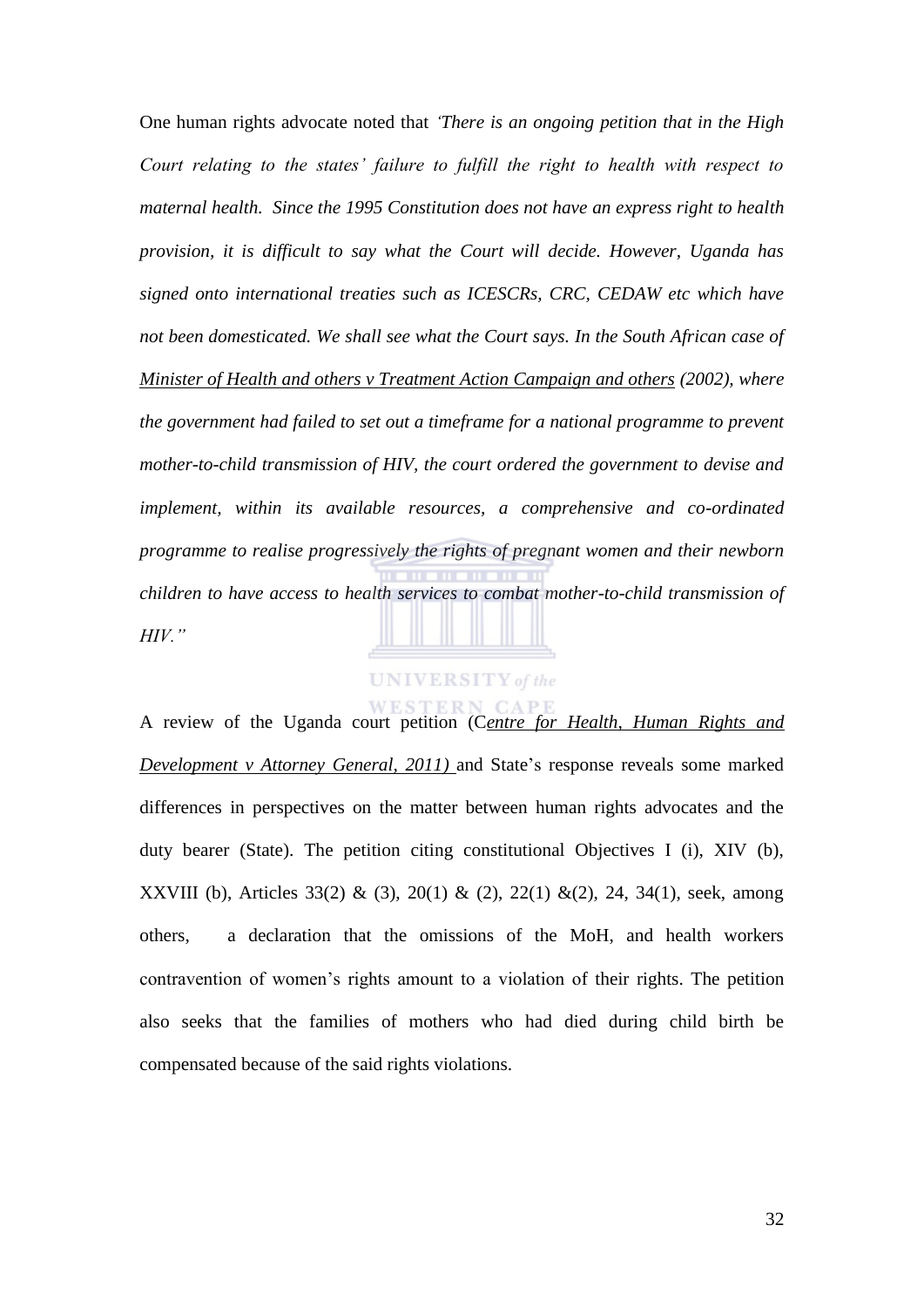One human rights advocate noted that *'There is an ongoing petition that in the High Court relating to the states' failure to fulfill the right to health with respect to maternal health. Since the 1995 Constitution does not have an express right to health provision, it is difficult to say what the Court will decide. However, Uganda has signed onto international treaties such as ICESCRs, CRC, CEDAW etc which have not been domesticated. We shall see what the Court says. In the South African case of Minister of Health and others v Treatment Action Campaign and others (2002), where the government had failed to set out a timeframe for a national programme to prevent mother-to-child transmission of HIV, the court ordered the government to devise and implement, within its available resources, a comprehensive and co-ordinated programme to realise progressively the rights of pregnant women and their newborn children to have access to health services to combat mother-to-child transmission of HIV."*

A review of the Uganda court petition (C*entre for Health, Human Rights and Development v Attorney General, 2011)* and State's response reveals some marked differences in perspectives on the matter between human rights advocates and the duty bearer (State). The petition citing constitutional Objectives I (i), XIV (b), XXVIII (b), Articles 33(2) & (3), 20(1) & (2), 22(1) &(2), 24, 34(1), seek, among others, a declaration that the omissions of the MoH, and health workers contravention of women's rights amount to a violation of their rights. The petition also seeks that the families of mothers who had died during child birth be compensated because of the said rights violations.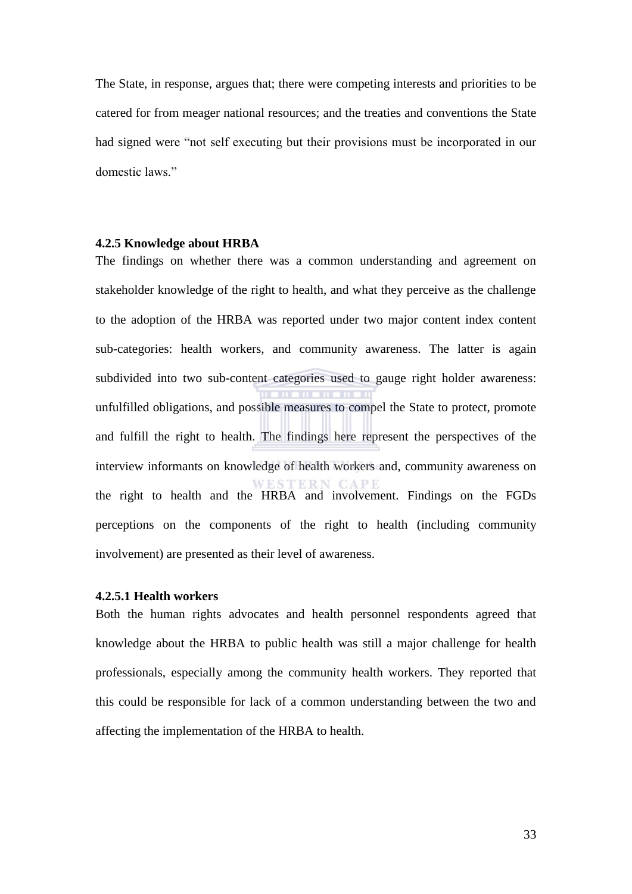The State, in response, argues that; there were competing interests and priorities to be catered for from meager national resources; and the treaties and conventions the State had signed were "not self executing but their provisions must be incorporated in our domestic laws."

#### 4.2.5 Knowledge about HRBA

The findings on whether there was a common understanding and agreement on stakeholder knowledge of the right to health, and what they perceive as the challenge to the adoption of the HRBA was reported under two major content index content sub-categories: health workers, and community awareness. The latter is again subdivided into two sub-content categories used to gauge right holder awareness: unfulfilled obligations, and possible measures to compel the State to protect, promote and fulfill the right to health. The findings here represent the perspectives of the interview informants on knowledge of health workers and, community awareness on the right to health and the HRBA and involvement. Findings on the FGDs perceptions on the components of the right to health (including community involvement) are presented as their level of awareness.

#### 4.2.5.1 Health workers

Both the human rights advocates and health personnel respondents agreed that knowledge about the HRBA to public health was still a major challenge for health professionals, especially among the community health workers. They reported that this could be responsible for lack of a common understanding between the two and affecting the implementation of the HRBA to health.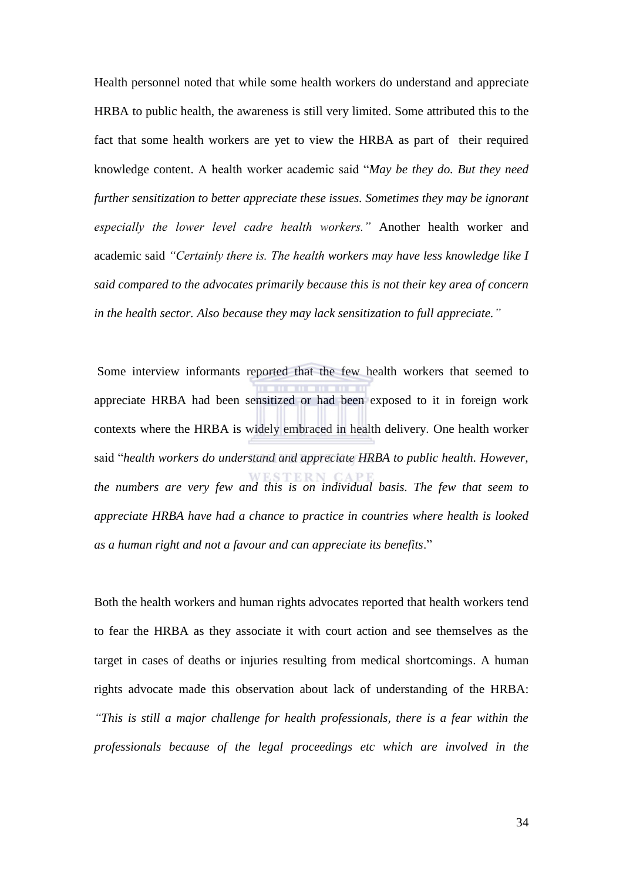Health personnel noted that while some health workers do understand and appreciate HRBA to public health, the awareness is still very limited. Some attributed this to the fact that some health workers are yet to view the HRBA as part of their required knowledge content. A health worker academic said "*May be they do. But they need further sensitization to better appreciate these issues. Sometimes they may be ignorant especially the lower level cadre health workers."* Another health worker and academic said *"Certainly there is. The health workers may have less knowledge like I said compared to the advocates primarily because this is not their key area of concern in the health sector. Also because they may lack sensitization to full appreciate."*

Some interview informants reported that the few health workers that seemed to appreciate HRBA had been sensitized or had been exposed to it in foreign work contexts where the HRBA is widely embraced in health delivery. One health worker said "*health workers do understand and appreciate HRBA to public health. However, the numbers are very few and this is on individual basis. The few that seem to appreciate HRBA have had a chance to practice in countries where health is looked as a human right and not a favour and can appreciate its benefits*."

Both the health workers and human rights advocates reported that health workers tend to fear the HRBA as they associate it with court action and see themselves as the target in cases of deaths or injuries resulting from medical shortcomings. A human rights advocate made this observation about lack of understanding of the HRBA: *"This is still a major challenge for health professionals, there is a fear within the professionals because of the legal proceedings etc which are involved in the*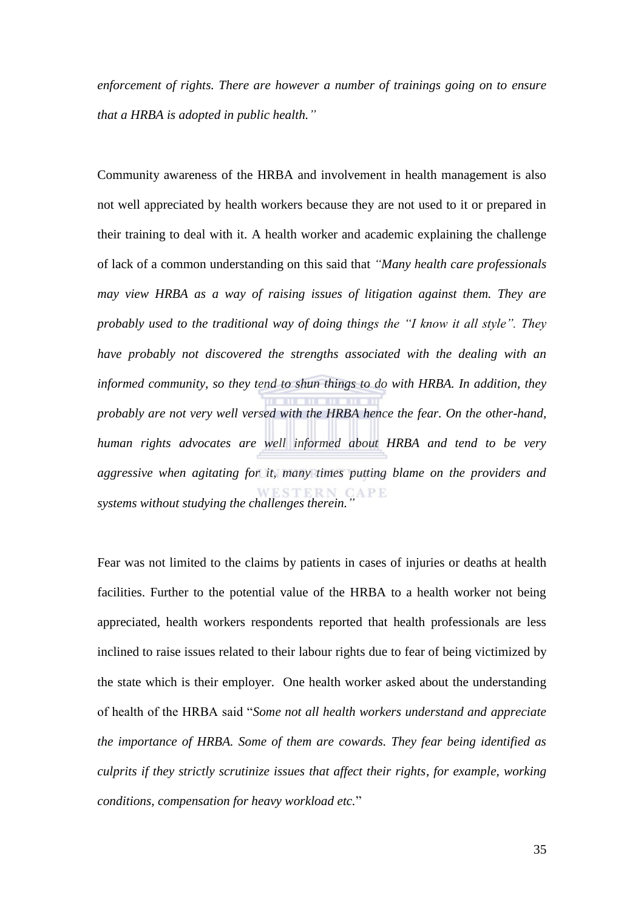*enforcement of rights. There are however a number of trainings going on to ensure that a HRBA is adopted in public health."*

Community awareness of the HRBA and involvement in health management is also not well appreciated by health workers because they are not used to it or prepared in their training to deal with it. A health worker and academic explaining the challenge of lack of a common understanding on this said that *"Many health care professionals may view HRBA as a way of raising issues of litigation against them. They are probably used to the traditional way of doing things the "I know it all style". They have probably not discovered the strengths associated with the dealing with an informed community, so they tend to shun things to do with HRBA. In addition, they probably are not very well versed with the HRBA hence the fear. On the other-hand, human rights advocates are well informed about HRBA and tend to be very aggressive when agitating for it, many times putting blame on the providers and systems without studying the challenges therein."*

Fear was not limited to the claims by patients in cases of injuries or deaths at health facilities. Further to the potential value of the HRBA to a health worker not being appreciated, health workers respondents reported that health professionals are less inclined to raise issues related to their labour rights due to fear of being victimized by the state which is their employer. One health worker asked about the understanding of health of the HRBA said "*Some not all health workers understand and appreciate the importance of HRBA. Some of them are cowards. They fear being identified as culprits if they strictly scrutinize issues that affect their rights, for example, working conditions, compensation for heavy workload etc.*"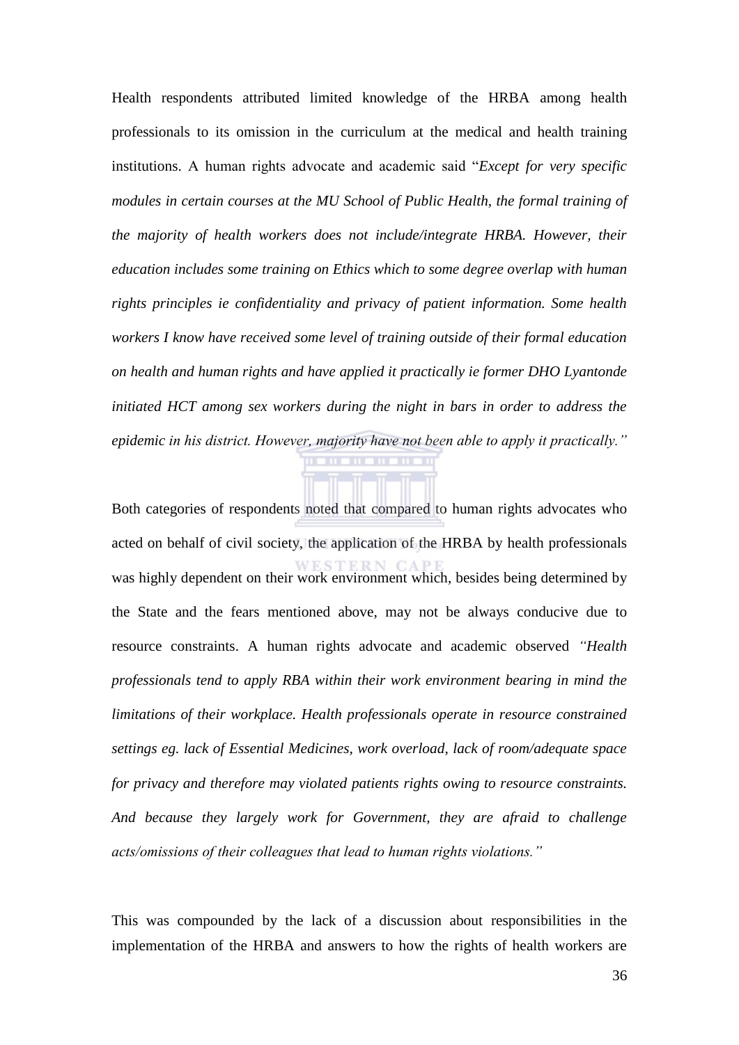Health respondents attributed limited knowledge of the HRBA among health professionals to its omission in the curriculum at the medical and health training institutions. A human rights advocate and academic said "*Except for very specific modules in certain courses at the MU School of Public Health, the formal training of the majority of health workers does not include/integrate HRBA. However, their education includes some training on Ethics which to some degree overlap with human rights principles ie confidentiality and privacy of patient information. Some health workers I know have received some level of training outside of their formal education on health and human rights and have applied it practically ie former DHO Lyantonde initiated HCT among sex workers during the night in bars in order to address the epidemic in his district. However, majority have not been able to apply it practically.*"

Both categories of respondents noted that compared to human rights advocates who acted on behalf of civil society, the application of the HRBA by health professionals was highly dependent on their work environment which, besides being determined by the State and the fears mentioned above, may not be always conducive due to resource constraints. A human rights advocate and academic observed *"Health professionals tend to apply RBA within their work environment bearing in mind the limitations of their workplace. Health professionals operate in resource constrained settings eg. lack of Essential Medicines, work overload, lack of room/adequate space for privacy and therefore may violated patients rights owing to resource constraints. And because they largely work for Government, they are afraid to challenge acts/omissions of their colleagues that lead to human rights violations."*

This was compounded by the lack of a discussion about responsibilities in the implementation of the HRBA and answers to how the rights of health workers are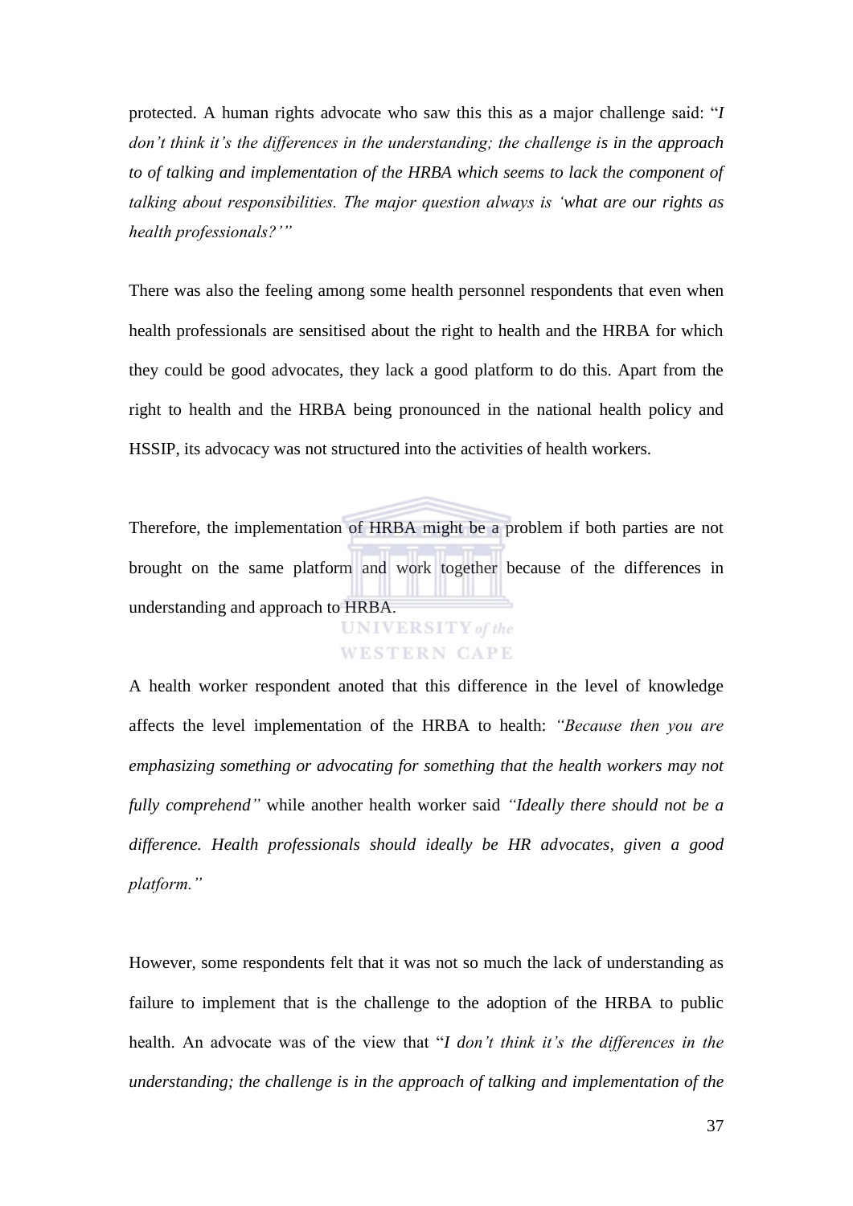protected. A human rights advocate who saw this this as a major challenge said: "*I don't think it's the differences in the understanding; the challenge is in the approach to of talking and implementation of the HRBA which seems to lack the component of talking about responsibilities. The major question always is 'what are our rights as health professionals?'*"

There was also the feeling among some health personnel respondents that even when health professionals are sensitised about the right to health and the HRBA for which they could be good advocates, they lack a good platform to do this. Apart from the right to health and the HRBA being pronounced in the national health policy and HSSIP, its advocacy was not structured into the activities of health workers.

Therefore, the implementation of HRBA might be a problem if both parties are not brought on the same platform and work together because of the differences in understanding and approach to HRBA.

A health worker respondent anoted that this difference in the level of knowledge affects the level implementation of the HRBA to health: *"Because then you are emphasizing something or advocating for something that the health workers may not fully comprehend"* while another health worker said *"Ideally there should not be a difference. Health professionals should ideally be HR advocates, given a good platform."*

However, some respondents felt that it was not so much the lack of understanding as failure to implement that is the challenge to the adoption of the HRBA to public health. An advocate was of the view that "*I don't think it's the differences in the understanding; the challenge is in the approach of talking and implementation of the*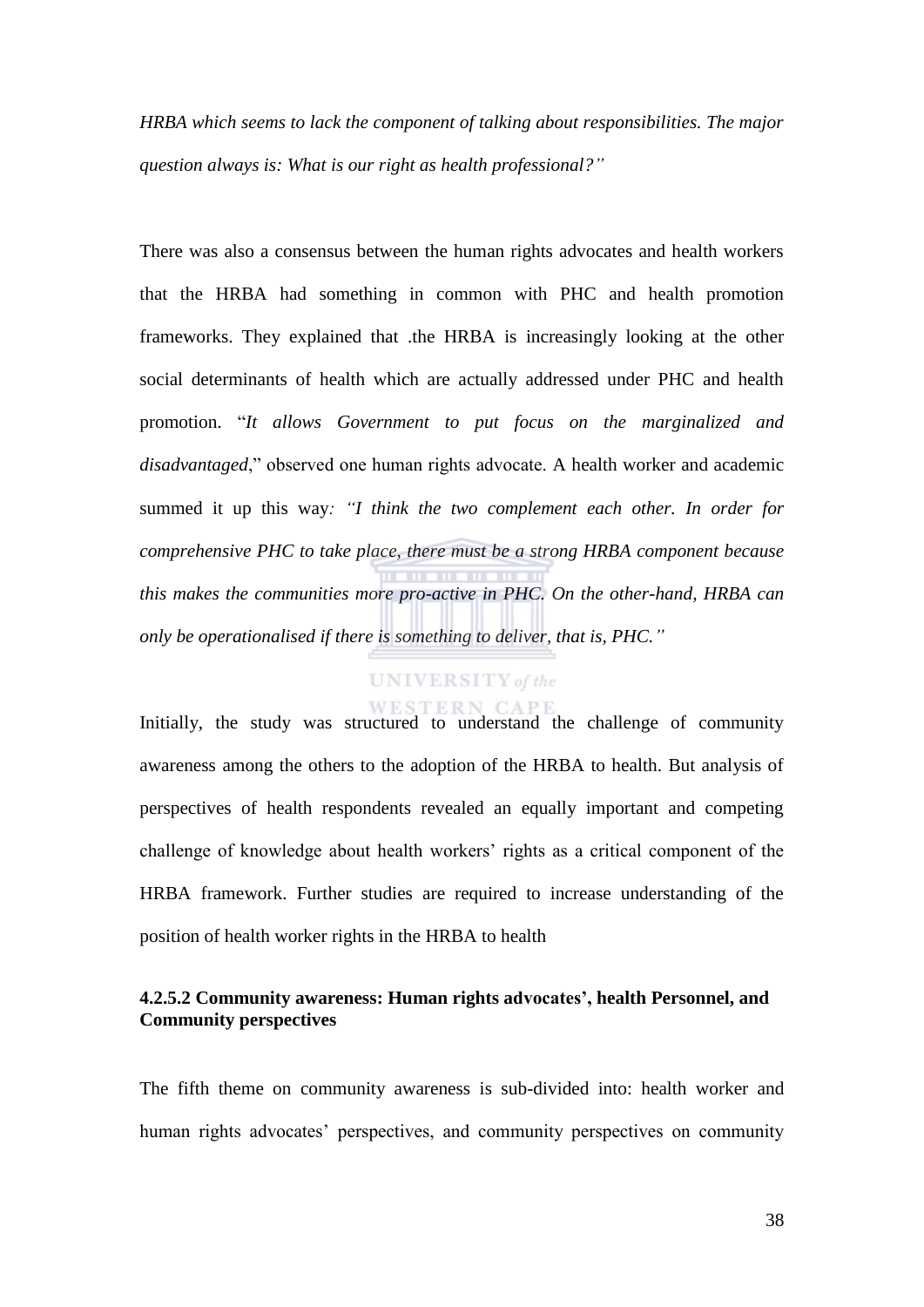*HRBA which seems to lack the component of talking about responsibilities. The major question always is: What is our right as health professional?"*

There was also a consensus between the human rights advocates and health workers that the HRBA had something in common with PHC and health promotion frameworks. They explained that .the HRBA is increasingly looking at the other social determinants of health which are actually addressed under PHC and health promotion. "*It allows Government to put focus on the marginalized and disadvantaged*," observed one human rights advocate. A health worker and academic summed it up this way*: "I think the two complement each other. In order for comprehensive PHC to take place, there must be a strong HRBA component because this makes the communities more pro-active in PHC. On the other-hand, HRBA can only be operationalised if there is something to deliver, that is, PHC."*

Initially, the study was structured to understand the challenge of community awareness among the others to the adoption of the HRBA to health. But analysis of perspectives of health respondents revealed an equally important and competing challenge of knowledge about health workers' rights as a critical component of the HRBA framework. Further studies are required to increase understanding of the position of health worker rights in the HRBA to health

#### 4.2.5.2 Community awareness: Human rights advocates', health Personnel, and Community perspectives

The fifth theme on community awareness is sub-divided into: health worker and human rights advocates' perspectives, and community perspectives on community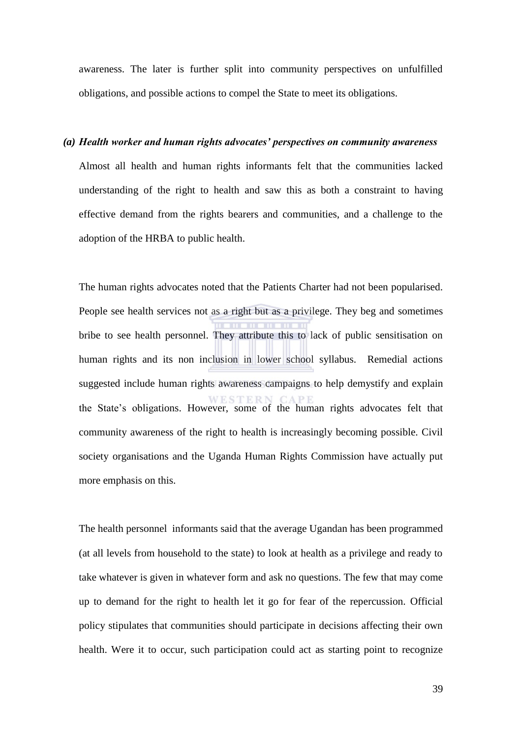awareness. The later is further split into community perspectives on unfulfilled obligations, and possible actions to compel the State to meet its obligations.

***(a) Health worker and human rights advocates' perspectives on community awareness***

Almost all health and human rights informants felt that the communities lacked understanding of the right to health and saw this as both a constraint to having effective demand from the rights bearers and communities, and a challenge to the adoption of the HRBA to public health.

The human rights advocates noted that the Patients Charter had not been popularised. People see health services not as a right but as a privilege. They beg and sometimes bribe to see health personnel. They attribute this to lack of public sensitisation on human rights and its non inclusion in lower school syllabus. Remedial actions suggested include human rights awareness campaigns to help demystify and explain the State's obligations. However, some of the human rights advocates felt that community awareness of the right to health is increasingly becoming possible. Civil society organisations and the Uganda Human Rights Commission have actually put more emphasis on this.

The health personnel informants said that the average Ugandan has been programmed (at all levels from household to the state) to look at health as a privilege and ready to take whatever is given in whatever form and ask no questions. The few that may come up to demand for the right to health let it go for fear of the repercussion. Official policy stipulates that communities should participate in decisions affecting their own health. Were it to occur, such participation could act as starting point to recognize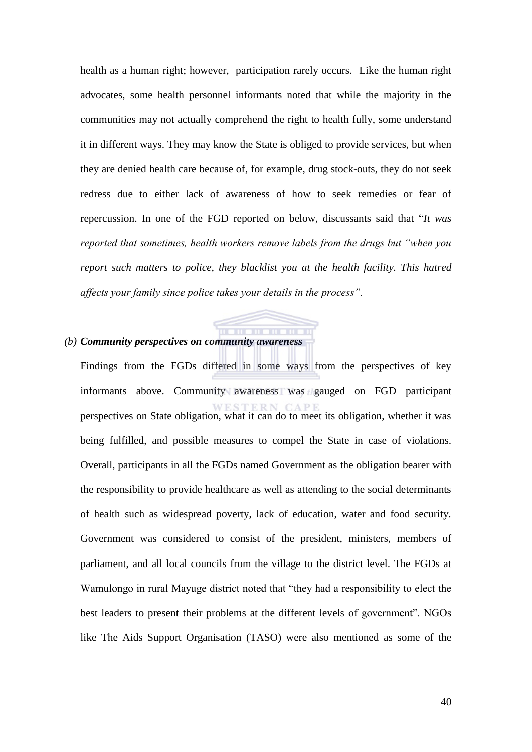health as a human right; however, participation rarely occurs. Like the human right advocates, some health personnel informants noted that while the majority in the communities may not actually comprehend the right to health fully, some understand it in different ways. They may know the State is obliged to provide services, but when they are denied health care because of, for example, drug stock-outs, they do not seek redress due to either lack of awareness of how to seek remedies or fear of repercussion. In one of the FGD reported on below, discussants said that "*It was reported that sometimes, health workers remove labels from the drugs but "when you report such matters to police, they blacklist you at the health facility. This hatred affects your family since police takes your details in the process".*

*(b)* ***Community perspectives on community awareness***

Findings from the FGDs differed in some ways from the perspectives of key informants above. Community awareness was gauged on FGD participant perspectives on State obligation, what it can do to meet its obligation, whether it was being fulfilled, and possible measures to compel the State in case of violations. Overall, participants in all the FGDs named Government as the obligation bearer with the responsibility to provide healthcare as well as attending to the social determinants of health such as widespread poverty, lack of education, water and food security. Government was considered to consist of the president, ministers, members of parliament, and all local councils from the village to the district level. The FGDs at Wamulongo in rural Mayuge district noted that "they had a responsibility to elect the best leaders to present their problems at the different levels of government". NGOs like The Aids Support Organisation (TASO) were also mentioned as some of the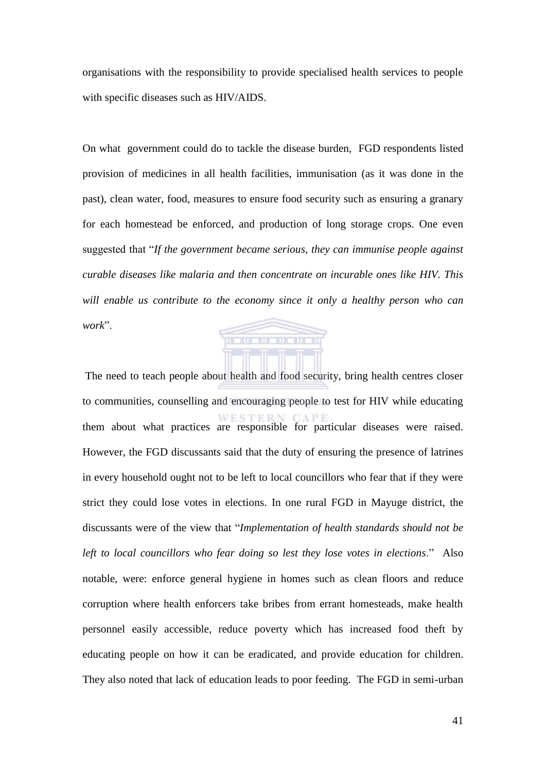organisations with the responsibility to provide specialised health services to people with specific diseases such as HIV/AIDS.

On what government could do to tackle the disease burden, FGD respondents listed provision of medicines in all health facilities, immunisation (as it was done in the past), clean water, food, measures to ensure food security such as ensuring a granary for each homestead be enforced, and production of long storage crops. One even suggested that "*If the government became serious, they can immunise people against curable diseases like malaria and then concentrate on incurable ones like HIV. This will enable us contribute to the economy since it only a healthy person who can work*".

The need to teach people about health and food security, bring health centres closer to communities, counselling and encouraging people to test for HIV while educating them about what practices are responsible for particular diseases were raised. However, the FGD discussants said that the duty of ensuring the presence of latrines in every household ought not to be left to local councillors who fear that if they were strict they could lose votes in elections. In one rural FGD in Mayuge district, the discussants were of the view that "*Implementation of health standards should not be left to local councillors who fear doing so lest they lose votes in elections*." Also notable, were: enforce general hygiene in homes such as clean floors and reduce corruption where health enforcers take bribes from errant homesteads, make health personnel easily accessible, reduce poverty which has increased food theft by educating people on how it can be eradicated, and provide education for children. They also noted that lack of education leads to poor feeding. The FGD in semi-urban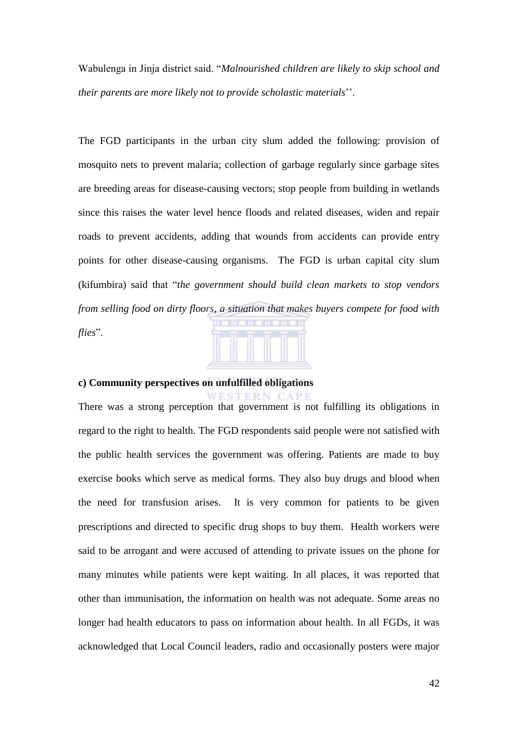Wabulenga in Jinja district said. "*Malnourished children are likely to skip school and their parents are more likely not to provide scholastic materials*''.

The FGD participants in the urban city slum added the following: provision of mosquito nets to prevent malaria; collection of garbage regularly since garbage sites are breeding areas for disease-causing vectors; stop people from building in wetlands since this raises the water level hence floods and related diseases, widen and repair roads to prevent accidents, adding that wounds from accidents can provide entry points for other disease-causing organisms. The FGD is urban capital city slum (kifumbira) said that "*the government should build clean markets to stop vendors from selling food on dirty floors, a situation that makes buyers compete for food with flies*".

**c) Community perspectives on unfulfilled obligations**

There was a strong perception that government is not fulfilling its obligations in regard to the right to health. The FGD respondents said people were not satisfied with the public health services the government was offering. Patients are made to buy exercise books which serve as medical forms. They also buy drugs and blood when the need for transfusion arises. It is very common for patients to be given prescriptions and directed to specific drug shops to buy them. Health workers were said to be arrogant and were accused of attending to private issues on the phone for many minutes while patients were kept waiting. In all places, it was reported that other than immunisation, the information on health was not adequate. Some areas no longer had health educators to pass on information about health. In all FGDs, it was acknowledged that Local Council leaders, radio and occasionally posters were major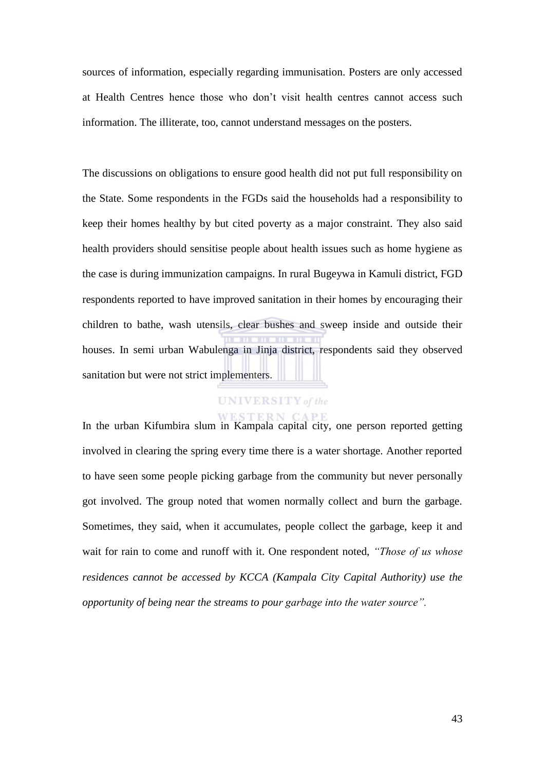sources of information, especially regarding immunisation. Posters are only accessed at Health Centres hence those who don't visit health centres cannot access such information. The illiterate, too, cannot understand messages on the posters.

The discussions on obligations to ensure good health did not put full responsibility on the State. Some respondents in the FGDs said the households had a responsibility to keep their homes healthy by but cited poverty as a major constraint. They also said health providers should sensitise people about health issues such as home hygiene as the case is during immunization campaigns. In rural Bugeywa in Kamuli district, FGD respondents reported to have improved sanitation in their homes by encouraging their children to bathe, wash utensils, clear bushes and sweep inside and outside their houses. In semi urban Wabulenga in Jinja district, respondents said they observed sanitation but were not strict implementers.

In the urban Kifumbira slum in Kampala capital city, one person reported getting involved in clearing the spring every time there is a water shortage. Another reported to have seen some people picking garbage from the community but never personally got involved. The group noted that women normally collect and burn the garbage. Sometimes, they said, when it accumulates, people collect the garbage, keep it and wait for rain to come and runoff with it. One respondent noted, *"Those of us whose residences cannot be accessed by KCCA (Kampala City Capital Authority) use the opportunity of being near the streams to pour garbage into the water source".*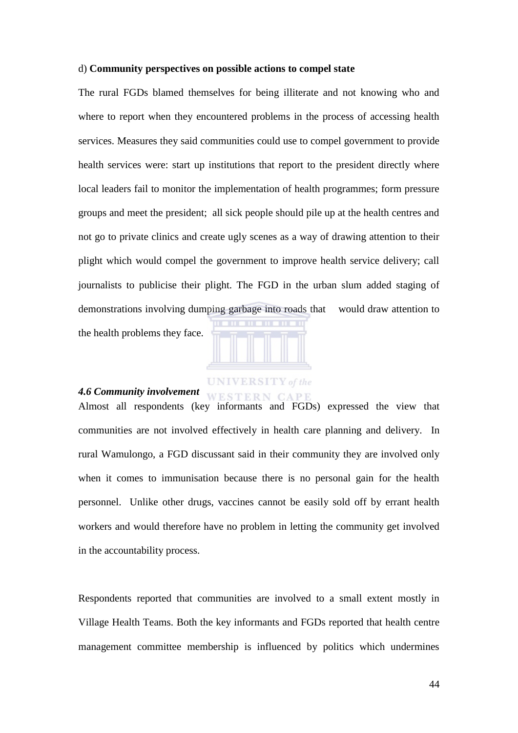d) **Community perspectives on possible actions to compel state**

The rural FGDs blamed themselves for being illiterate and not knowing who and where to report when they encountered problems in the process of accessing health services. Measures they said communities could use to compel government to provide health services were: start up institutions that report to the president directly where local leaders fail to monitor the implementation of health programmes; form pressure groups and meet the president; all sick people should pile up at the health centres and not go to private clinics and create ugly scenes as a way of drawing attention to their plight which would compel the government to improve health service delivery; call journalists to publicise their plight. The FGD in the urban slum added staging of demonstrations involving dumping garbage into roads that would draw attention to the health problems they face.

***4.6 Community involvement***

Almost all respondents (key informants and FGDs) expressed the view that communities are not involved effectively in health care planning and delivery. In rural Wamulongo, a FGD discussant said in their community they are involved only when it comes to immunisation because there is no personal gain for the health personnel. Unlike other drugs, vaccines cannot be easily sold off by errant health workers and would therefore have no problem in letting the community get involved in the accountability process.

Respondents reported that communities are involved to a small extent mostly in Village Health Teams. Both the key informants and FGDs reported that health centre management committee membership is influenced by politics which undermines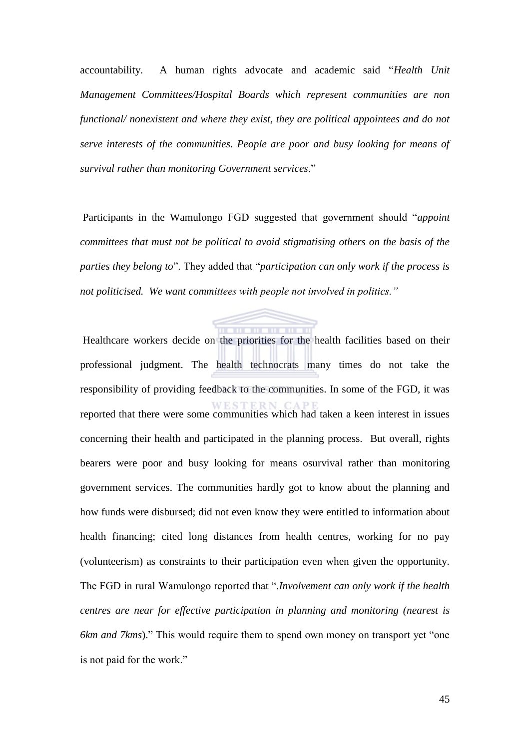accountability. A human rights advocate and academic said "*Health Unit Management Committees/Hospital Boards which represent communities are non functional/ nonexistent and where they exist, they are political appointees and do not serve interests of the communities. People are poor and busy looking for means of survival rather than monitoring Government services*."

Participants in the Wamulongo FGD suggested that government should "*appoint committees that must not be political to avoid stigmatising others on the basis of the parties they belong to*". They added that "*participation can only work if the process is not politicised. We want committees with people not involved in politics."*

Healthcare workers decide on the priorities for the health facilities based on their professional judgment. The health technocrats many times do not take the responsibility of providing feedback to the communities. In some of the FGD, it was reported that there were some communities which had taken a keen interest in issues concerning their health and participated in the planning process. But overall, rights bearers were poor and busy looking for means osurvival rather than monitoring government services. The communities hardly got to know about the planning and how funds were disbursed; did not even know they were entitled to information about health financing; cited long distances from health centres, working for no pay (volunteerism) as constraints to their participation even when given the opportunity. The FGD in rural Wamulongo reported that ".*Involvement can only work if the health centres are near for effective participation in planning and monitoring (nearest is 6km and 7kms*)." This would require them to spend own money on transport yet "one is not paid for the work."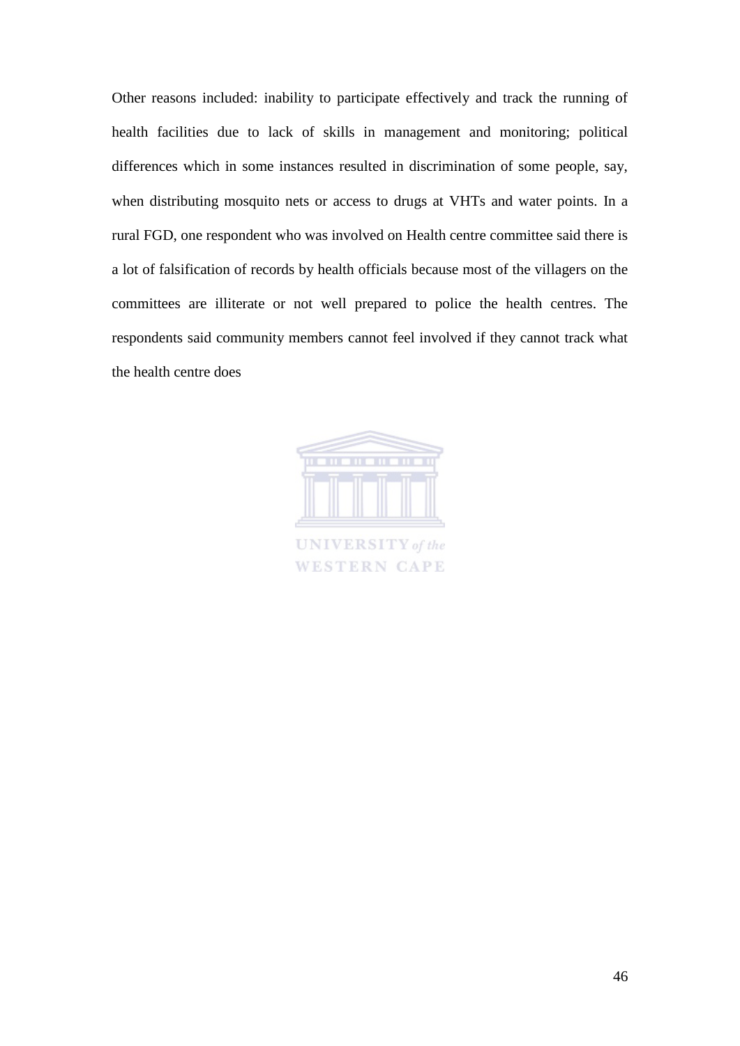Other reasons included: inability to participate effectively and track the running of health facilities due to lack of skills in management and monitoring; political differences which in some instances resulted in discrimination of some people, say, when distributing mosquito nets or access to drugs at VHTs and water points. In a rural FGD, one respondent who was involved on Health centre committee said there is a lot of falsification of records by health officials because most of the villagers on the committees are illiterate or not well prepared to police the health centres. The respondents said community members cannot feel involved if they cannot track what the health centre does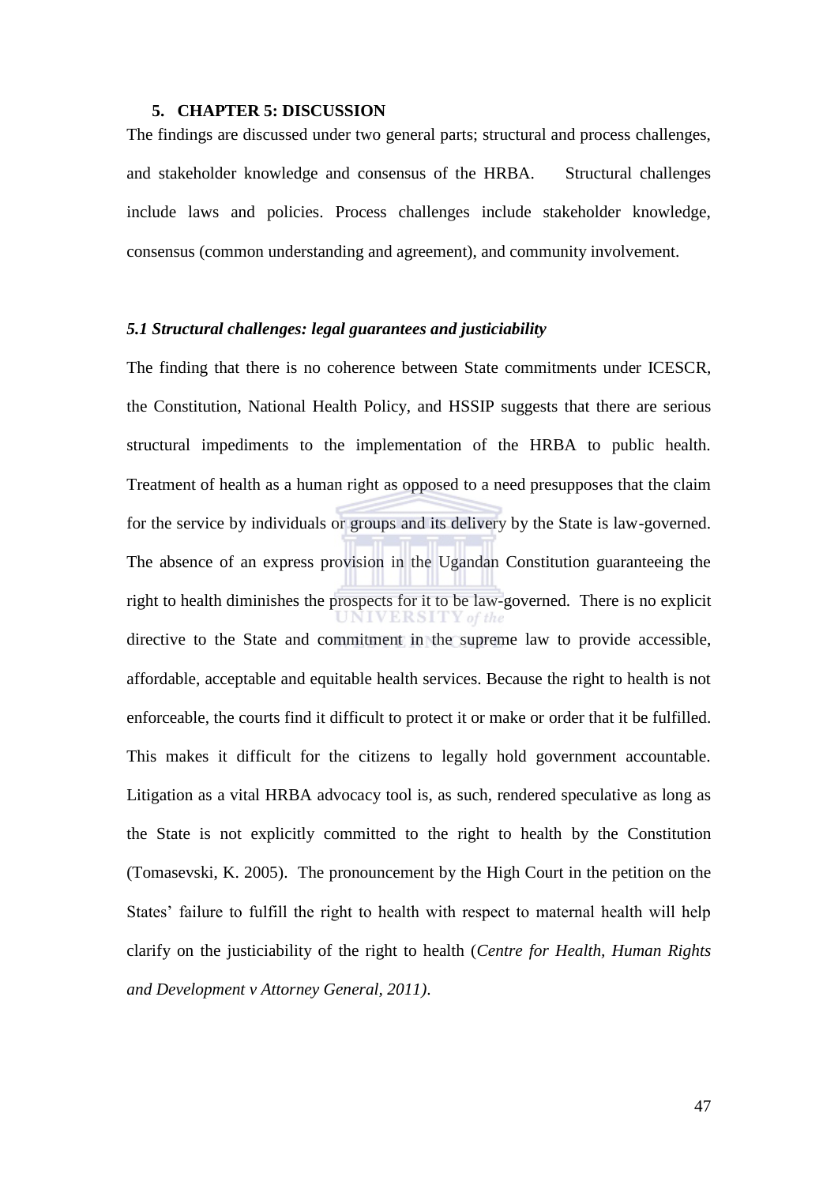## 5. CHAPTER 5: DISCUSSION

The findings are discussed under two general parts; structural and process challenges, and stakeholder knowledge and consensus of the HRBA. Structural challenges include laws and policies. Process challenges include stakeholder knowledge, consensus (common understanding and agreement), and community involvement.

### *5.1 Structural challenges: legal guarantees and justiciability*

The finding that there is no coherence between State commitments under ICESCR, the Constitution, National Health Policy, and HSSIP suggests that there are serious structural impediments to the implementation of the HRBA to public health. Treatment of health as a human right as opposed to a need presupposes that the claim for the service by individuals or groups and its delivery by the State is law-governed. The absence of an express provision in the Ugandan Constitution guaranteeing the right to health diminishes the prospects for it to be law-governed. There is no explicit directive to the State and commitment in the supreme law to provide accessible, affordable, acceptable and equitable health services. Because the right to health is not enforceable, the courts find it difficult to protect it or make or order that it be fulfilled. This makes it difficult for the citizens to legally hold government accountable. Litigation as a vital HRBA advocacy tool is, as such, rendered speculative as long as the State is not explicitly committed to the right to health by the Constitution (Tomasevski, K. 2005). The pronouncement by the High Court in the petition on the States' failure to fulfill the right to health with respect to maternal health will help clarify on the justiciability of the right to health (*Centre for Health, Human Rights and Development v Attorney General, 2011)*.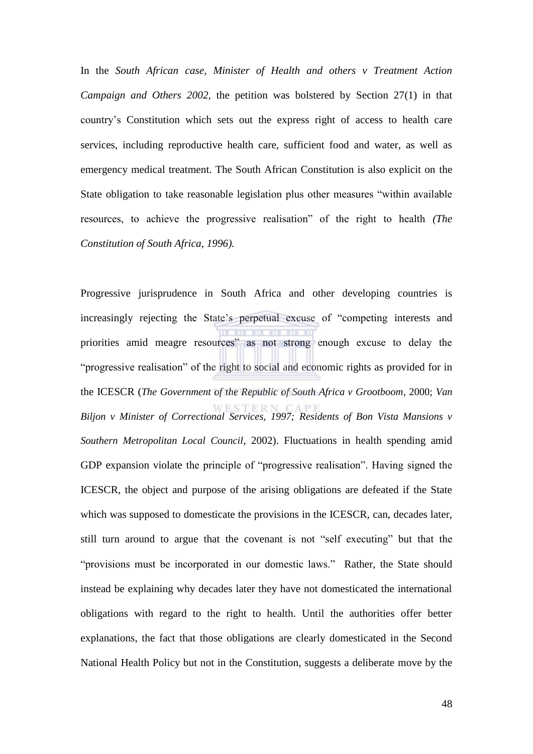In the *South African case, Minister of Health and others v Treatment Action Campaign and Others 2002,* the petition was bolstered by Section 27(1) in that country's Constitution which sets out the express right of access to health care services, including reproductive health care, sufficient food and water, as well as emergency medical treatment. The South African Constitution is also explicit on the State obligation to take reasonable legislation plus other measures "within available resources, to achieve the progressive realisation" of the right to health *(The Constitution of South Africa, 1996).*

Progressive jurisprudence in South Africa and other developing countries is increasingly rejecting the State's perpetual excuse of "competing interests and priorities amid meagre resources" as not strong enough excuse to delay the "progressive realisation" of the right to social and economic rights as provided for in the ICESCR (*The Government of the Republic of South Africa v Grootboom*, 2000; *Van Biljon v Minister of Correctional Services, 1997; Residents of Bon Vista Mansions v Southern Metropolitan Local Council*, 2002). Fluctuations in health spending amid GDP expansion violate the principle of "progressive realisation". Having signed the ICESCR, the object and purpose of the arising obligations are defeated if the State which was supposed to domesticate the provisions in the ICESCR, can, decades later, still turn around to argue that the covenant is not "self executing" but that the "provisions must be incorporated in our domestic laws." Rather, the State should instead be explaining why decades later they have not domesticated the international obligations with regard to the right to health. Until the authorities offer better explanations, the fact that those obligations are clearly domesticated in the Second National Health Policy but not in the Constitution, suggests a deliberate move by the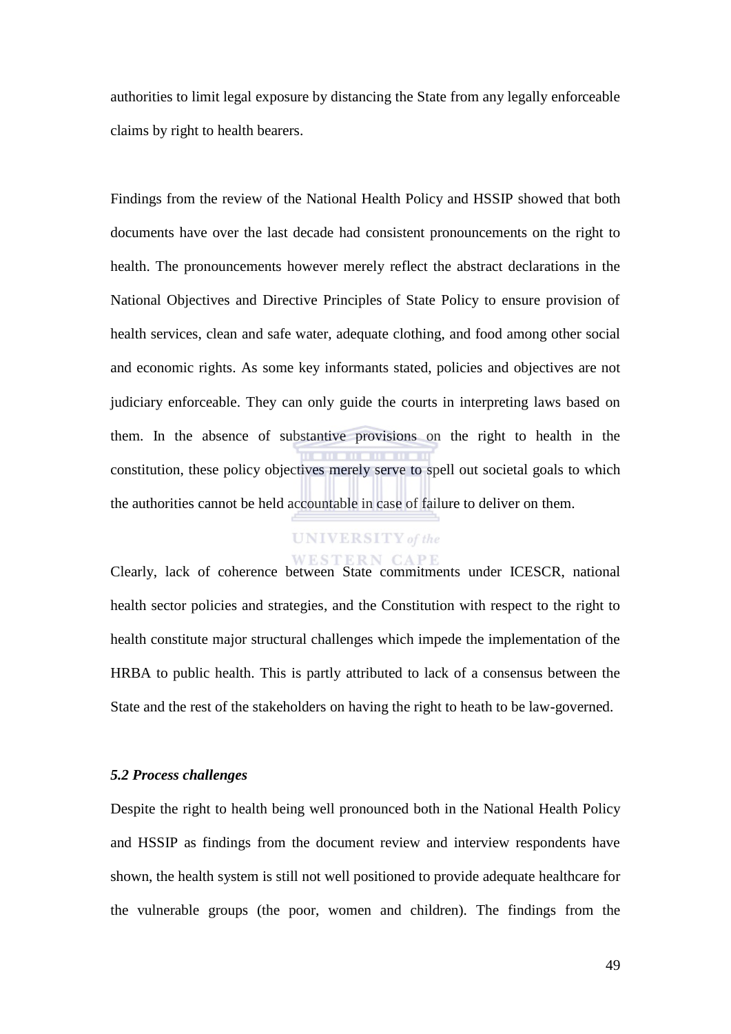authorities to limit legal exposure by distancing the State from any legally enforceable claims by right to health bearers.

Findings from the review of the National Health Policy and HSSIP showed that both documents have over the last decade had consistent pronouncements on the right to health. The pronouncements however merely reflect the abstract declarations in the National Objectives and Directive Principles of State Policy to ensure provision of health services, clean and safe water, adequate clothing, and food among other social and economic rights. As some key informants stated, policies and objectives are not judiciary enforceable. They can only guide the courts in interpreting laws based on them. In the absence of substantive provisions on the right to health in the constitution, these policy objectives merely serve to spell out societal goals to which the authorities cannot be held accountable in case of failure to deliver on them.

Clearly, lack of coherence between State commitments under ICESCR, national health sector policies and strategies, and the Constitution with respect to the right to health constitute major structural challenges which impede the implementation of the HRBA to public health. This is partly attributed to lack of a consensus between the State and the rest of the stakeholders on having the right to heath to be law-governed.

***5.2 Process challenges***

Despite the right to health being well pronounced both in the National Health Policy and HSSIP as findings from the document review and interview respondents have shown, the health system is still not well positioned to provide adequate healthcare for the vulnerable groups (the poor, women and children). The findings from the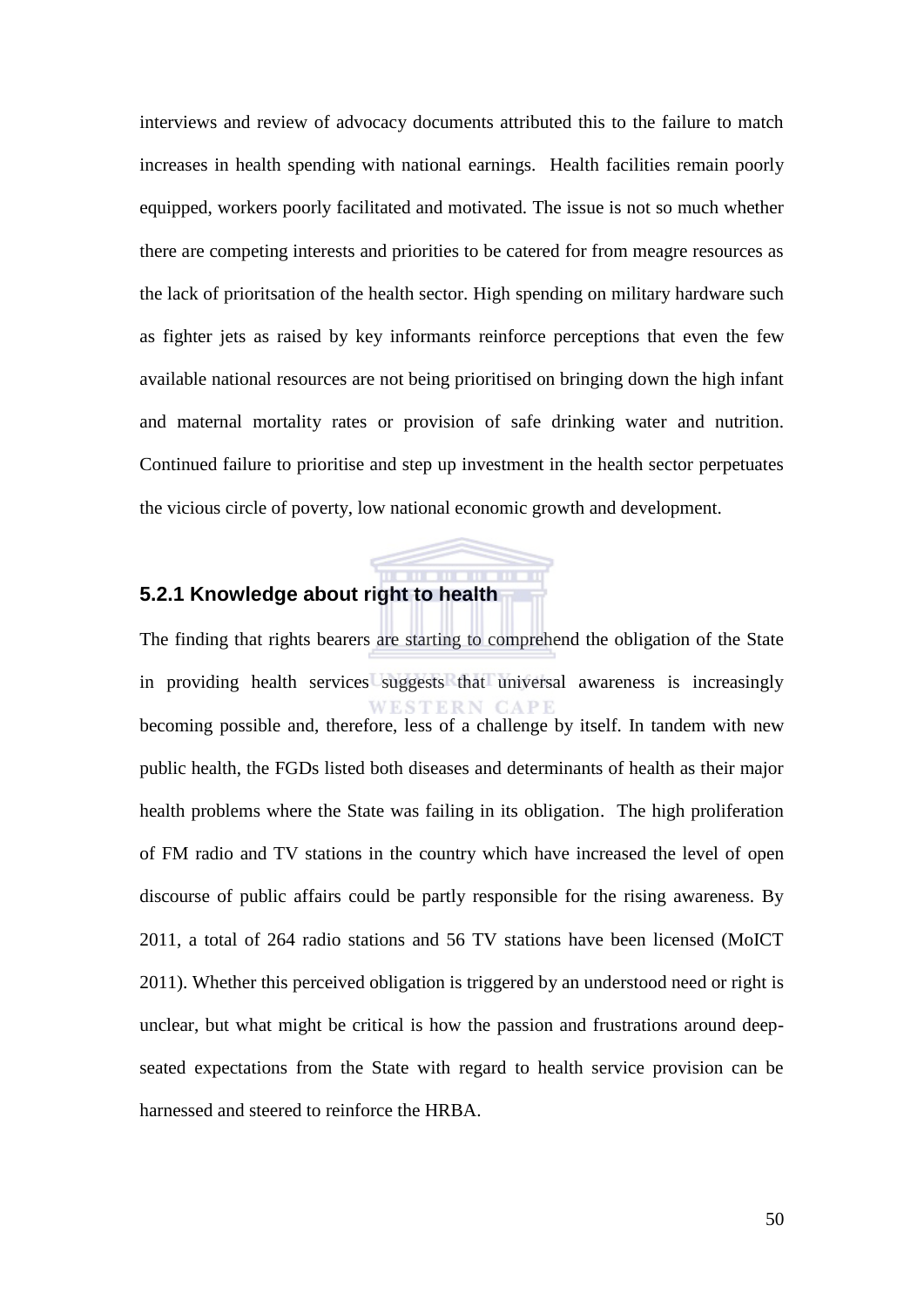interviews and review of advocacy documents attributed this to the failure to match increases in health spending with national earnings. Health facilities remain poorly equipped, workers poorly facilitated and motivated. The issue is not so much whether there are competing interests and priorities to be catered for from meagre resources as the lack of prioritsation of the health sector. High spending on military hardware such as fighter jets as raised by key informants reinforce perceptions that even the few available national resources are not being prioritised on bringing down the high infant and maternal mortality rates or provision of safe drinking water and nutrition. Continued failure to prioritise and step up investment in the health sector perpetuates the vicious circle of poverty, low national economic growth and development.

### 5.2.1 Knowledge about right to health

The finding that rights bearers are starting to comprehend the obligation of the State in providing health services suggests that universal awareness is increasingly becoming possible and, therefore, less of a challenge by itself. In tandem with new public health, the FGDs listed both diseases and determinants of health as their major health problems where the State was failing in its obligation. The high proliferation of FM radio and TV stations in the country which have increased the level of open discourse of public affairs could be partly responsible for the rising awareness. By 2011, a total of 264 radio stations and 56 TV stations have been licensed (MoICT 2011). Whether this perceived obligation is triggered by an understood need or right is unclear, but what might be critical is how the passion and frustrations around deep-seated expectations from the State with regard to health service provision can be harnessed and steered to reinforce the HRBA.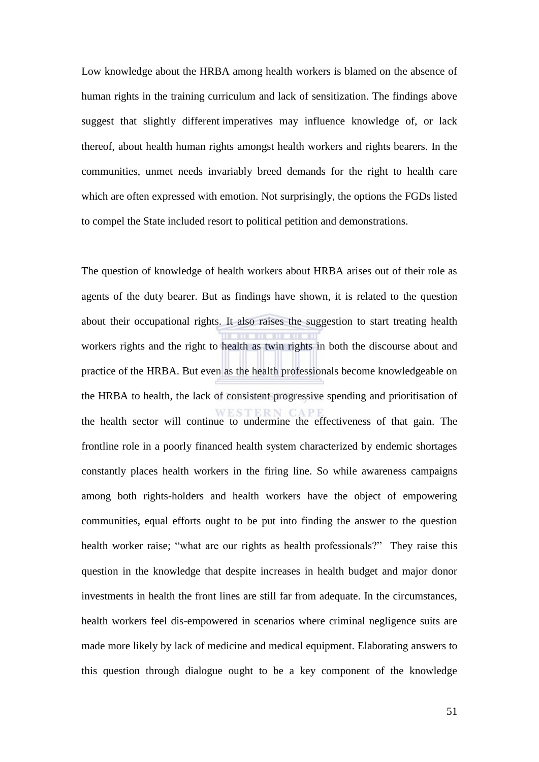Low knowledge about the HRBA among health workers is blamed on the absence of human rights in the training curriculum and lack of sensitization. The findings above suggest that slightly different imperatives may influence knowledge of, or lack thereof, about health human rights amongst health workers and rights bearers. In the communities, unmet needs invariably breed demands for the right to health care which are often expressed with emotion. Not surprisingly, the options the FGDs listed to compel the State included resort to political petition and demonstrations.

The question of knowledge of health workers about HRBA arises out of their role as agents of the duty bearer. But as findings have shown, it is related to the question about their occupational rights. It also raises the suggestion to start treating health workers rights and the right to health as twin rights in both the discourse about and practice of the HRBA. But even as the health professionals become knowledgeable on the HRBA to health, the lack of consistent progressive spending and prioritisation of the health sector will continue to undermine the effectiveness of that gain. The frontline role in a poorly financed health system characterized by endemic shortages constantly places health workers in the firing line. So while awareness campaigns among both rights-holders and health workers have the object of empowering communities, equal efforts ought to be put into finding the answer to the question health worker raise; "what are our rights as health professionals?" They raise this question in the knowledge that despite increases in health budget and major donor investments in health the front lines are still far from adequate. In the circumstances, health workers feel dis-empowered in scenarios where criminal negligence suits are made more likely by lack of medicine and medical equipment. Elaborating answers to this question through dialogue ought to be a key component of the knowledge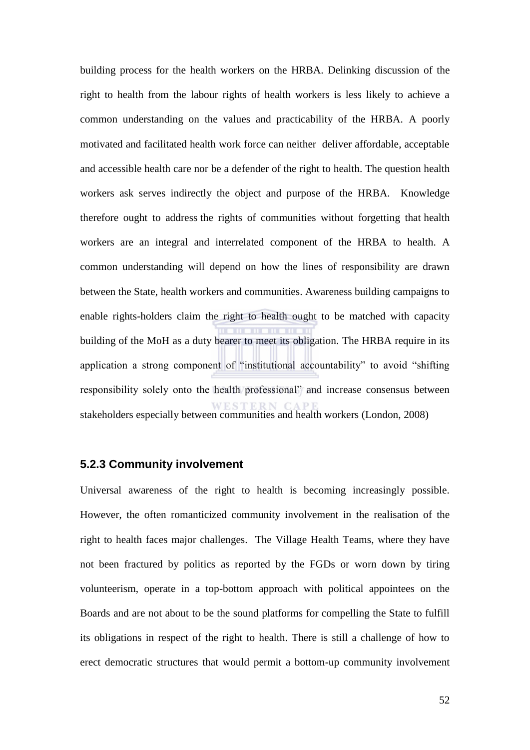building process for the health workers on the HRBA. Delinking discussion of the right to health from the labour rights of health workers is less likely to achieve a common understanding on the values and practicability of the HRBA. A poorly motivated and facilitated health work force can neither deliver affordable, acceptable and accessible health care nor be a defender of the right to health. The question health workers ask serves indirectly the object and purpose of the HRBA. Knowledge therefore ought to address the rights of communities without forgetting that health workers are an integral and interrelated component of the HRBA to health. A common understanding will depend on how the lines of responsibility are drawn between the State, health workers and communities. Awareness building campaigns to enable rights-holders claim the right to health ought to be matched with capacity building of the MoH as a duty bearer to meet its obligation. The HRBA require in its application a strong component of "institutional accountability" to avoid "shifting responsibility solely onto the health professional" and increase consensus between stakeholders especially between communities and health workers (London, 2008)

### 5.2.3 Community involvement

Universal awareness of the right to health is becoming increasingly possible. However, the often romanticized community involvement in the realisation of the right to health faces major challenges. The Village Health Teams, where they have not been fractured by politics as reported by the FGDs or worn down by tiring volunteerism, operate in a top-bottom approach with political appointees on the Boards and are not about to be the sound platforms for compelling the State to fulfill its obligations in respect of the right to health. There is still a challenge of how to erect democratic structures that would permit a bottom-up community involvement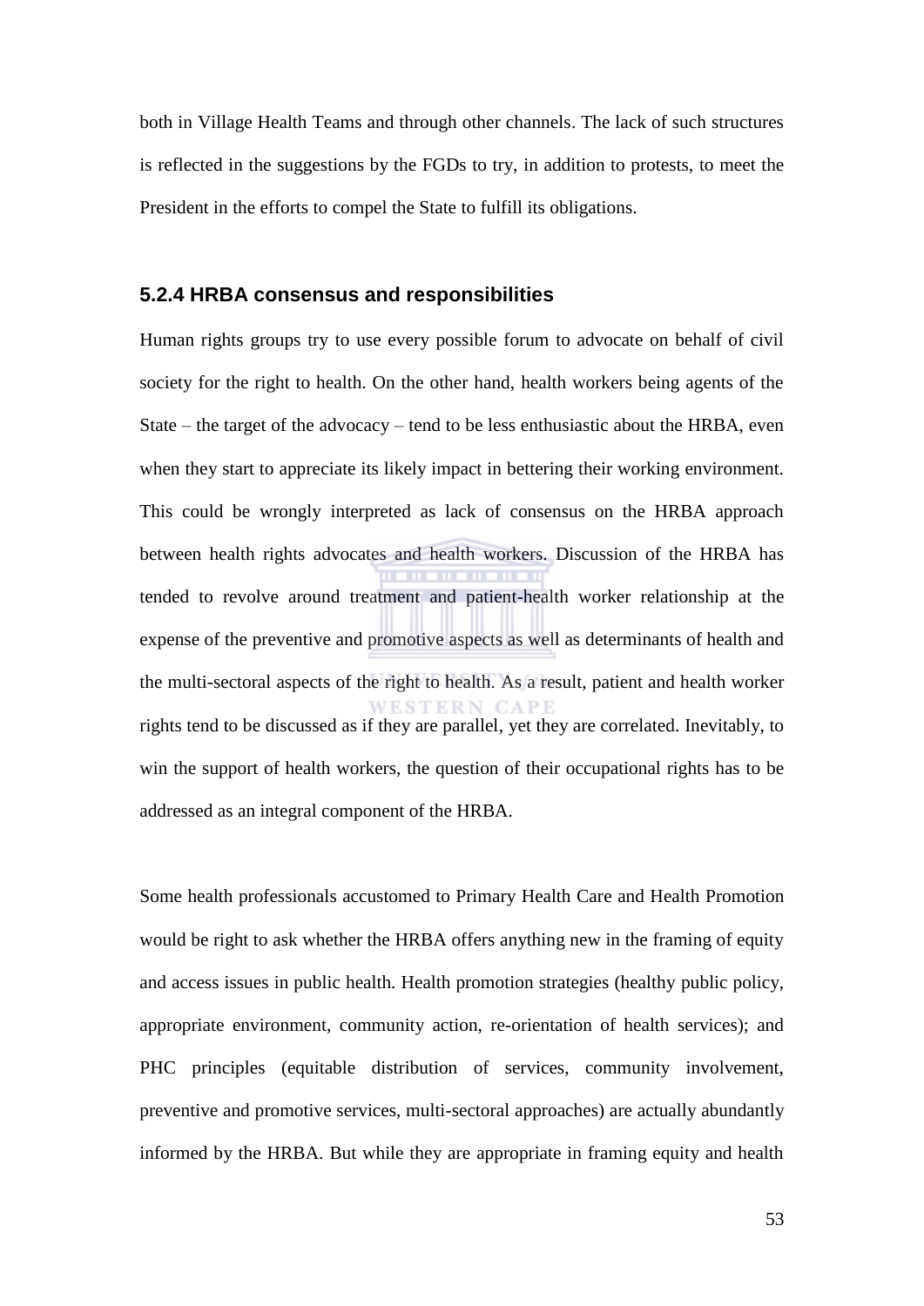both in Village Health Teams and through other channels. The lack of such structures is reflected in the suggestions by the FGDs to try, in addition to protests, to meet the President in the efforts to compel the State to fulfill its obligations.

### 5.2.4 HRBA consensus and responsibilities

Human rights groups try to use every possible forum to advocate on behalf of civil society for the right to health. On the other hand, health workers being agents of the State – the target of the advocacy – tend to be less enthusiastic about the HRBA, even when they start to appreciate its likely impact in bettering their working environment. This could be wrongly interpreted as lack of consensus on the HRBA approach between health rights advocates and health workers. Discussion of the HRBA has tended to revolve around treatment and patient-health worker relationship at the expense of the preventive and promotive aspects as well as determinants of health and the multi-sectoral aspects of the right to health. As a result, patient and health worker rights tend to be discussed as if they are parallel, yet they are correlated. Inevitably, to win the support of health workers, the question of their occupational rights has to be addressed as an integral component of the HRBA.

Some health professionals accustomed to Primary Health Care and Health Promotion would be right to ask whether the HRBA offers anything new in the framing of equity and access issues in public health. Health promotion strategies (healthy public policy, appropriate environment, community action, re-orientation of health services); and PHC principles (equitable distribution of services, community involvement, preventive and promotive services, multi-sectoral approaches) are actually abundantly informed by the HRBA. But while they are appropriate in framing equity and health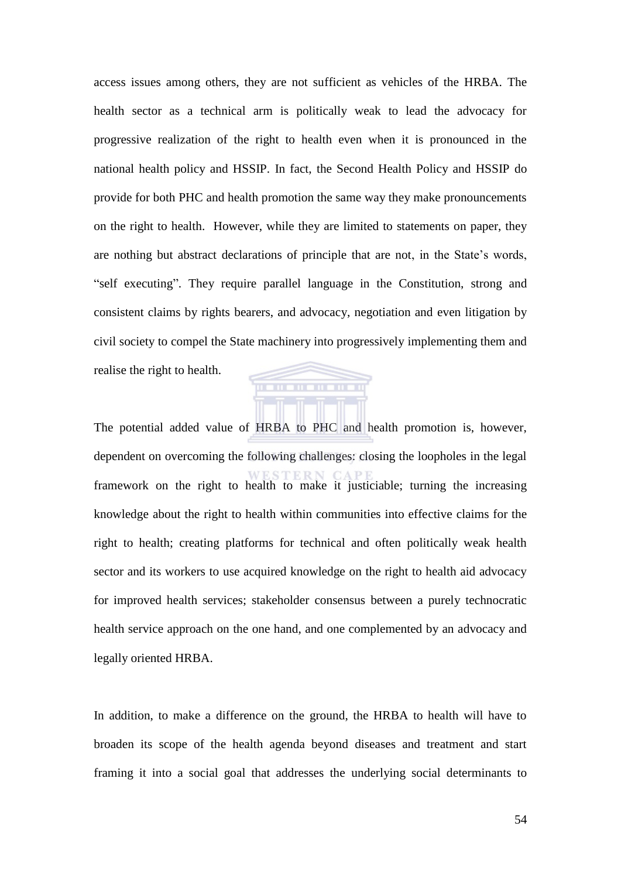access issues among others, they are not sufficient as vehicles of the HRBA. The health sector as a technical arm is politically weak to lead the advocacy for progressive realization of the right to health even when it is pronounced in the national health policy and HSSIP. In fact, the Second Health Policy and HSSIP do provide for both PHC and health promotion the same way they make pronouncements on the right to health. However, while they are limited to statements on paper, they are nothing but abstract declarations of principle that are not, in the State's words, "self executing". They require parallel language in the Constitution, strong and consistent claims by rights bearers, and advocacy, negotiation and even litigation by civil society to compel the State machinery into progressively implementing them and realise the right to health.

The potential added value of HRBA to PHC and health promotion is, however, dependent on overcoming the following challenges: closing the loopholes in the legal framework on the right to health to make it justiciable; turning the increasing knowledge about the right to health within communities into effective claims for the right to health; creating platforms for technical and often politically weak health sector and its workers to use acquired knowledge on the right to health aid advocacy for improved health services; stakeholder consensus between a purely technocratic health service approach on the one hand, and one complemented by an advocacy and legally oriented HRBA.

In addition, to make a difference on the ground, the HRBA to health will have to broaden its scope of the health agenda beyond diseases and treatment and start framing it into a social goal that addresses the underlying social determinants to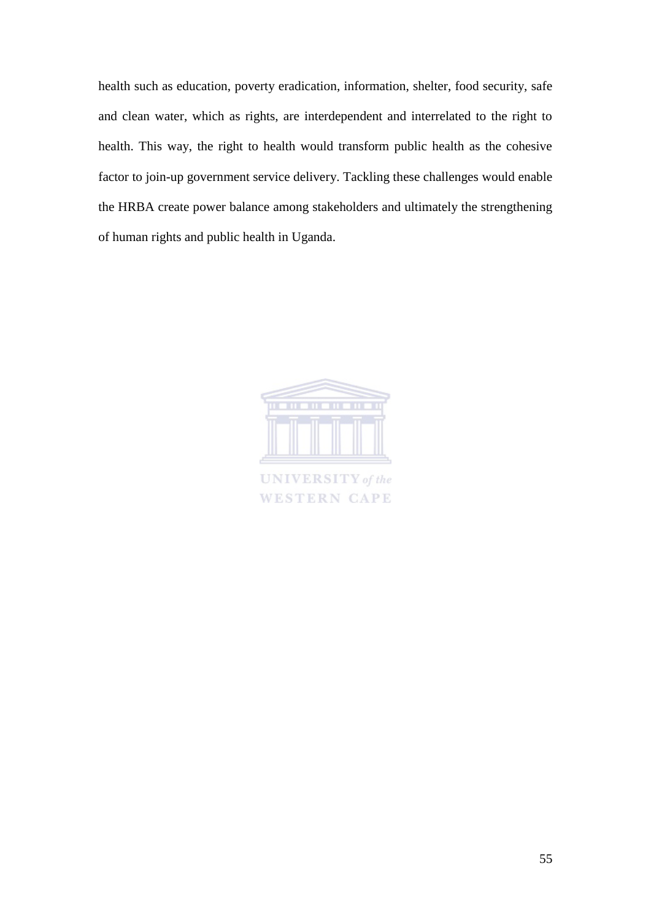health such as education, poverty eradication, information, shelter, food security, safe and clean water, which as rights, are interdependent and interrelated to the right to health. This way, the right to health would transform public health as the cohesive factor to join-up government service delivery. Tackling these challenges would enable the HRBA create power balance among stakeholders and ultimately the strengthening of human rights and public health in Uganda.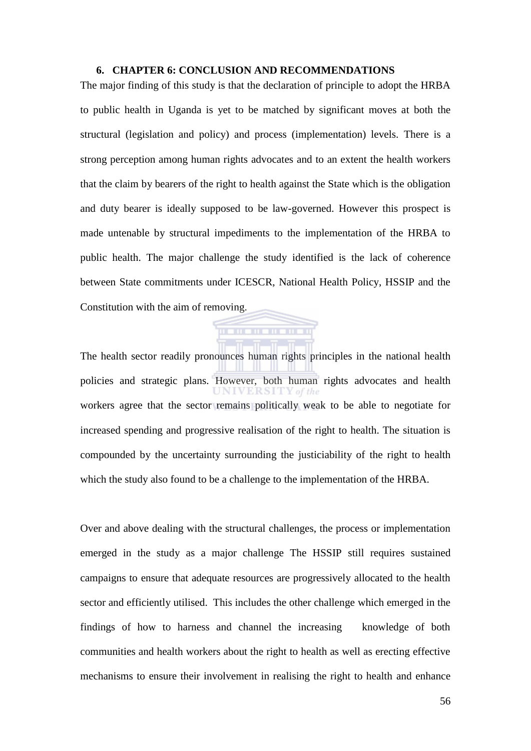# 6. CHAPTER 6: CONCLUSION AND RECOMMENDATIONS

The major finding of this study is that the declaration of principle to adopt the HRBA to public health in Uganda is yet to be matched by significant moves at both the structural (legislation and policy) and process (implementation) levels. There is a strong perception among human rights advocates and to an extent the health workers that the claim by bearers of the right to health against the State which is the obligation and duty bearer is ideally supposed to be law-governed. However this prospect is made untenable by structural impediments to the implementation of the HRBA to public health. The major challenge the study identified is the lack of coherence between State commitments under ICESCR, National Health Policy, HSSIP and the Constitution with the aim of removing.

The health sector readily pronounces human rights principles in the national health policies and strategic plans. However, both human rights advocates and health workers agree that the sector remains politically weak to be able to negotiate for increased spending and progressive realisation of the right to health. The situation is compounded by the uncertainty surrounding the justiciability of the right to health which the study also found to be a challenge to the implementation of the HRBA.

Over and above dealing with the structural challenges, the process or implementation emerged in the study as a major challenge The HSSIP still requires sustained campaigns to ensure that adequate resources are progressively allocated to the health sector and efficiently utilised. This includes the other challenge which emerged in the findings of how to harness and channel the increasing knowledge of both communities and health workers about the right to health as well as erecting effective mechanisms to ensure their involvement in realising the right to health and enhance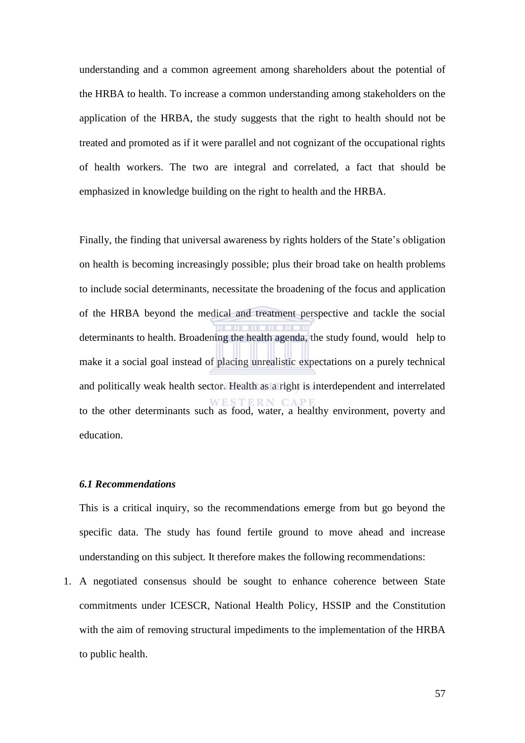understanding and a common agreement among shareholders about the potential of the HRBA to health. To increase a common understanding among stakeholders on the application of the HRBA, the study suggests that the right to health should not be treated and promoted as if it were parallel and not cognizant of the occupational rights of health workers. The two are integral and correlated, a fact that should be emphasized in knowledge building on the right to health and the HRBA.

Finally, the finding that universal awareness by rights holders of the State's obligation on health is becoming increasingly possible; plus their broad take on health problems to include social determinants, necessitate the broadening of the focus and application of the HRBA beyond the medical and treatment perspective and tackle the social determinants to health. Broadening the health agenda, the study found, would help to make it a social goal instead of placing unrealistic expectations on a purely technical and politically weak health sector. Health as a right is interdependent and interrelated to the other determinants such as food, water, a healthy environment, poverty and education.

### *6.1 Recommendations*

This is a critical inquiry, so the recommendations emerge from but go beyond the specific data. The study has found fertile ground to move ahead and increase understanding on this subject. It therefore makes the following recommendations:

1. A negotiated consensus should be sought to enhance coherence between State commitments under ICESCR, National Health Policy, HSSIP and the Constitution with the aim of removing structural impediments to the implementation of the HRBA to public health.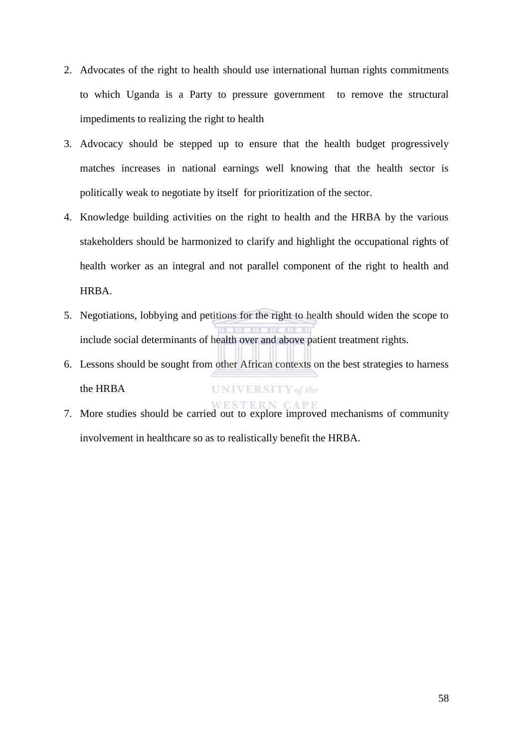2. Advocates of the right to health should use international human rights commitments to which Uganda is a Party to pressure government to remove the structural impediments to realizing the right to health
3. Advocacy should be stepped up to ensure that the health budget progressively matches increases in national earnings well knowing that the health sector is politically weak to negotiate by itself for prioritization of the sector.
4. Knowledge building activities on the right to health and the HRBA by the various stakeholders should be harmonized to clarify and highlight the occupational rights of health worker as an integral and not parallel component of the right to health and HRBA.
5. Negotiations, lobbying and petitions for the right to health should widen the scope to include social determinants of health over and above patient treatment rights.
6. Lessons should be sought from other African contexts on the best strategies to harness the HRBA
7. More studies should be carried out to explore improved mechanisms of community involvement in healthcare so as to realistically benefit the HRBA.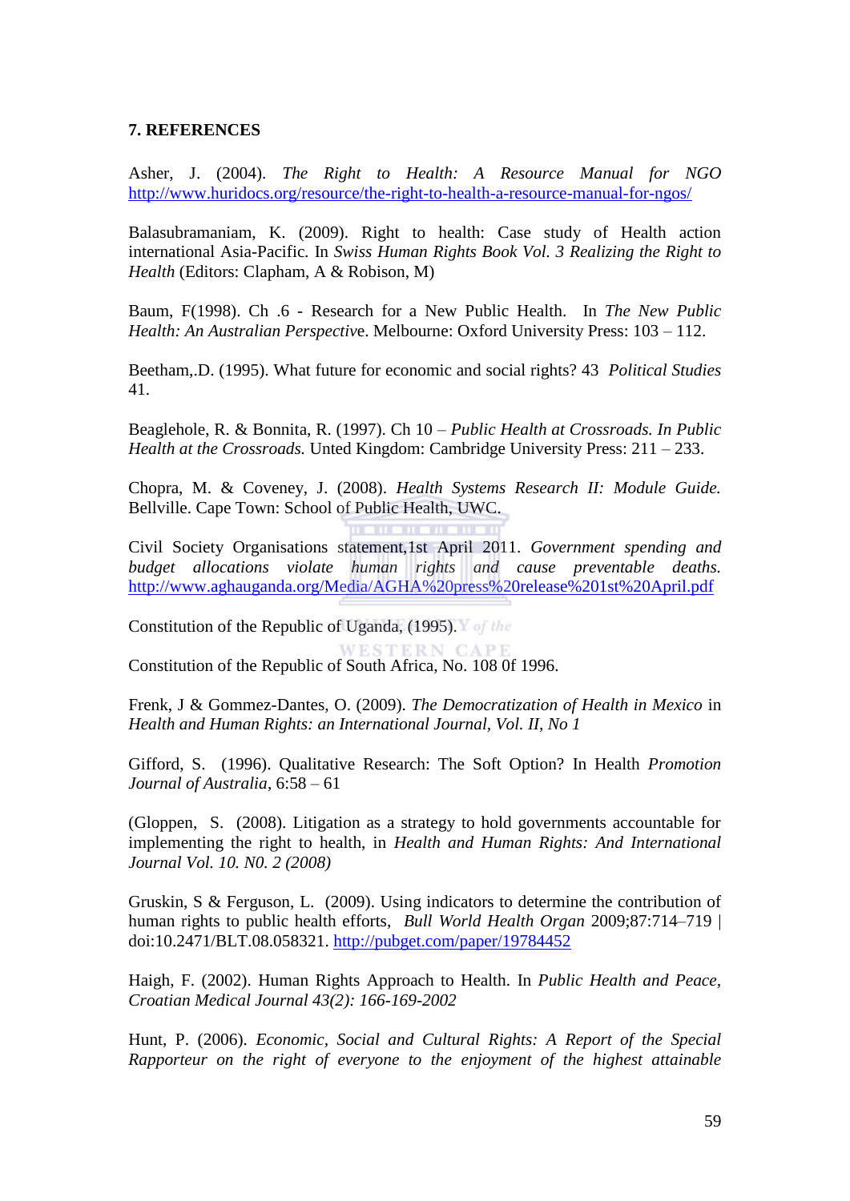**7. REFERENCES**

Asher, J. (2004). *The Right to Health: A Resource Manual for NGO* http://www.huridocs.org/resource/the-right-to-health-a-resource-manual-for-ngos/

Balasubramaniam, K. (2009). Right to health: Case study of Health action international Asia-Pacific. In *Swiss Human Rights Book Vol. 3 Realizing the Right to Health* (Editors: Clapham, A & Robison, M)

Baum, F(1998). Ch .6 - Research for a New Public Health. In *The New Public Health: An Australian Perspectiv*e. Melbourne: Oxford University Press: 103 – 112.

Beetham,.D. (1995). What future for economic and social rights? 43 *Political Studies* 41.

Beaglehole, R. & Bonnita, R. (1997). Ch 10 – *Public Health at Crossroads. In Public Health at the Crossroads.* Unted Kingdom: Cambridge University Press: 211 – 233.

Chopra, M. & Coveney, J. (2008). *Health Systems Research II: Module Guide.* Bellville. Cape Town: School of Public Health, UWC.

Civil Society Organisations statement,1st April 2011. *Government spending and budget allocations violate human rights and cause preventable deaths.* http://www.aghauganda.org/Media/AGHA%20press%20release%201st%20April.pdf

Constitution of the Republic of Uganda, (1995).

Constitution of the Republic of South Africa, No. 108 0f 1996.

Frenk, J & Gommez-Dantes, O. (2009). *The Democratization of Health in Mexico* in *Health and Human Rights: an International Journal, Vol. II, No 1*

Gifford, S. (1996). Qualitative Research: The Soft Option? In Health *Promotion Journal of Australia*, 6:58 – 61

(Gloppen, S. (2008). Litigation as a strategy to hold governments accountable for implementing the right to health, in *Health and Human Rights: And International Journal Vol. 10. N0. 2 (2008)*

Gruskin, S & Ferguson, L. (2009). Using indicators to determine the contribution of human rights to public health efforts, *Bull World Health Organ* 2009;87:714–719 | doi:10.2471/BLT.08.058321. http://pubget.com/paper/19784452

Haigh, F. (2002). Human Rights Approach to Health. In *Public Health and Peace, Croatian Medical Journal 43(2): 166-169-2002*

Hunt, P. (2006). *Economic, Social and Cultural Rights: A Report of the Special Rapporteur on the right of everyone to the enjoyment of the highest attainable*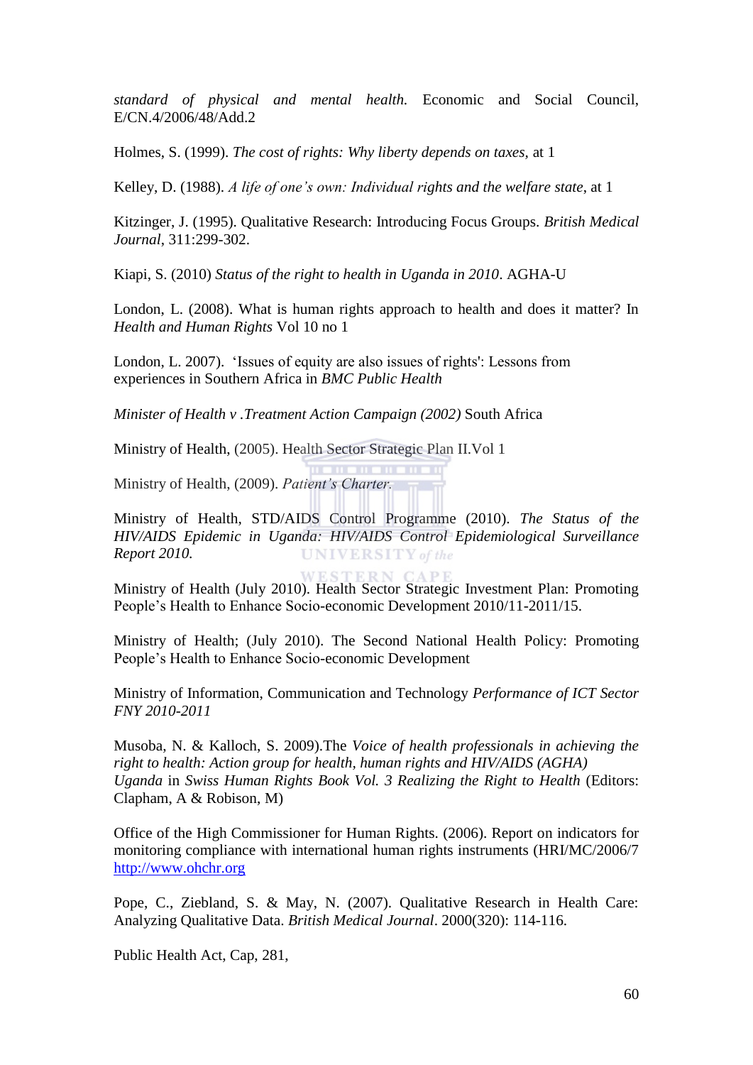*standard of physical and mental health.* Economic and Social Council, E/CN.4/2006/48/Add.2

Holmes, S. (1999). *The cost of rights: Why liberty depends on taxes,* at 1

Kelley, D. (1988). *A life of one's own: Individual rights and the welfare state*, at 1

Kitzinger, J. (1995). Qualitative Research: Introducing Focus Groups. *British Medical Journal*, 311:299-302.

Kiapi, S. (2010) *Status of the right to health in Uganda in 2010*. AGHA-U

London, L. (2008). What is human rights approach to health and does it matter? In *Health and Human Rights* Vol 10 no 1

London, L. 2007). 'Issues of equity are also issues of rights': Lessons from experiences in Southern Africa in *BMC Public Health*

*Minister of Health v .Treatment Action Campaign (2002)* South Africa

Ministry of Health, (2005). Health Sector Strategic Plan II.Vol 1

Ministry of Health, (2009). *Patient's Charter.*

Ministry of Health, STD/AIDS Control Programme (2010). *The Status of the HIV/AIDS Epidemic in Uganda: HIV/AIDS Control Epidemiological Surveillance Report 2010.*

Ministry of Health (July 2010). Health Sector Strategic Investment Plan: Promoting People's Health to Enhance Socio-economic Development 2010/11-2011/15.

Ministry of Health; (July 2010). The Second National Health Policy: Promoting People's Health to Enhance Socio-economic Development

Ministry of Information, Communication and Technology *Performance of ICT Sector FNY 2010-2011*

Musoba, N. & Kalloch, S. 2009).The *Voice of health professionals in achieving the right to health: Action group for health, human rights and HIV/AIDS (AGHA) Uganda* in *Swiss Human Rights Book Vol. 3 Realizing the Right to Health* (Editors: Clapham, A & Robison, M)

Office of the High Commissioner for Human Rights. (2006). Report on indicators for monitoring compliance with international human rights instruments (HRI/MC/2006/7 http://www.ohchr.org

Pope, C., Ziebland, S. & May, N. (2007). Qualitative Research in Health Care: Analyzing Qualitative Data. *British Medical Journal*. 2000(320): 114-116.

Public Health Act, Cap, 281,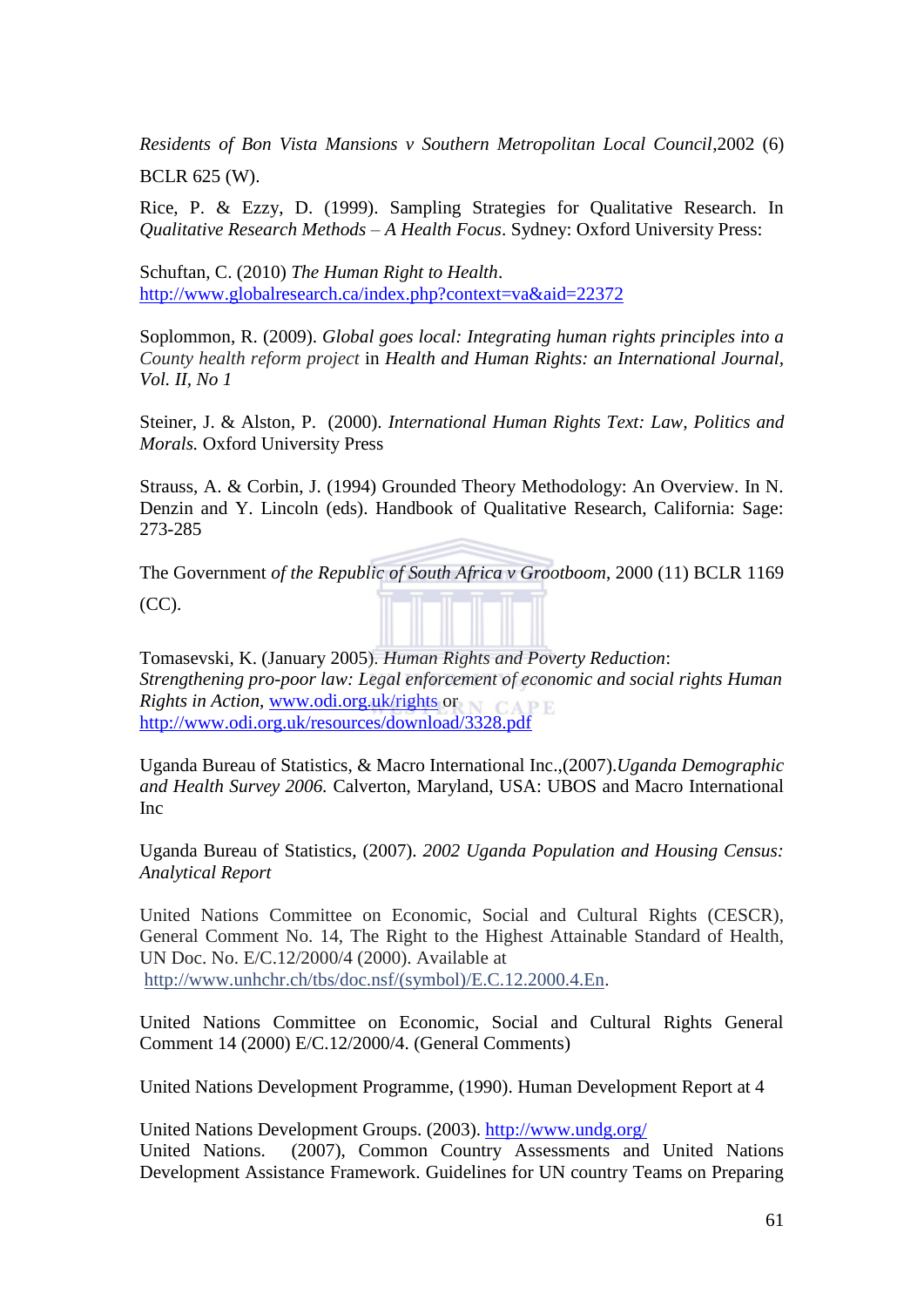*Residents of Bon Vista Mansions v Southern Metropolitan Local Council*,2002 (6) BCLR 625 (W).

Rice, P. & Ezzy, D. (1999). Sampling Strategies for Qualitative Research. In *Qualitative Research Methods – A Health Focus*. Sydney: Oxford University Press:

Schuftan, C. (2010) *The Human Right to Health*. http://www.globalresearch.ca/index.php?context=va&aid=22372

Soplommon, R. (2009). *Global goes local: Integrating human rights principles into a County health reform project* in *Health and Human Rights: an International Journal, Vol. II, No 1*

Steiner, J. & Alston, P. (2000). *International Human Rights Text: Law, Politics and Morals.* Oxford University Press

Strauss, A. & Corbin, J. (1994) Grounded Theory Methodology: An Overview. In N. Denzin and Y. Lincoln (eds). Handbook of Qualitative Research, California: Sage: 273-285

The Government *of the Republic of South Africa v Grootboom*, 2000 (11) BCLR 1169 (CC).

Tomasevski, K. (January 2005). *Human Rights and Poverty Reduction*: *Strengthening pro-poor law: Legal enforcement of economic and social rights Human Rights in Action*, www.odi.org.uk/rights or http://www.odi.org.uk/resources/download/3328.pdf

Uganda Bureau of Statistics, & Macro International Inc.,(2007).*Uganda Demographic and Health Survey 2006.* Calverton, Maryland, USA: UBOS and Macro International Inc

Uganda Bureau of Statistics, (2007). *2002 Uganda Population and Housing Census: Analytical Report*

United Nations Committee on Economic, Social and Cultural Rights (CESCR), General Comment No. 14, The Right to the Highest Attainable Standard of Health, UN Doc. No. E/C.12/2000/4 (2000). Available at http://www.unhchr.ch/tbs/doc.nsf/(symbol)/E.C.12.2000.4.En.

United Nations Committee on Economic, Social and Cultural Rights General Comment 14 (2000) E/C.12/2000/4. (General Comments)

United Nations Development Programme, (1990). Human Development Report at 4

United Nations Development Groups. (2003). http://www.undg.org/
United Nations. (2007), Common Country Assessments and United Nations Development Assistance Framework. Guidelines for UN country Teams on Preparing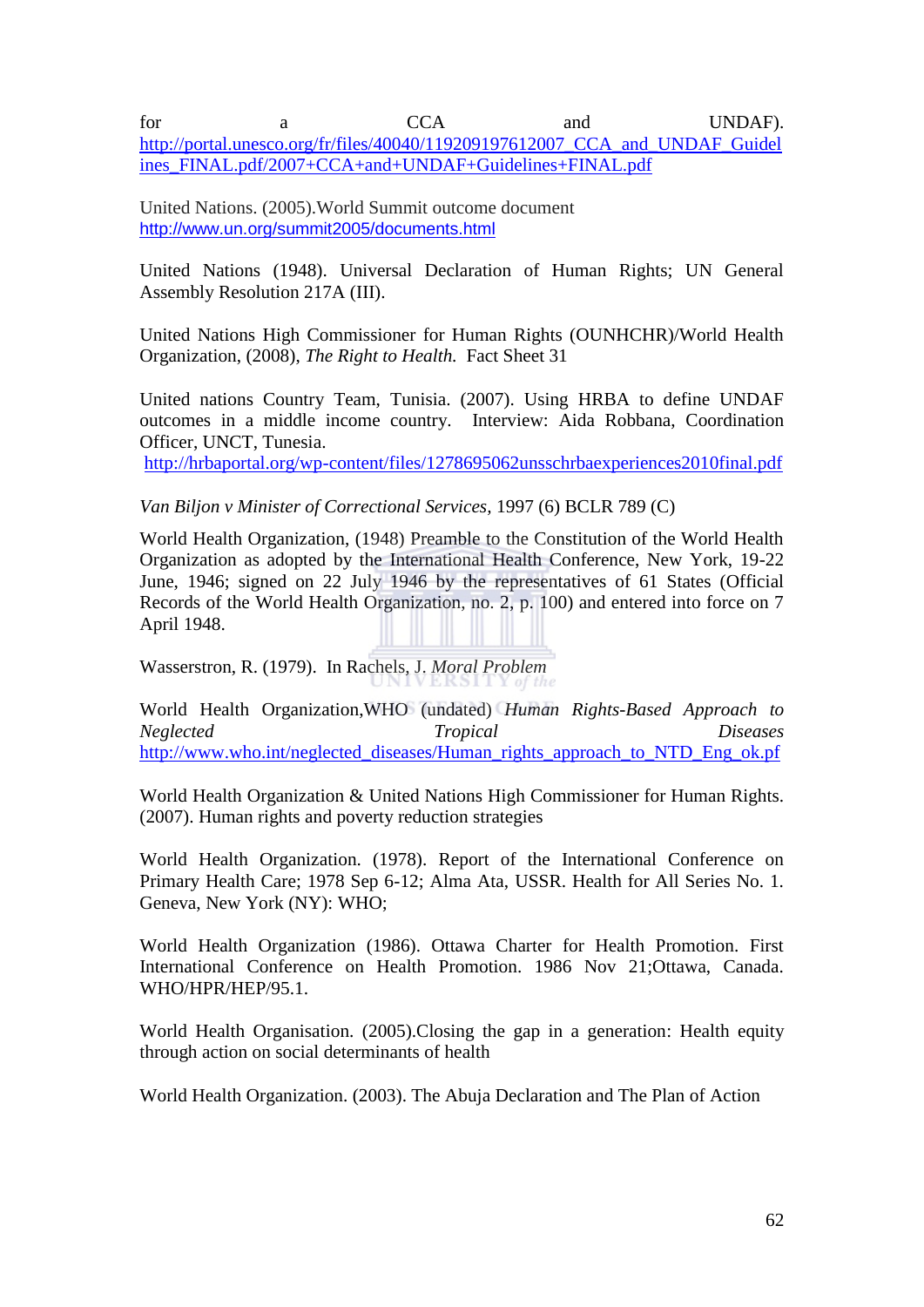for a CCA and UNDAF). http://portal.unesco.org/fr/files/40040/119209197612007_CCA_and_UNDAF_Guidelines_FINAL.pdf/2007+CCA+and+UNDAF+Guidelines+FINAL.pdf

United Nations. (2005).World Summit outcome document http://www.un.org/summit2005/documents.html

United Nations (1948). Universal Declaration of Human Rights; UN General Assembly Resolution 217A (III).

United Nations High Commissioner for Human Rights (OUNHCHR)/World Health Organization, (2008), *The Right to Health.* Fact Sheet 31

United nations Country Team, Tunisia. (2007). Using HRBA to define UNDAF outcomes in a middle income country. Interview: Aida Robbana, Coordination Officer, UNCT, Tunesia.
http://hrbaportal.org/wp-content/files/1278695062unsschrbaexperiences2010final.pdf

*Van Biljon v Minister of Correctional Services*, 1997 (6) BCLR 789 (C)

World Health Organization, (1948) Preamble to the Constitution of the World Health Organization as adopted by the International Health Conference, New York, 19-22 June, 1946; signed on 22 July 1946 by the representatives of 61 States (Official Records of the World Health Organization, no. 2, p. 100) and entered into force on 7 April 1948.

Wasserstron, R. (1979). In Rachels, J. *Moral Problem*

World Health Organization,WHO (undated) *Human Rights-Based Approach to Neglected Tropical Diseases* http://www.who.int/neglected_diseases/Human_rights_approach_to_NTD_Eng_ok.pf

World Health Organization & United Nations High Commissioner for Human Rights. (2007). Human rights and poverty reduction strategies

World Health Organization. (1978). Report of the International Conference on Primary Health Care; 1978 Sep 6-12; Alma Ata, USSR. Health for All Series No. 1. Geneva, New York (NY): WHO;

World Health Organization (1986). Ottawa Charter for Health Promotion. First International Conference on Health Promotion. 1986 Nov 21;Ottawa, Canada. WHO/HPR/HEP/95.1.

World Health Organisation. (2005).Closing the gap in a generation: Health equity through action on social determinants of health

World Health Organization. (2003). The Abuja Declaration and The Plan of Action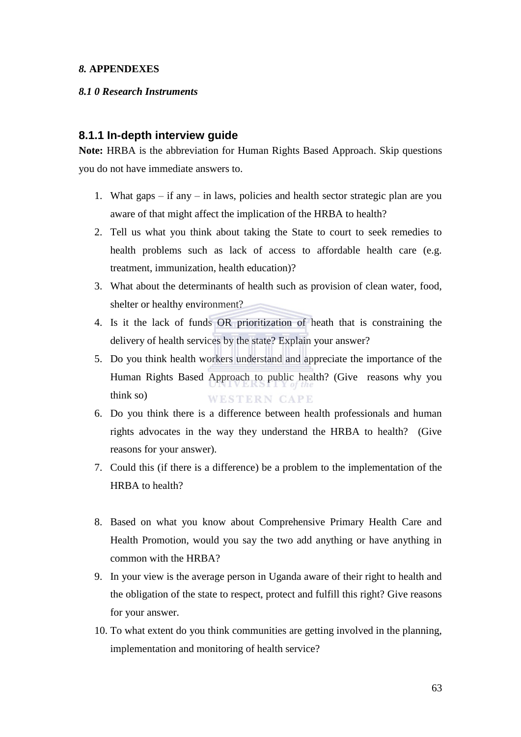### *8.* APPENDEXES

#### *8.1 0 Research Instruments*

### 8.1.1 In-depth interview guide

**Note:** HRBA is the abbreviation for Human Rights Based Approach. Skip questions you do not have immediate answers to.

1. What gaps – if any – in laws, policies and health sector strategic plan are you aware of that might affect the implication of the HRBA to health?
2. Tell us what you think about taking the State to court to seek remedies to health problems such as lack of access to affordable health care (e.g. treatment, immunization, health education)?
3. What about the determinants of health such as provision of clean water, food, shelter or healthy environment?
4. Is it the lack of funds OR prioritization of heath that is constraining the delivery of health services by the state? Explain your answer?
5. Do you think health workers understand and appreciate the importance of the Human Rights Based Approach to public health? (Give reasons why you think so)
6. Do you think there is a difference between health professionals and human rights advocates in the way they understand the HRBA to health? (Give reasons for your answer).
7. Could this (if there is a difference) be a problem to the implementation of the HRBA to health?
8. Based on what you know about Comprehensive Primary Health Care and Health Promotion, would you say the two add anything or have anything in common with the HRBA?
9. In your view is the average person in Uganda aware of their right to health and the obligation of the state to respect, protect and fulfill this right? Give reasons for your answer.
10. To what extent do you think communities are getting involved in the planning, implementation and monitoring of health service?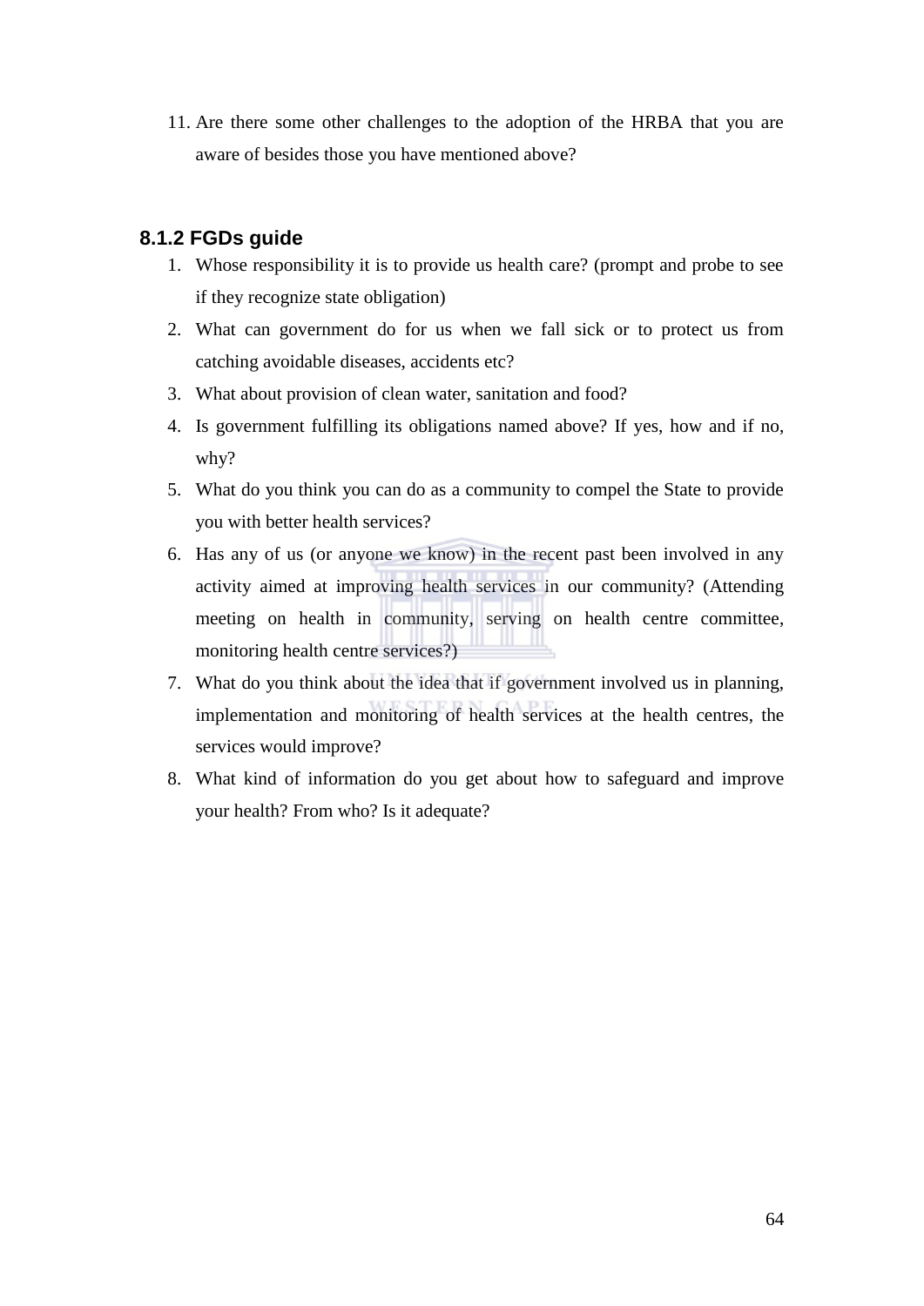11. Are there some other challenges to the adoption of the HRBA that you are aware of besides those you have mentioned above?

### 8.1.2 FGDs guide

1. Whose responsibility it is to provide us health care? (prompt and probe to see if they recognize state obligation)
2. What can government do for us when we fall sick or to protect us from catching avoidable diseases, accidents etc?
3. What about provision of clean water, sanitation and food?
4. Is government fulfilling its obligations named above? If yes, how and if no, why?
5. What do you think you can do as a community to compel the State to provide you with better health services?
6. Has any of us (or anyone we know) in the recent past been involved in any activity aimed at improving health services in our community? (Attending meeting on health in community, serving on health centre committee, monitoring health centre services?)
7. What do you think about the idea that if government involved us in planning, implementation and monitoring of health services at the health centres, the services would improve?
8. What kind of information do you get about how to safeguard and improve your health? From who? Is it adequate?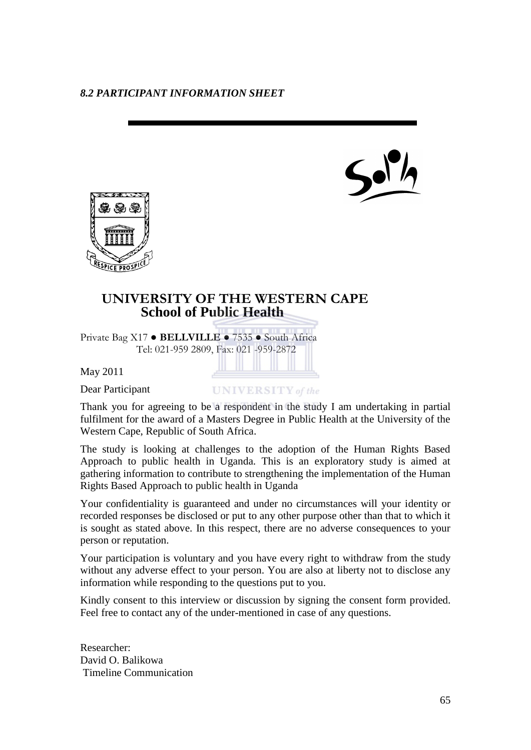*8.2 PARTICIPANT INFORMATION SHEET*

**UNIVERSITY OF THE WESTERN CAPE**
**School of Public Health**

Private Bag X17 ● **BELLVILLE** ● 7535 ● South Africa
Tel: 021-959 2809, Fax: 021 -959-2872

May 2011

Dear Participant

Thank you for agreeing to be a respondent in the study I am undertaking in partial fulfilment for the award of a Masters Degree in Public Health at the University of the Western Cape, Republic of South Africa.

The study is looking at challenges to the adoption of the Human Rights Based Approach to public health in Uganda. This is an exploratory study is aimed at gathering information to contribute to strengthening the implementation of the Human Rights Based Approach to public health in Uganda

Your confidentiality is guaranteed and under no circumstances will your identity or recorded responses be disclosed or put to any other purpose other than that to which it is sought as stated above. In this respect, there are no adverse consequences to your person or reputation.

Your participation is voluntary and you have every right to withdraw from the study without any adverse effect to your person. You are also at liberty not to disclose any information while responding to the questions put to you.

Kindly consent to this interview or discussion by signing the consent form provided. Feel free to contact any of the under-mentioned in case of any questions.

Researcher:
David O. Balikowa
Timeline Communication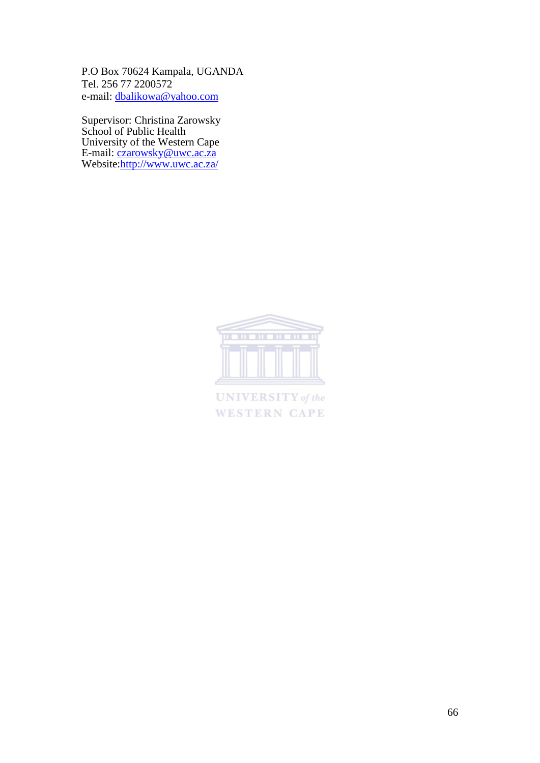P.O Box 70624 Kampala, UGANDA
Tel. 256 77 2200572
e-mail: dbalikowa@yahoo.com

Supervisor: Christina Zarowsky
School of Public Health
University of the Western Cape
E-mail: czarowsky@uwc.ac.za
Website:http://www.uwc.ac.za/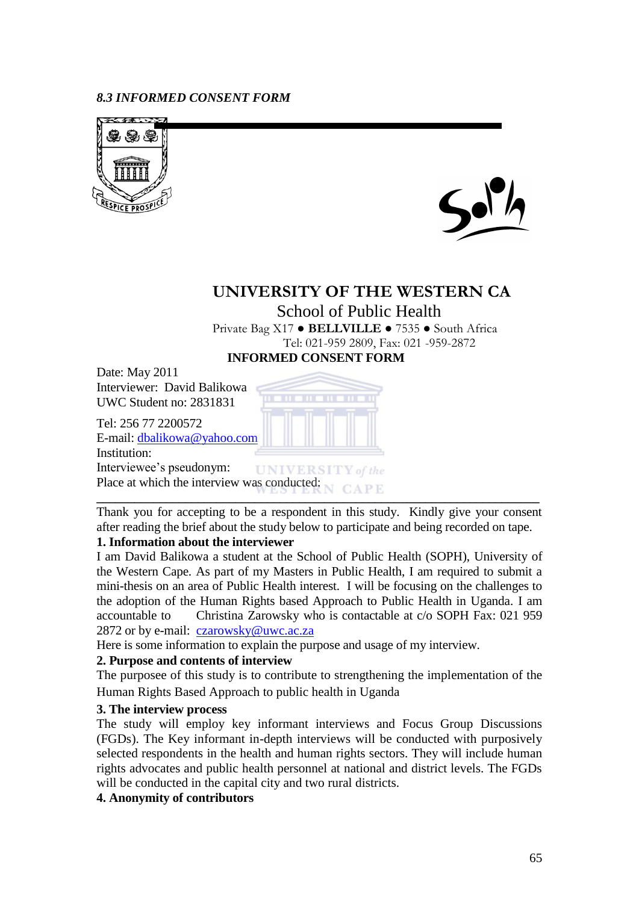*8.3 INFORMED CONSENT FORM*

# UNIVERSITY OF THE WESTERN CA

School of Public Health

Private Bag X17 ● **BELLVILLE** ● 7535 ● South Africa
Tel: 021-959 2809, Fax: 021 -959-2872

**INFORMED CONSENT FORM**

Date: May 2011
Interviewer: David Balikowa
UWC Student no: 2831831

Tel: 256 77 2200572
E-mail: dbalikowa@yahoo.com
Institution:
Interviewee's pseudonym:
Place at which the interview was conducted:

---

Thank you for accepting to be a respondent in this study. Kindly give your consent after reading the brief about the study below to participate and being recorded on tape.

**1. Information about the interviewer**

I am David Balikowa a student at the School of Public Health (SOPH), University of the Western Cape. As part of my Masters in Public Health, I am required to submit a mini-thesis on an area of Public Health interest. I will be focusing on the challenges to the adoption of the Human Rights based Approach to Public Health in Uganda. I am accountable to Christina Zarowsky who is contactable at c/o SOPH Fax: 021 959 2872 or by e-mail: czarowsky@uwc.ac.za

Here is some information to explain the purpose and usage of my interview.

**2. Purpose and contents of interview**

The purposee of this study is to contribute to strengthening the implementation of the Human Rights Based Approach to public health in Uganda

**3. The interview process**

The study will employ key informant interviews and Focus Group Discussions (FGDs). The Key informant in-depth interviews will be conducted with purposively selected respondents in the health and human rights sectors. They will include human rights advocates and public health personnel at national and district levels. The FGDs will be conducted in the capital city and two rural districts.

**4. Anonymity of contributors**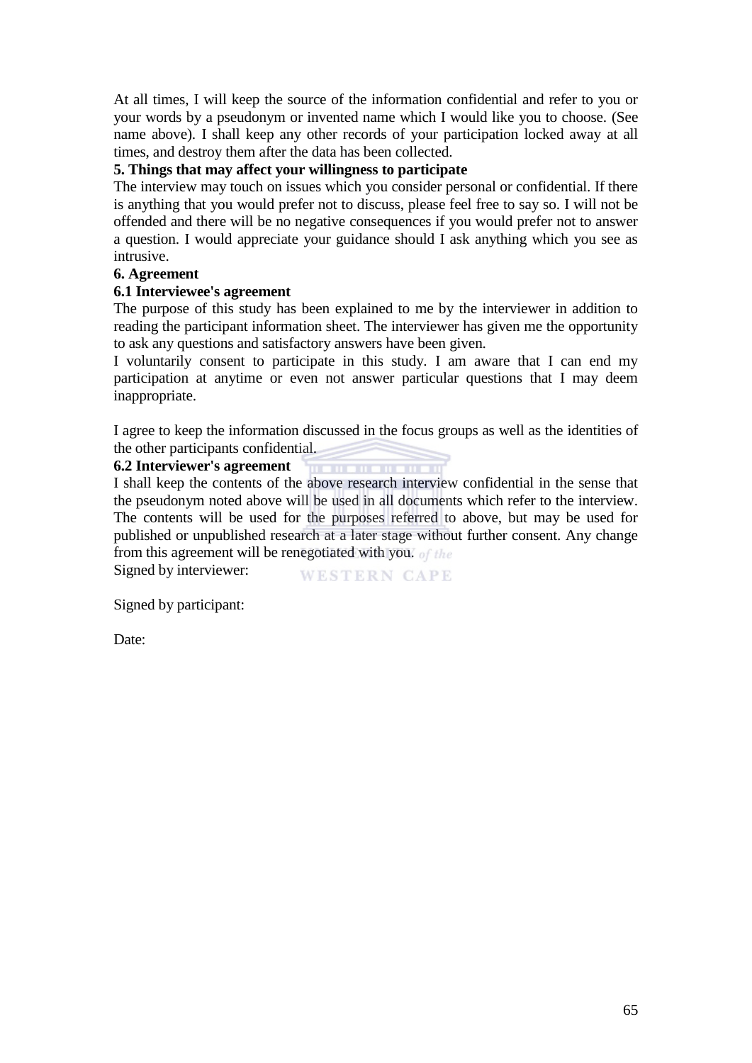At all times, I will keep the source of the information confidential and refer to you or your words by a pseudonym or invented name which I would like you to choose. (See name above). I shall keep any other records of your participation locked away at all times, and destroy them after the data has been collected.

**5. Things that may affect your willingness to participate**

The interview may touch on issues which you consider personal or confidential. If there is anything that you would prefer not to discuss, please feel free to say so. I will not be offended and there will be no negative consequences if you would prefer not to answer a question. I would appreciate your guidance should I ask anything which you see as intrusive.

**6. Agreement**

**6.1 Interviewee's agreement**

The purpose of this study has been explained to me by the interviewer in addition to reading the participant information sheet. The interviewer has given me the opportunity to ask any questions and satisfactory answers have been given.

I voluntarily consent to participate in this study. I am aware that I can end my participation at anytime or even not answer particular questions that I may deem inappropriate.

I agree to keep the information discussed in the focus groups as well as the identities of the other participants confidential.

**6.2 Interviewer's agreement**

I shall keep the contents of the above research interview confidential in the sense that the pseudonym noted above will be used in all documents which refer to the interview. The contents will be used for the purposes referred to above, but may be used for published or unpublished research at a later stage without further consent. Any change from this agreement will be renegotiated with you.

Signed by interviewer:

Signed by participant:

Date: